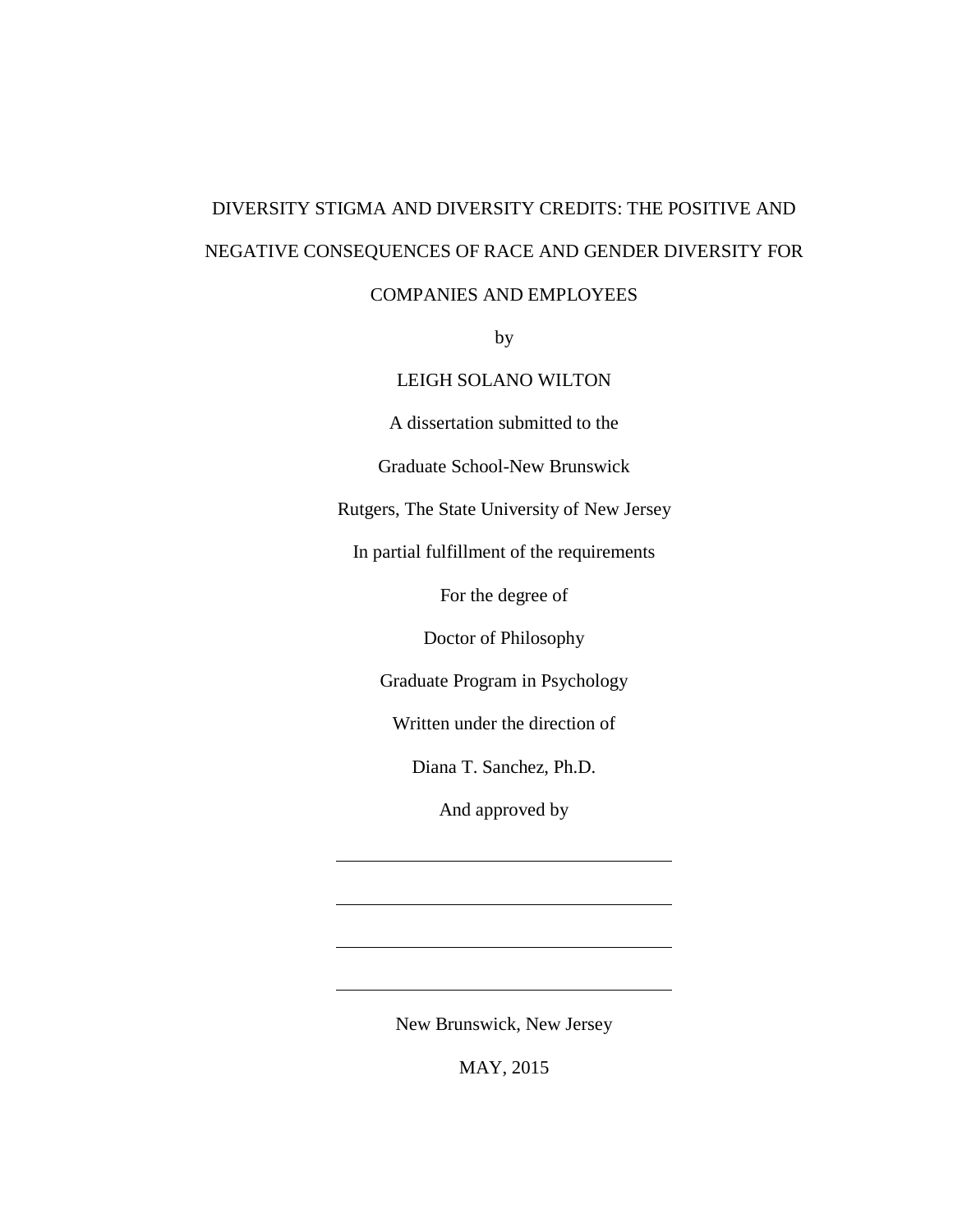# DIVERSITY STIGMA AND DIVERSITY CREDITS: THE POSITIVE AND NEGATIVE CONSEQUENCES OF RACE AND GENDER DIVERSITY FOR COMPANIES AND EMPLOYEES

by

LEIGH SOLANO WILTON

A dissertation submitted to the

Graduate School-New Brunswick

Rutgers, The State University of New Jersey

In partial fulfillment of the requirements

For the degree of

Doctor of Philosophy

Graduate Program in Psychology

Written under the direction of

Diana T. Sanchez, Ph.D.

And approved by

\_\_\_\_\_\_\_\_\_\_\_\_\_\_\_\_\_\_\_\_\_\_\_\_\_\_\_\_\_\_

\_\_\_\_\_\_\_\_\_\_\_\_\_\_\_\_\_\_\_\_\_\_\_\_\_\_\_\_\_\_

\_\_\_\_\_\_\_\_\_\_\_\_\_\_\_\_\_\_\_\_\_\_\_\_\_\_\_\_\_\_

\_\_\_\_\_\_\_\_\_\_\_\_\_\_\_\_\_\_\_\_\_\_\_\_\_\_\_\_\_\_

New Brunswick, New Jersey

MAY, 2015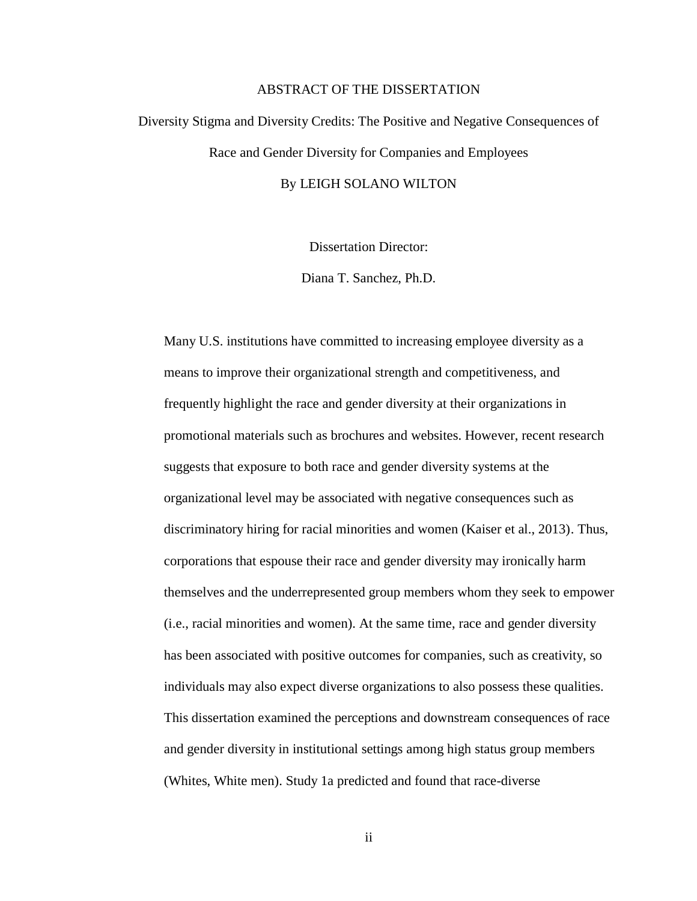# ABSTRACT OF THE DISSERTATION

Diversity Stigma and Diversity Credits: The Positive and Negative Consequences of Race and Gender Diversity for Companies and Employees

By LEIGH SOLANO WILTON

Dissertation Director:

Diana T. Sanchez, Ph.D.

Many U.S. institutions have committed to increasing employee diversity as a means to improve their organizational strength and competitiveness, and frequently highlight the race and gender diversity at their organizations in promotional materials such as brochures and websites. However, recent research suggests that exposure to both race and gender diversity systems at the organizational level may be associated with negative consequences such as discriminatory hiring for racial minorities and women (Kaiser et al., 2013). Thus, corporations that espouse their race and gender diversity may ironically harm themselves and the underrepresented group members whom they seek to empower (i.e., racial minorities and women). At the same time, race and gender diversity has been associated with positive outcomes for companies, such as creativity, so individuals may also expect diverse organizations to also possess these qualities. This dissertation examined the perceptions and downstream consequences of race and gender diversity in institutional settings among high status group members (Whites, White men). Study 1a predicted and found that race-diverse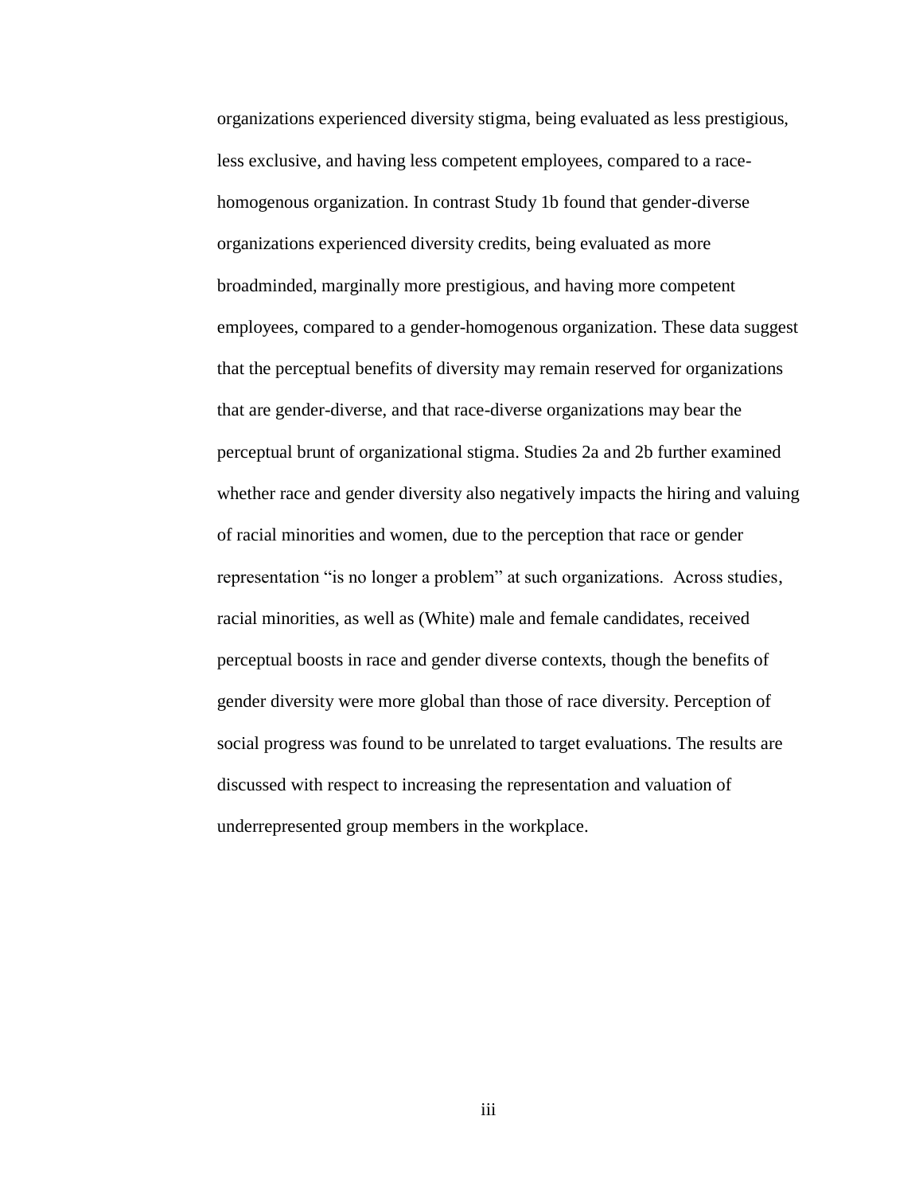organizations experienced diversity stigma, being evaluated as less prestigious, less exclusive, and having less competent employees, compared to a race-homogenous organization. In contrast Study 1b found that gender-diverse organizations experienced diversity credits, being evaluated as more broadminded, marginally more prestigious, and having more competent employees, compared to a gender-homogenous organization. These data suggest that the perceptual benefits of diversity may remain reserved for organizations that are gender-diverse, and that race-diverse organizations may bear the perceptual brunt of organizational stigma. Studies 2a and 2b further examined whether race and gender diversity also negatively impacts the hiring and valuing of racial minorities and women, due to the perception that race or gender representation "is no longer a problem" at such organizations. Across studies, racial minorities, as well as (White) male and female candidates, received perceptual boosts in race and gender diverse contexts, though the benefits of gender diversity were more global than those of race diversity. Perception of social progress was found to be unrelated to target evaluations. The results are discussed with respect to increasing the representation and valuation of underrepresented group members in the workplace.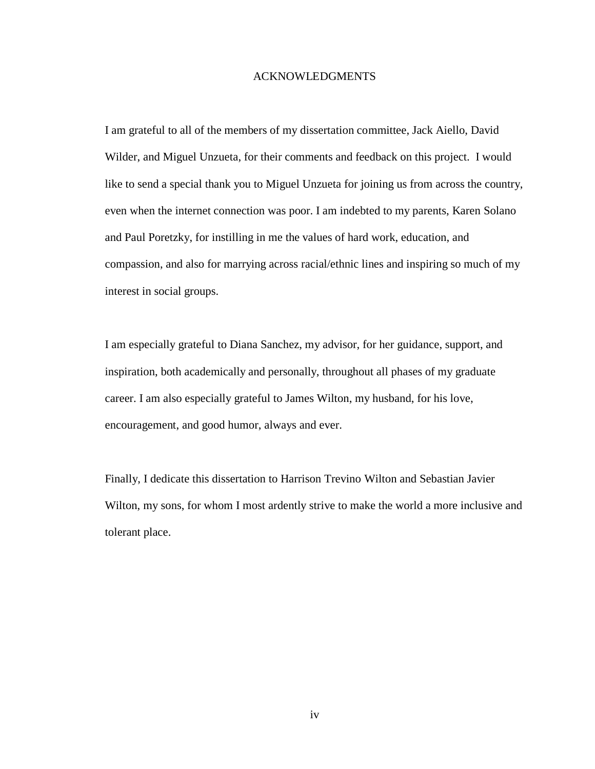# ACKNOWLEDGMENTS

I am grateful to all of the members of my dissertation committee, Jack Aiello, David Wilder, and Miguel Unzueta, for their comments and feedback on this project. I would like to send a special thank you to Miguel Unzueta for joining us from across the country, even when the internet connection was poor. I am indebted to my parents, Karen Solano and Paul Poretzky, for instilling in me the values of hard work, education, and compassion, and also for marrying across racial/ethnic lines and inspiring so much of my interest in social groups.

I am especially grateful to Diana Sanchez, my advisor, for her guidance, support, and inspiration, both academically and personally, throughout all phases of my graduate career. I am also especially grateful to James Wilton, my husband, for his love, encouragement, and good humor, always and ever.

Finally, I dedicate this dissertation to Harrison Trevino Wilton and Sebastian Javier Wilton, my sons, for whom I most ardently strive to make the world a more inclusive and tolerant place.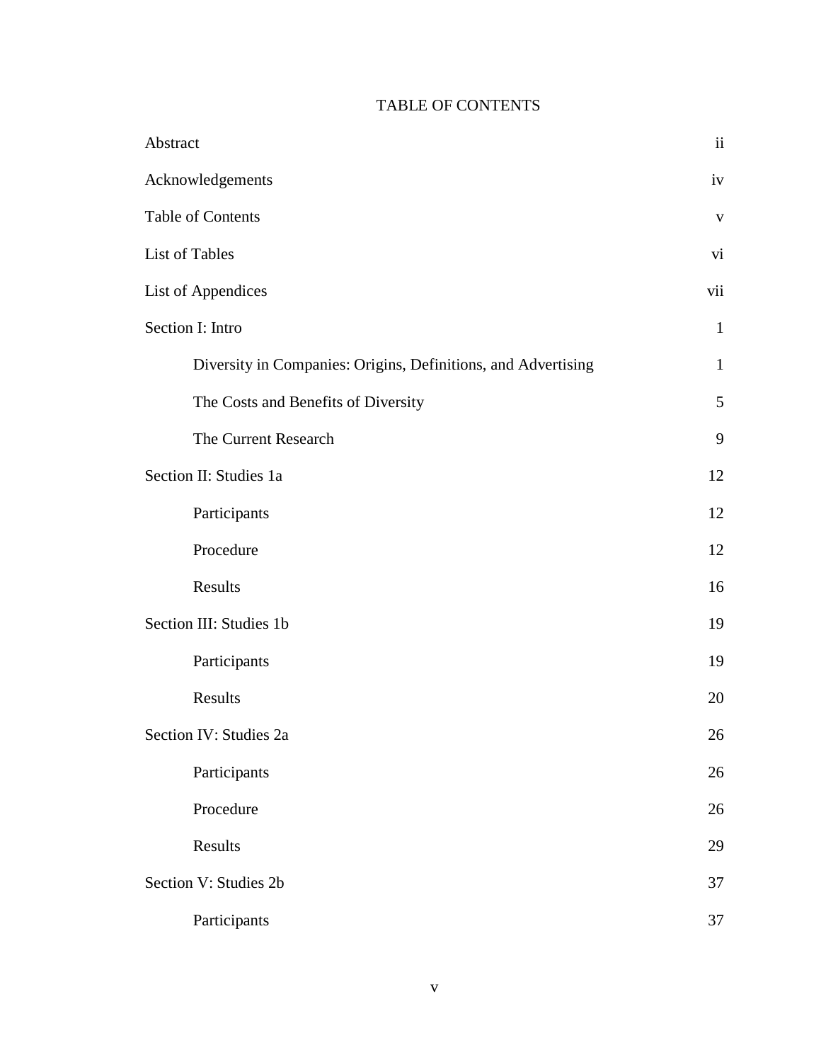# TABLE OF CONTENTS

| | |
|---|---|
| Abstract | ii |
| Acknowledgements | iv |
| Table of Contents | v |
| List of Tables | vi |
| List of Appendices | vii |
| Section I: Intro | 1 |
| &nbsp;&nbsp;&nbsp;&nbsp;Diversity in Companies: Origins, Definitions, and Advertising | 1 |
| &nbsp;&nbsp;&nbsp;&nbsp;The Costs and Benefits of Diversity | 5 |
| &nbsp;&nbsp;&nbsp;&nbsp;The Current Research | 9 |
| Section II: Studies 1a | 12 |
| &nbsp;&nbsp;&nbsp;&nbsp;Participants | 12 |
| &nbsp;&nbsp;&nbsp;&nbsp;Procedure | 12 |
| &nbsp;&nbsp;&nbsp;&nbsp;Results | 16 |
| Section III: Studies 1b | 19 |
| &nbsp;&nbsp;&nbsp;&nbsp;Participants | 19 |
| &nbsp;&nbsp;&nbsp;&nbsp;Results | 20 |
| Section IV: Studies 2a | 26 |
| &nbsp;&nbsp;&nbsp;&nbsp;Participants | 26 |
| &nbsp;&nbsp;&nbsp;&nbsp;Procedure | 26 |
| &nbsp;&nbsp;&nbsp;&nbsp;Results | 29 |
| Section V: Studies 2b | 37 |
| &nbsp;&nbsp;&nbsp;&nbsp;Participants | 37 |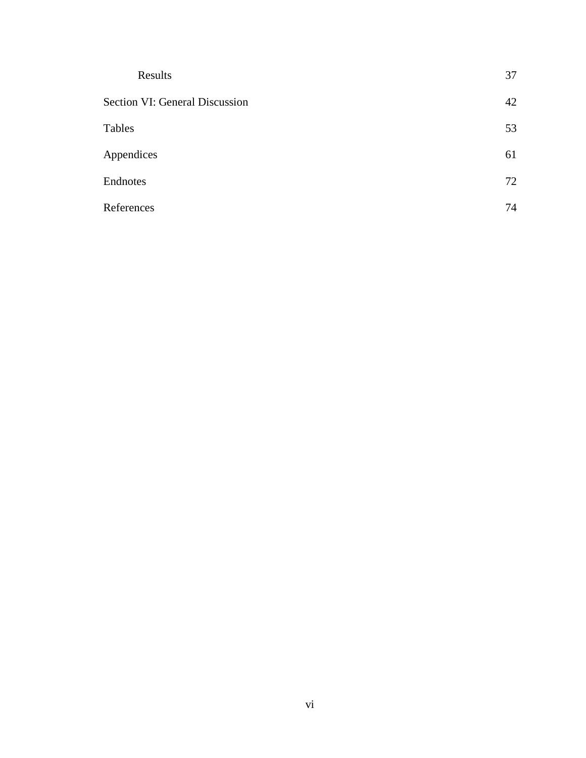| | |
|---|---|
| Results | 37 |
| Section VI: General Discussion | 42 |
| Tables | 53 |
| Appendices | 61 |
| Endnotes | 72 |
| References | 74 |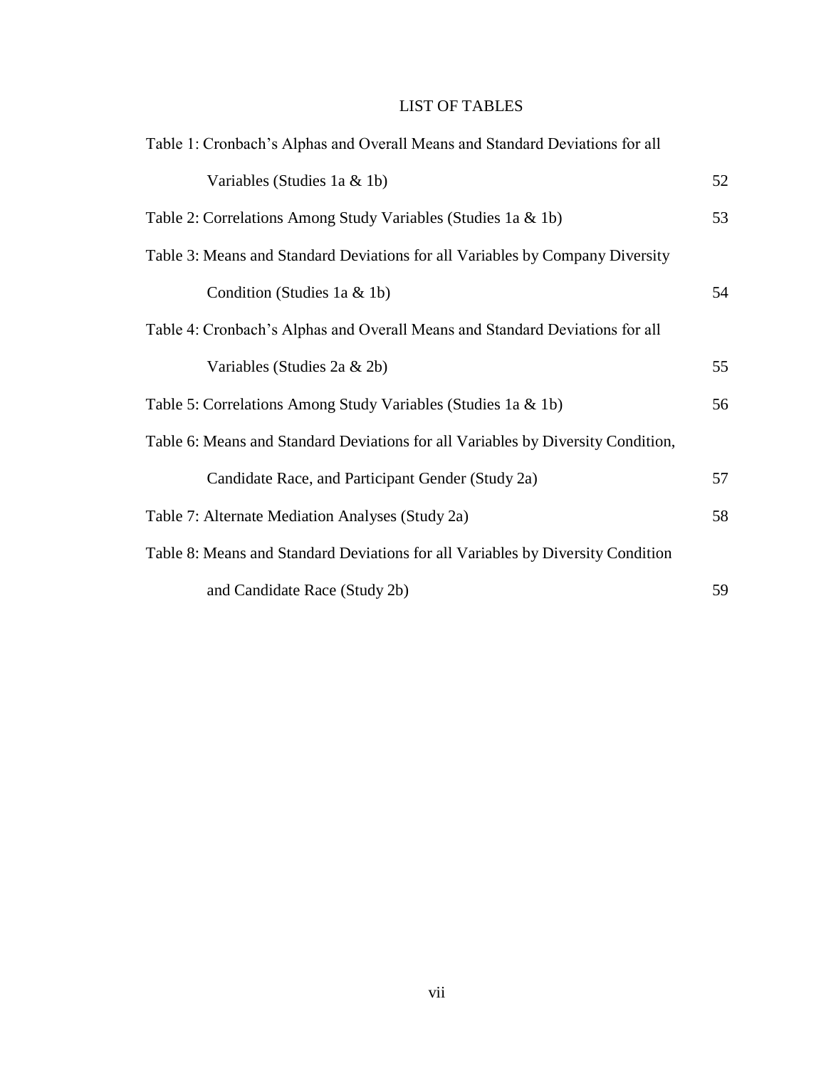# LIST OF TABLES

| | |
|---|---|
| Table 1: Cronbach's Alphas and Overall Means and Standard Deviations for all Variables (Studies 1a & 1b) | 52 |
| Table 2: Correlations Among Study Variables (Studies 1a & 1b) | 53 |
| Table 3: Means and Standard Deviations for all Variables by Company Diversity Condition (Studies 1a & 1b) | 54 |
| Table 4: Cronbach's Alphas and Overall Means and Standard Deviations for all Variables (Studies 2a & 2b) | 55 |
| Table 5: Correlations Among Study Variables (Studies 1a & 1b) | 56 |
| Table 6: Means and Standard Deviations for all Variables by Diversity Condition, Candidate Race, and Participant Gender (Study 2a) | 57 |
| Table 7: Alternate Mediation Analyses (Study 2a) | 58 |
| Table 8: Means and Standard Deviations for all Variables by Diversity Condition and Candidate Race (Study 2b) | 59 |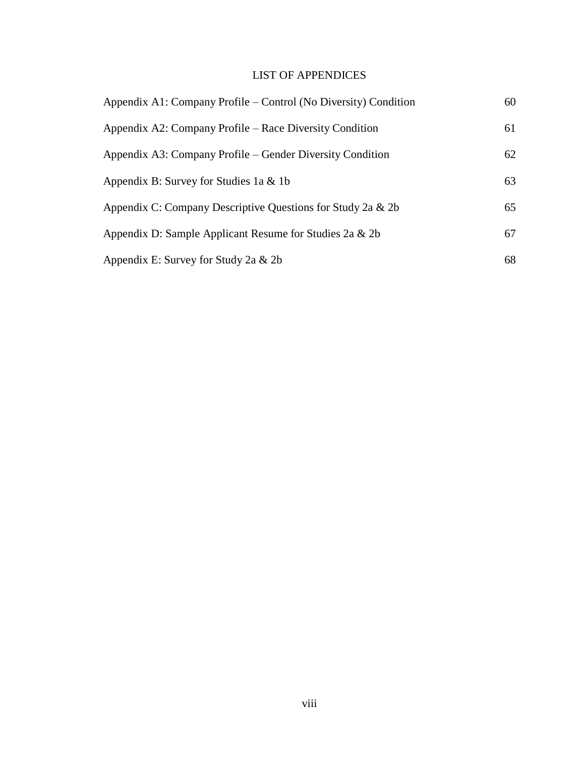# LIST OF APPENDICES

| | |
|---|---|
| Appendix A1: Company Profile – Control (No Diversity) Condition | 60 |
| Appendix A2: Company Profile – Race Diversity Condition | 61 |
| Appendix A3: Company Profile – Gender Diversity Condition | 62 |
| Appendix B: Survey for Studies 1a & 1b | 63 |
| Appendix C: Company Descriptive Questions for Study 2a & 2b | 65 |
| Appendix D: Sample Applicant Resume for Studies 2a & 2b | 67 |
| Appendix E: Survey for Study 2a & 2b | 68 |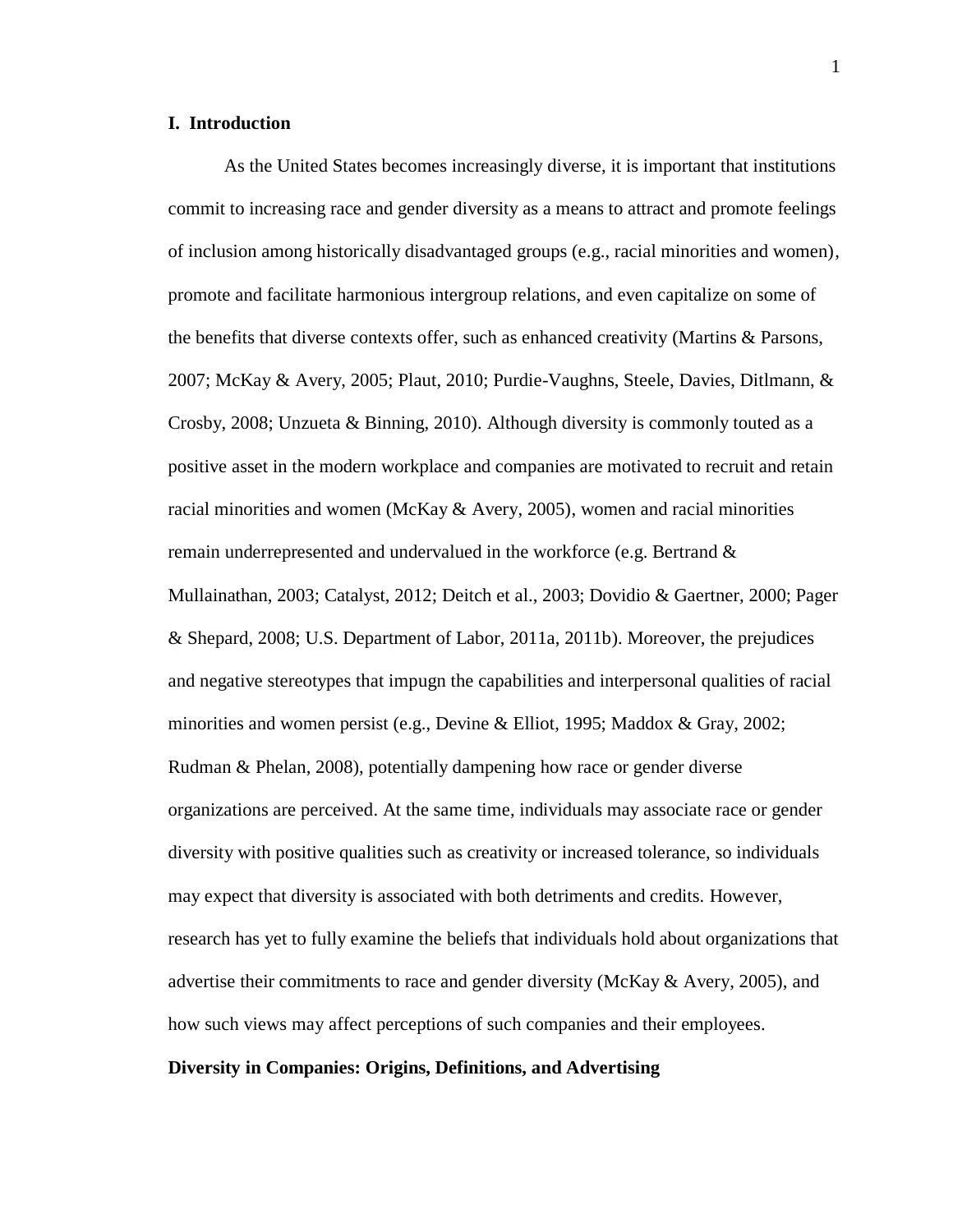## I. Introduction

As the United States becomes increasingly diverse, it is important that institutions commit to increasing race and gender diversity as a means to attract and promote feelings of inclusion among historically disadvantaged groups (e.g., racial minorities and women), promote and facilitate harmonious intergroup relations, and even capitalize on some of the benefits that diverse contexts offer, such as enhanced creativity (Martins & Parsons, 2007; McKay & Avery, 2005; Plaut, 2010; Purdie-Vaughns, Steele, Davies, Ditlmann, & Crosby, 2008; Unzueta & Binning, 2010). Although diversity is commonly touted as a positive asset in the modern workplace and companies are motivated to recruit and retain racial minorities and women (McKay & Avery, 2005), women and racial minorities remain underrepresented and undervalued in the workforce (e.g. Bertrand & Mullainathan, 2003; Catalyst, 2012; Deitch et al., 2003; Dovidio & Gaertner, 2000; Pager & Shepard, 2008; U.S. Department of Labor, 2011a, 2011b). Moreover, the prejudices and negative stereotypes that impugn the capabilities and interpersonal qualities of racial minorities and women persist (e.g., Devine & Elliot, 1995; Maddox & Gray, 2002; Rudman & Phelan, 2008), potentially dampening how race or gender diverse organizations are perceived. At the same time, individuals may associate race or gender diversity with positive qualities such as creativity or increased tolerance, so individuals may expect that diversity is associated with both detriments and credits. However, research has yet to fully examine the beliefs that individuals hold about organizations that advertise their commitments to race and gender diversity (McKay & Avery, 2005), and how such views may affect perceptions of such companies and their employees.

### Diversity in Companies: Origins, Definitions, and Advertising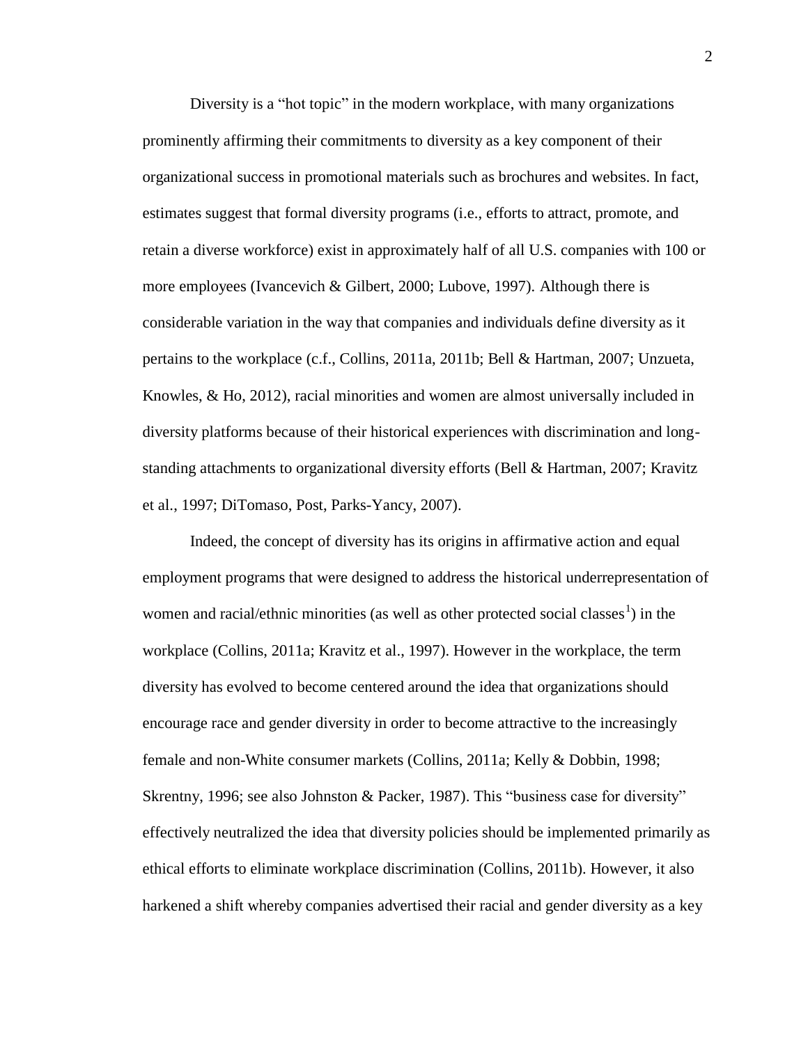Diversity is a "hot topic" in the modern workplace, with many organizations prominently affirming their commitments to diversity as a key component of their organizational success in promotional materials such as brochures and websites. In fact, estimates suggest that formal diversity programs (i.e., efforts to attract, promote, and retain a diverse workforce) exist in approximately half of all U.S. companies with 100 or more employees (Ivancevich & Gilbert, 2000; Lubove, 1997). Although there is considerable variation in the way that companies and individuals define diversity as it pertains to the workplace (c.f., Collins, 2011a, 2011b; Bell & Hartman, 2007; Unzueta, Knowles, & Ho, 2012), racial minorities and women are almost universally included in diversity platforms because of their historical experiences with discrimination and long-standing attachments to organizational diversity efforts (Bell & Hartman, 2007; Kravitz et al., 1997; DiTomaso, Post, Parks-Yancy, 2007).

Indeed, the concept of diversity has its origins in affirmative action and equal employment programs that were designed to address the historical underrepresentation of women and racial/ethnic minorities (as well as other protected social classes[1]) in the workplace (Collins, 2011a; Kravitz et al., 1997). However in the workplace, the term diversity has evolved to become centered around the idea that organizations should encourage race and gender diversity in order to become attractive to the increasingly female and non-White consumer markets (Collins, 2011a; Kelly & Dobbin, 1998; Skrentny, 1996; see also Johnston & Packer, 1987). This "business case for diversity" effectively neutralized the idea that diversity policies should be implemented primarily as ethical efforts to eliminate workplace discrimination (Collins, 2011b). However, it also harkened a shift whereby companies advertised their racial and gender diversity as a key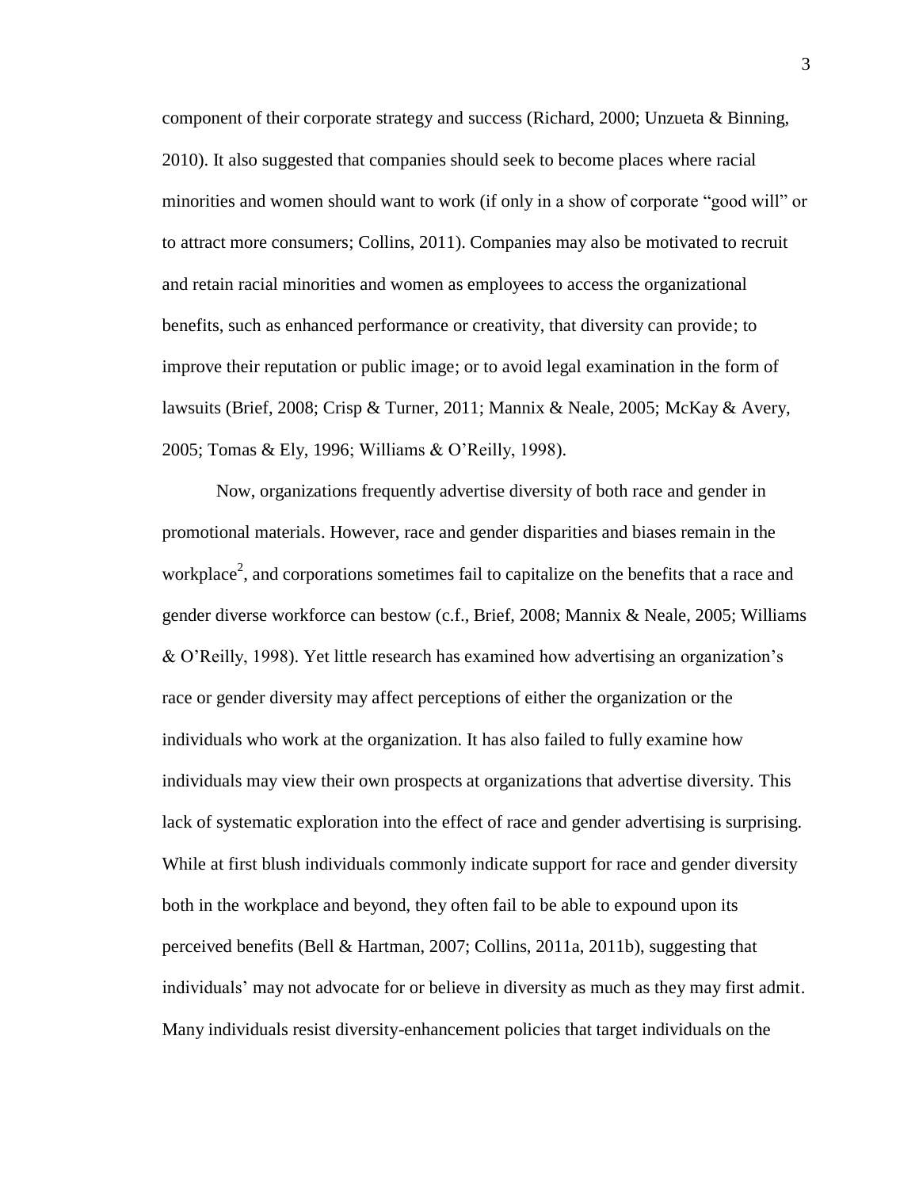component of their corporate strategy and success (Richard, 2000; Unzueta & Binning, 2010). It also suggested that companies should seek to become places where racial minorities and women should want to work (if only in a show of corporate "good will" or to attract more consumers; Collins, 2011). Companies may also be motivated to recruit and retain racial minorities and women as employees to access the organizational benefits, such as enhanced performance or creativity, that diversity can provide; to improve their reputation or public image; or to avoid legal examination in the form of lawsuits (Brief, 2008; Crisp & Turner, 2011; Mannix & Neale, 2005; McKay & Avery, 2005; Tomas & Ely, 1996; Williams & O'Reilly, 1998).

Now, organizations frequently advertise diversity of both race and gender in promotional materials. However, race and gender disparities and biases remain in the workplace[2], and corporations sometimes fail to capitalize on the benefits that a race and gender diverse workforce can bestow (c.f., Brief, 2008; Mannix & Neale, 2005; Williams & O'Reilly, 1998). Yet little research has examined how advertising an organization's race or gender diversity may affect perceptions of either the organization or the individuals who work at the organization. It has also failed to fully examine how individuals may view their own prospects at organizations that advertise diversity. This lack of systematic exploration into the effect of race and gender advertising is surprising. While at first blush individuals commonly indicate support for race and gender diversity both in the workplace and beyond, they often fail to be able to expound upon its perceived benefits (Bell & Hartman, 2007; Collins, 2011a, 2011b), suggesting that individuals' may not advocate for or believe in diversity as much as they may first admit. Many individuals resist diversity-enhancement policies that target individuals on the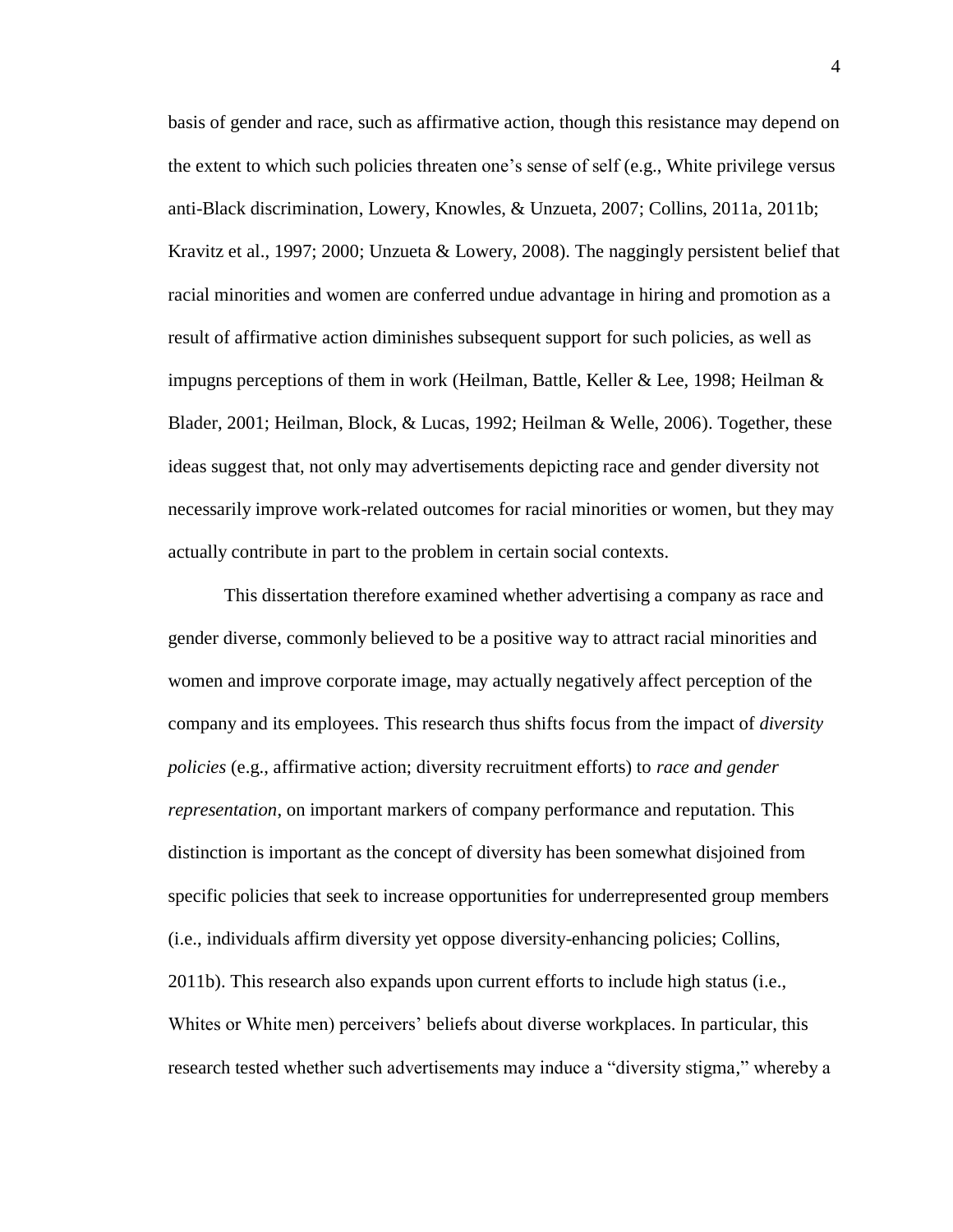basis of gender and race, such as affirmative action, though this resistance may depend on the extent to which such policies threaten one's sense of self (e.g., White privilege versus anti-Black discrimination, Lowery, Knowles, & Unzueta, 2007; Collins, 2011a, 2011b; Kravitz et al., 1997; 2000; Unzueta & Lowery, 2008). The naggingly persistent belief that racial minorities and women are conferred undue advantage in hiring and promotion as a result of affirmative action diminishes subsequent support for such policies, as well as impugns perceptions of them in work (Heilman, Battle, Keller & Lee, 1998; Heilman & Blader, 2001; Heilman, Block, & Lucas, 1992; Heilman & Welle, 2006). Together, these ideas suggest that, not only may advertisements depicting race and gender diversity not necessarily improve work-related outcomes for racial minorities or women, but they may actually contribute in part to the problem in certain social contexts.

This dissertation therefore examined whether advertising a company as race and gender diverse, commonly believed to be a positive way to attract racial minorities and women and improve corporate image, may actually negatively affect perception of the company and its employees. This research thus shifts focus from the impact of *diversity policies* (e.g., affirmative action; diversity recruitment efforts) to *race and gender representation*, on important markers of company performance and reputation. This distinction is important as the concept of diversity has been somewhat disjoined from specific policies that seek to increase opportunities for underrepresented group members (i.e., individuals affirm diversity yet oppose diversity-enhancing policies; Collins, 2011b). This research also expands upon current efforts to include high status (i.e., Whites or White men) perceivers' beliefs about diverse workplaces. In particular, this research tested whether such advertisements may induce a "diversity stigma," whereby a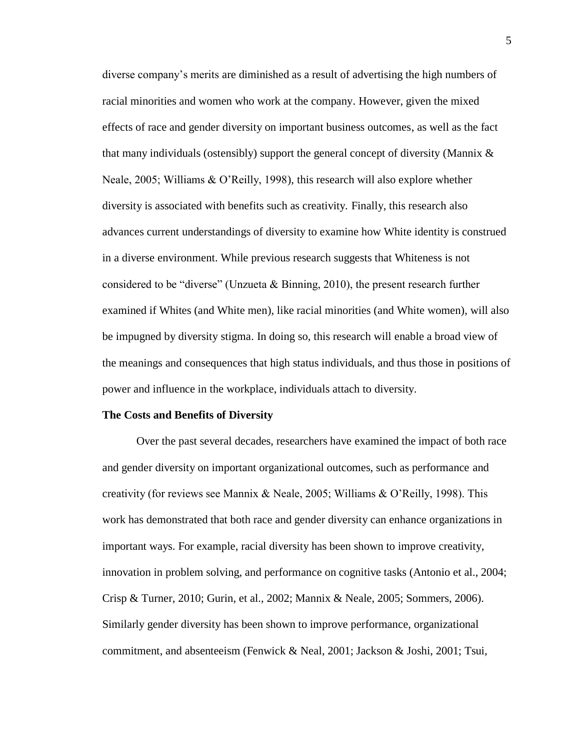diverse company's merits are diminished as a result of advertising the high numbers of racial minorities and women who work at the company. However, given the mixed effects of race and gender diversity on important business outcomes, as well as the fact that many individuals (ostensibly) support the general concept of diversity (Mannix & Neale, 2005; Williams & O'Reilly, 1998), this research will also explore whether diversity is associated with benefits such as creativity. Finally, this research also advances current understandings of diversity to examine how White identity is construed in a diverse environment. While previous research suggests that Whiteness is not considered to be "diverse" (Unzueta & Binning, 2010), the present research further examined if Whites (and White men), like racial minorities (and White women), will also be impugned by diversity stigma. In doing so, this research will enable a broad view of the meanings and consequences that high status individuals, and thus those in positions of power and influence in the workplace, individuals attach to diversity.

**The Costs and Benefits of Diversity**

Over the past several decades, researchers have examined the impact of both race and gender diversity on important organizational outcomes, such as performance and creativity (for reviews see Mannix & Neale, 2005; Williams & O'Reilly, 1998). This work has demonstrated that both race and gender diversity can enhance organizations in important ways. For example, racial diversity has been shown to improve creativity, innovation in problem solving, and performance on cognitive tasks (Antonio et al., 2004; Crisp & Turner, 2010; Gurin, et al., 2002; Mannix & Neale, 2005; Sommers, 2006). Similarly gender diversity has been shown to improve performance, organizational commitment, and absenteeism (Fenwick & Neal, 2001; Jackson & Joshi, 2001; Tsui,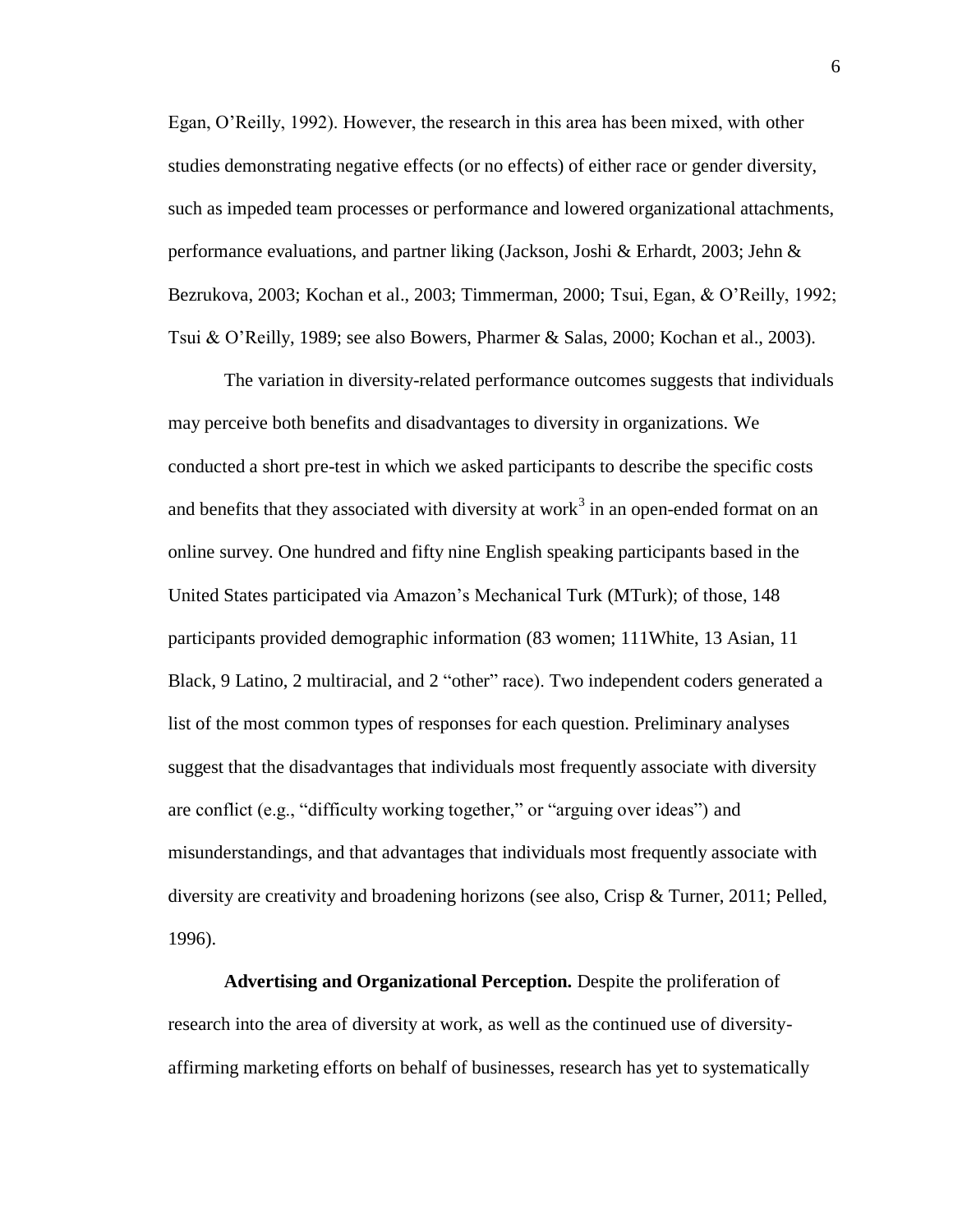Egan, O'Reilly, 1992). However, the research in this area has been mixed, with other studies demonstrating negative effects (or no effects) of either race or gender diversity, such as impeded team processes or performance and lowered organizational attachments, performance evaluations, and partner liking (Jackson, Joshi & Erhardt, 2003; Jehn & Bezrukova, 2003; Kochan et al., 2003; Timmerman, 2000; Tsui, Egan, & O'Reilly, 1992; Tsui & O'Reilly, 1989; see also Bowers, Pharmer & Salas, 2000; Kochan et al., 2003).

The variation in diversity-related performance outcomes suggests that individuals may perceive both benefits and disadvantages to diversity in organizations. We conducted a short pre-test in which we asked participants to describe the specific costs and benefits that they associated with diversity at work[3] in an open-ended format on an online survey. One hundred and fifty nine English speaking participants based in the United States participated via Amazon's Mechanical Turk (MTurk); of those, 148 participants provided demographic information (83 women; 111White, 13 Asian, 11 Black, 9 Latino, 2 multiracial, and 2 "other" race). Two independent coders generated a list of the most common types of responses for each question. Preliminary analyses suggest that the disadvantages that individuals most frequently associate with diversity are conflict (e.g., "difficulty working together," or "arguing over ideas") and misunderstandings, and that advantages that individuals most frequently associate with diversity are creativity and broadening horizons (see also, Crisp & Turner, 2011; Pelled, 1996).

**Advertising and Organizational Perception.** Despite the proliferation of research into the area of diversity at work, as well as the continued use of diversity-affirming marketing efforts on behalf of businesses, research has yet to systematically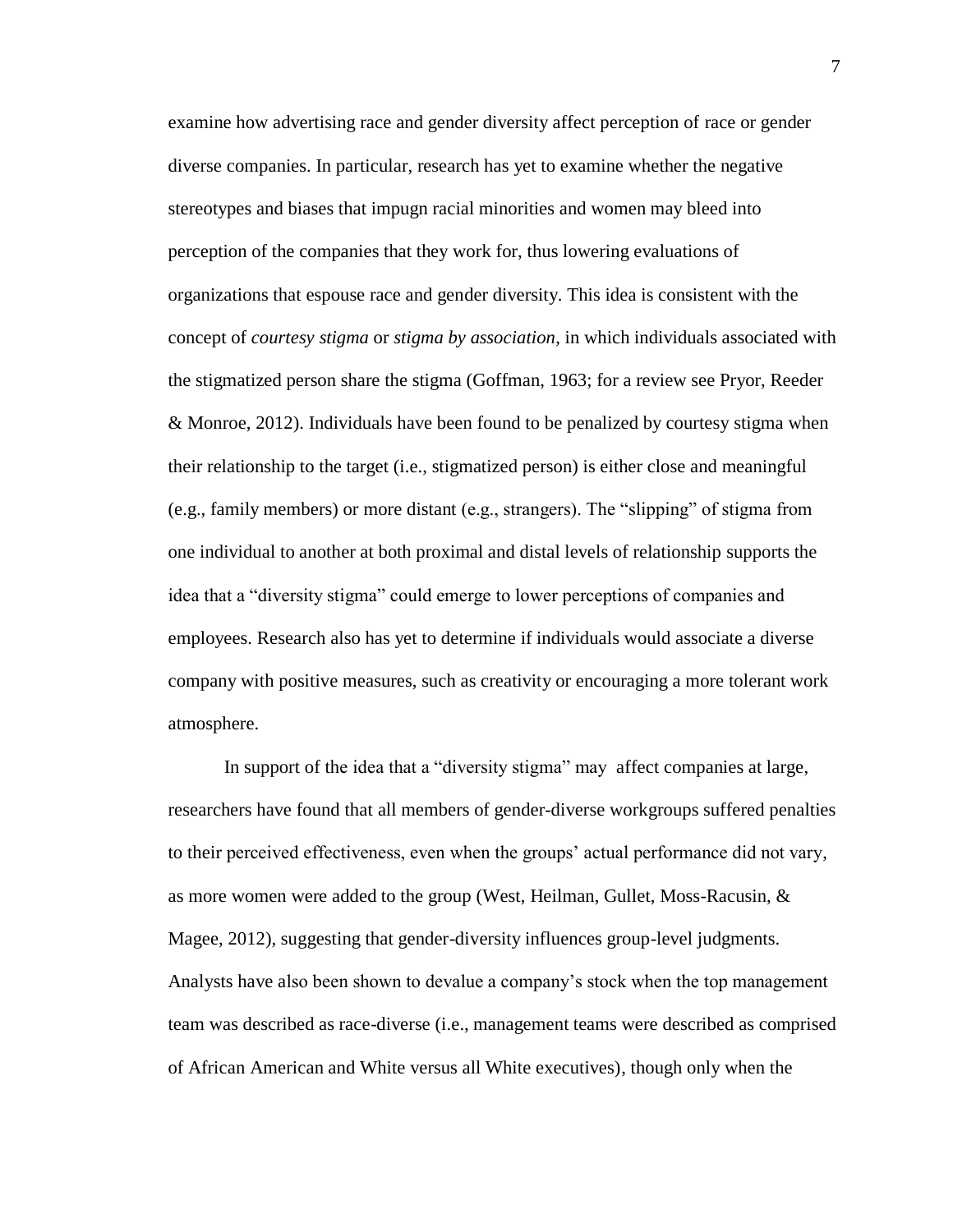examine how advertising race and gender diversity affect perception of race or gender diverse companies. In particular, research has yet to examine whether the negative stereotypes and biases that impugn racial minorities and women may bleed into perception of the companies that they work for, thus lowering evaluations of organizations that espouse race and gender diversity. This idea is consistent with the concept of *courtesy stigma* or *stigma by association*, in which individuals associated with the stigmatized person share the stigma (Goffman, 1963; for a review see Pryor, Reeder & Monroe, 2012). Individuals have been found to be penalized by courtesy stigma when their relationship to the target (i.e., stigmatized person) is either close and meaningful (e.g., family members) or more distant (e.g., strangers). The "slipping" of stigma from one individual to another at both proximal and distal levels of relationship supports the idea that a "diversity stigma" could emerge to lower perceptions of companies and employees. Research also has yet to determine if individuals would associate a diverse company with positive measures, such as creativity or encouraging a more tolerant work atmosphere.

In support of the idea that a "diversity stigma" may affect companies at large, researchers have found that all members of gender-diverse workgroups suffered penalties to their perceived effectiveness, even when the groups' actual performance did not vary, as more women were added to the group (West, Heilman, Gullet, Moss-Racusin, & Magee, 2012), suggesting that gender-diversity influences group-level judgments. Analysts have also been shown to devalue a company's stock when the top management team was described as race-diverse (i.e., management teams were described as comprised of African American and White versus all White executives), though only when the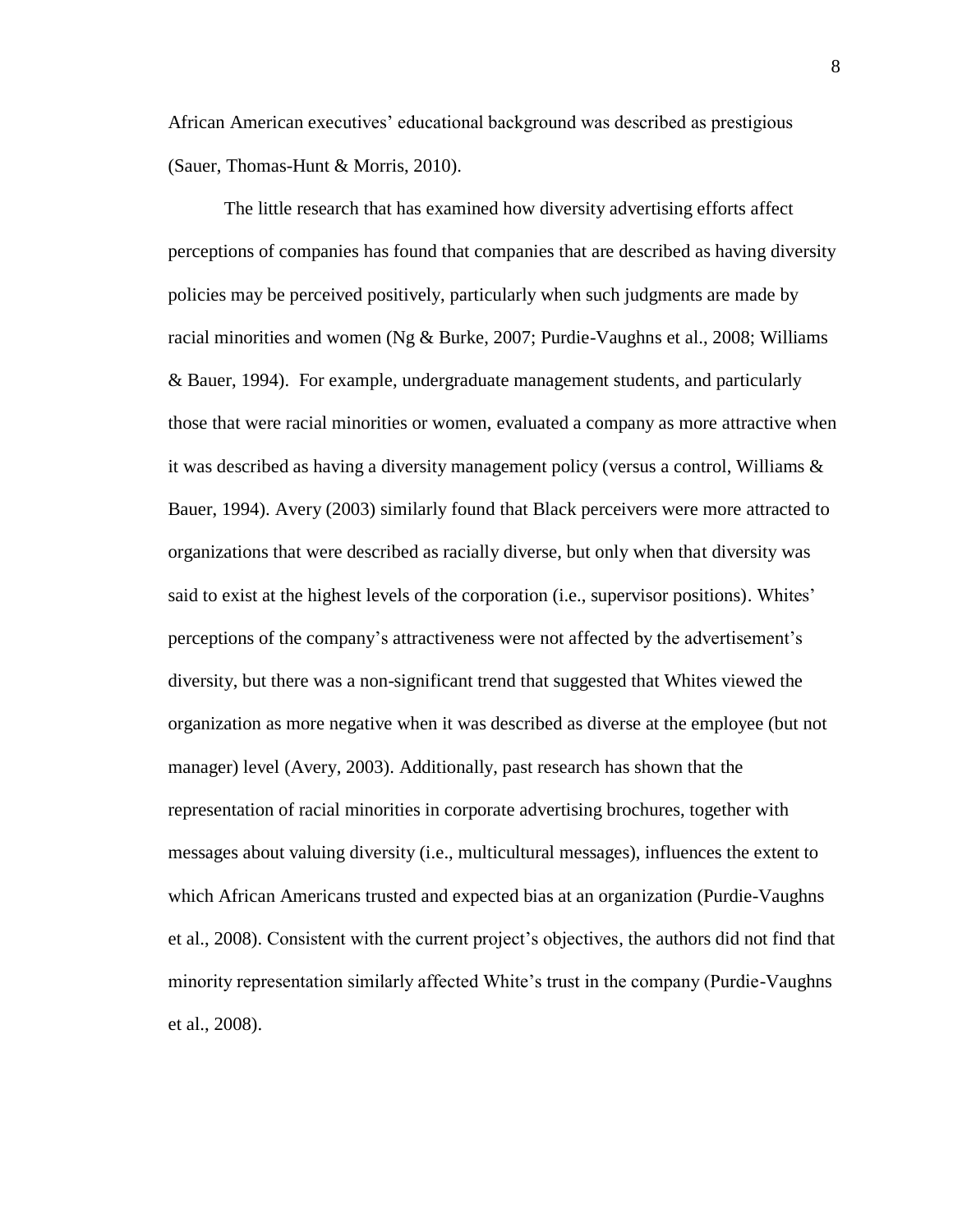African American executives' educational background was described as prestigious (Sauer, Thomas-Hunt & Morris, 2010).

The little research that has examined how diversity advertising efforts affect perceptions of companies has found that companies that are described as having diversity policies may be perceived positively, particularly when such judgments are made by racial minorities and women (Ng & Burke, 2007; Purdie-Vaughns et al., 2008; Williams & Bauer, 1994). For example, undergraduate management students, and particularly those that were racial minorities or women, evaluated a company as more attractive when it was described as having a diversity management policy (versus a control, Williams & Bauer, 1994). Avery (2003) similarly found that Black perceivers were more attracted to organizations that were described as racially diverse, but only when that diversity was said to exist at the highest levels of the corporation (i.e., supervisor positions). Whites' perceptions of the company's attractiveness were not affected by the advertisement's diversity, but there was a non-significant trend that suggested that Whites viewed the organization as more negative when it was described as diverse at the employee (but not manager) level (Avery, 2003). Additionally, past research has shown that the representation of racial minorities in corporate advertising brochures, together with messages about valuing diversity (i.e., multicultural messages), influences the extent to which African Americans trusted and expected bias at an organization (Purdie-Vaughns et al., 2008). Consistent with the current project's objectives, the authors did not find that minority representation similarly affected White's trust in the company (Purdie-Vaughns et al., 2008).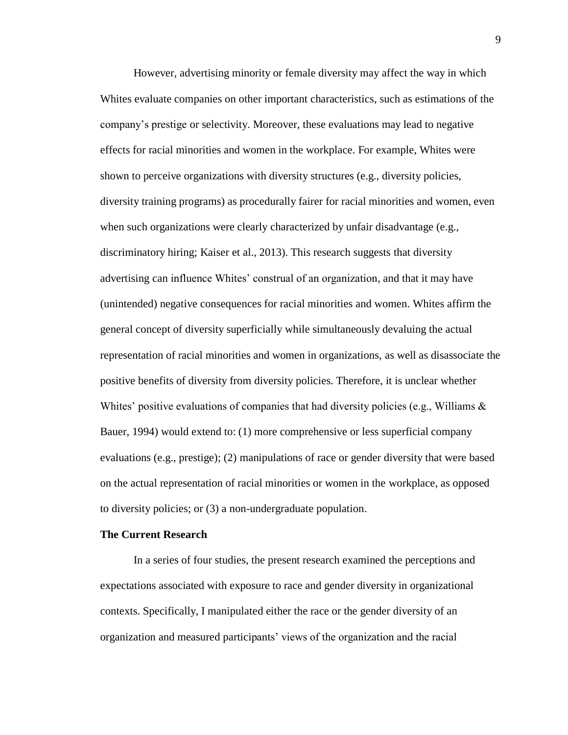However, advertising minority or female diversity may affect the way in which Whites evaluate companies on other important characteristics, such as estimations of the company's prestige or selectivity. Moreover, these evaluations may lead to negative effects for racial minorities and women in the workplace. For example, Whites were shown to perceive organizations with diversity structures (e.g., diversity policies, diversity training programs) as procedurally fairer for racial minorities and women, even when such organizations were clearly characterized by unfair disadvantage (e.g., discriminatory hiring; Kaiser et al., 2013). This research suggests that diversity advertising can influence Whites' construal of an organization, and that it may have (unintended) negative consequences for racial minorities and women. Whites affirm the general concept of diversity superficially while simultaneously devaluing the actual representation of racial minorities and women in organizations, as well as disassociate the positive benefits of diversity from diversity policies. Therefore, it is unclear whether Whites' positive evaluations of companies that had diversity policies (e.g., Williams & Bauer, 1994) would extend to: (1) more comprehensive or less superficial company evaluations (e.g., prestige); (2) manipulations of race or gender diversity that were based on the actual representation of racial minorities or women in the workplace, as opposed to diversity policies; or (3) a non-undergraduate population.

**The Current Research**

In a series of four studies, the present research examined the perceptions and expectations associated with exposure to race and gender diversity in organizational contexts. Specifically, I manipulated either the race or the gender diversity of an organization and measured participants' views of the organization and the racial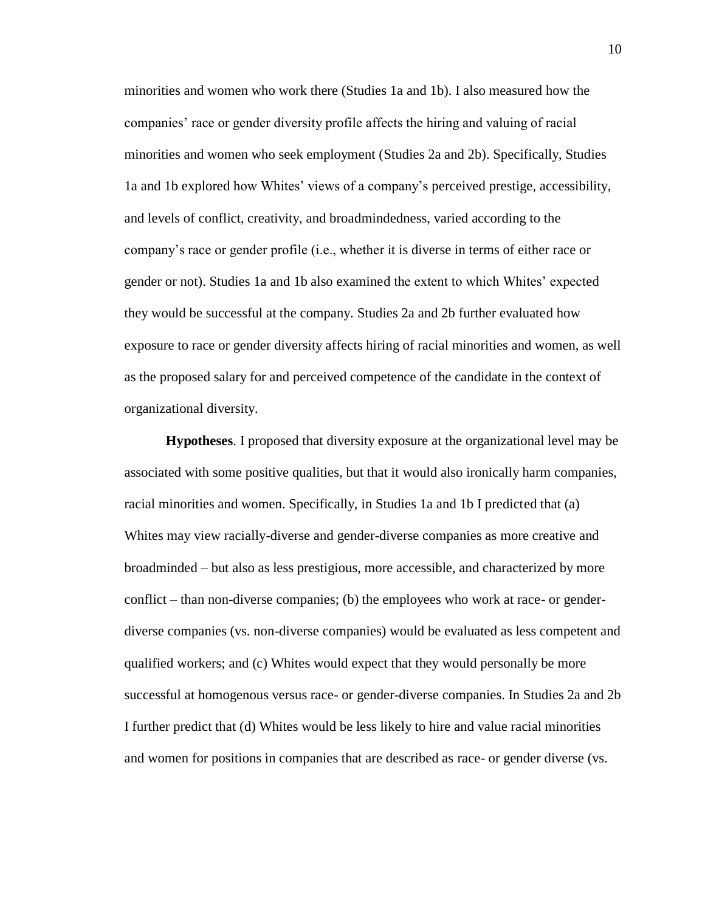minorities and women who work there (Studies 1a and 1b). I also measured how the companies' race or gender diversity profile affects the hiring and valuing of racial minorities and women who seek employment (Studies 2a and 2b). Specifically, Studies 1a and 1b explored how Whites' views of a company's perceived prestige, accessibility, and levels of conflict, creativity, and broadmindedness, varied according to the company's race or gender profile (i.e., whether it is diverse in terms of either race or gender or not). Studies 1a and 1b also examined the extent to which Whites' expected they would be successful at the company. Studies 2a and 2b further evaluated how exposure to race or gender diversity affects hiring of racial minorities and women, as well as the proposed salary for and perceived competence of the candidate in the context of organizational diversity.

**Hypotheses**. I proposed that diversity exposure at the organizational level may be associated with some positive qualities, but that it would also ironically harm companies, racial minorities and women. Specifically, in Studies 1a and 1b I predicted that (a) Whites may view racially-diverse and gender-diverse companies as more creative and broadminded – but also as less prestigious, more accessible, and characterized by more conflict – than non-diverse companies; (b) the employees who work at race- or gender-diverse companies (vs. non-diverse companies) would be evaluated as less competent and qualified workers; and (c) Whites would expect that they would personally be more successful at homogenous versus race- or gender-diverse companies. In Studies 2a and 2b I further predict that (d) Whites would be less likely to hire and value racial minorities and women for positions in companies that are described as race- or gender diverse (vs.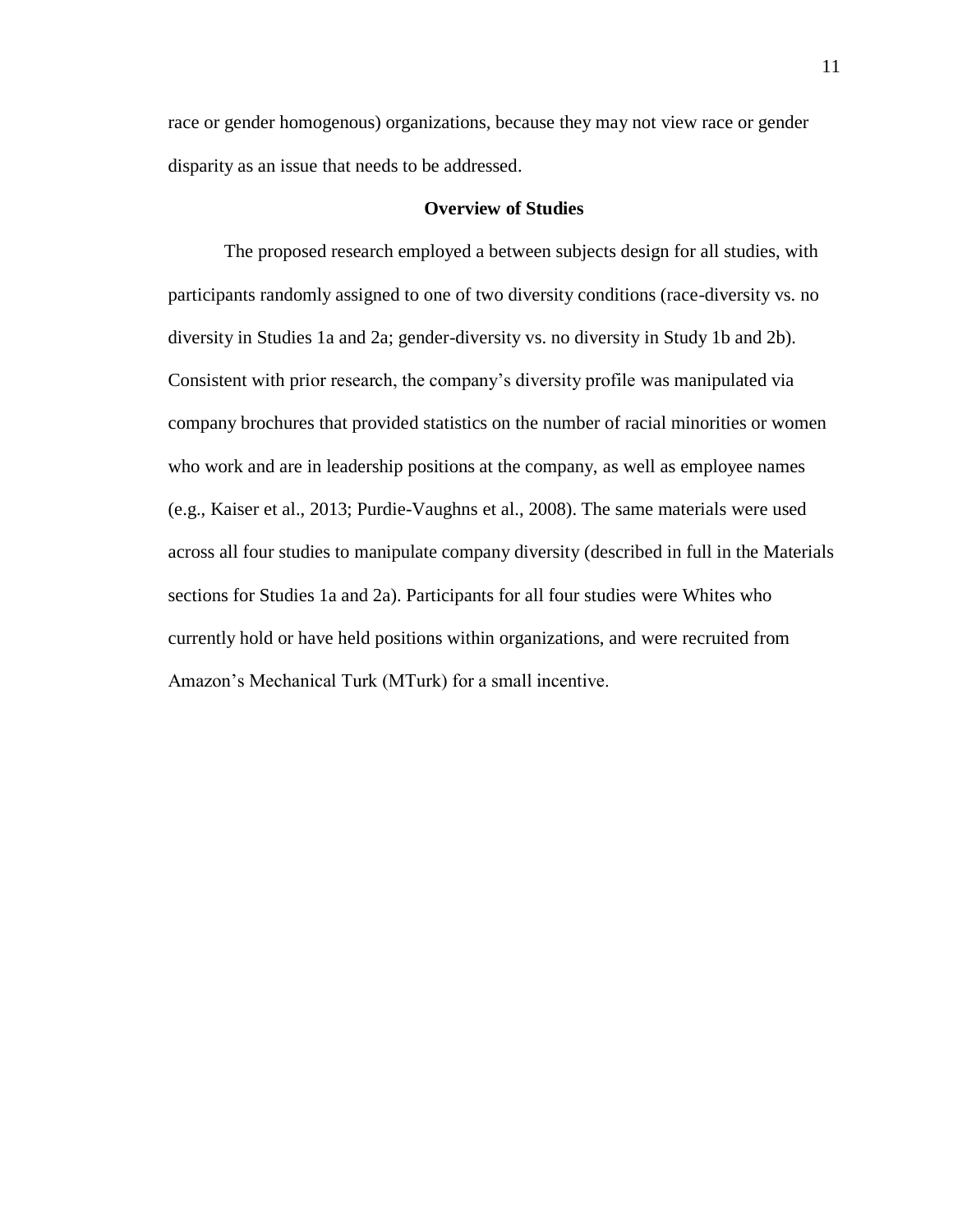race or gender homogenous) organizations, because they may not view race or gender disparity as an issue that needs to be addressed.

## Overview of Studies

The proposed research employed a between subjects design for all studies, with participants randomly assigned to one of two diversity conditions (race-diversity vs. no diversity in Studies 1a and 2a; gender-diversity vs. no diversity in Study 1b and 2b). Consistent with prior research, the company's diversity profile was manipulated via company brochures that provided statistics on the number of racial minorities or women who work and are in leadership positions at the company, as well as employee names (e.g., Kaiser et al., 2013; Purdie-Vaughns et al., 2008). The same materials were used across all four studies to manipulate company diversity (described in full in the Materials sections for Studies 1a and 2a). Participants for all four studies were Whites who currently hold or have held positions within organizations, and were recruited from Amazon's Mechanical Turk (MTurk) for a small incentive.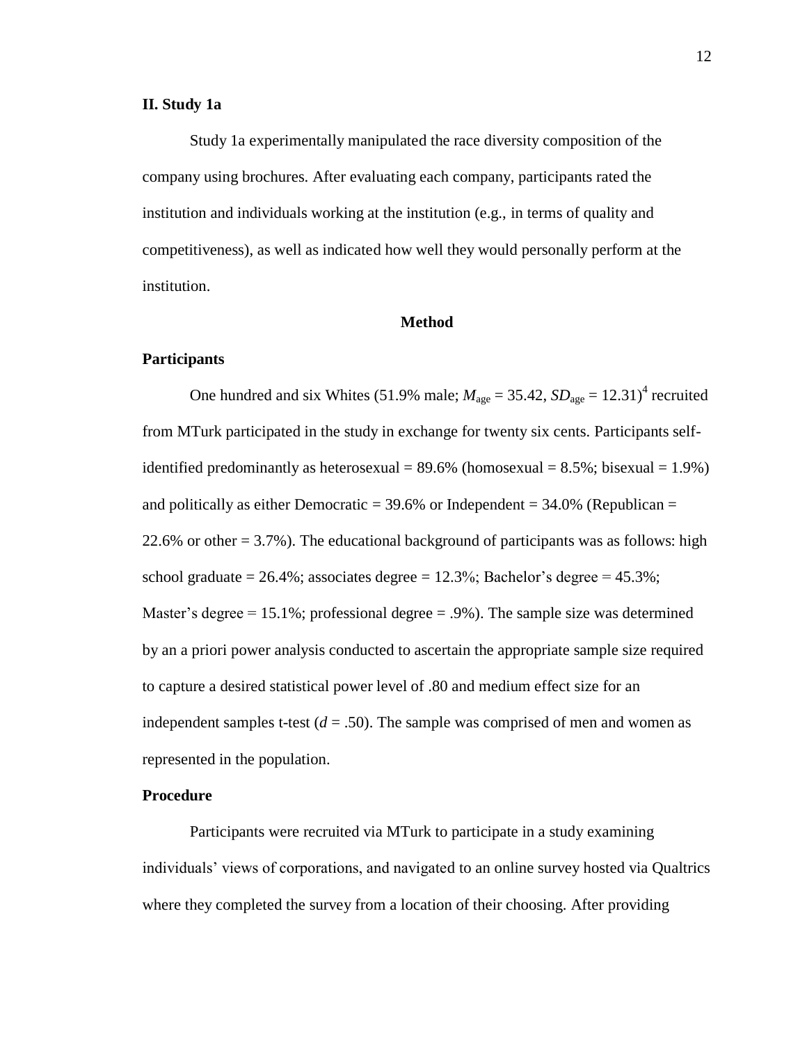## II. Study 1a

Study 1a experimentally manipulated the race diversity composition of the company using brochures. After evaluating each company, participants rated the institution and individuals working at the institution (e.g., in terms of quality and competitiveness), as well as indicated how well they would personally perform at the institution.

### Method

#### Participants

One hundred and six Whites (51.9% male; $M_{\text{age}} = 35.42$, $SD_{\text{age}} = 12.31$)[4] recruited from MTurk participated in the study in exchange for twenty six cents. Participants self-identified predominantly as heterosexual = 89.6% (homosexual = 8.5%; bisexual = 1.9%) and politically as either Democratic = 39.6% or Independent = 34.0% (Republican = 22.6% or other = 3.7%). The educational background of participants was as follows: high school graduate = 26.4%; associates degree = 12.3%; Bachelor's degree = 45.3%; Master's degree = 15.1%; professional degree = .9%). The sample size was determined by an a priori power analysis conducted to ascertain the appropriate sample size required to capture a desired statistical power level of .80 and medium effect size for an independent samples t-test ($d$ = .50). The sample was comprised of men and women as represented in the population.

#### Procedure

Participants were recruited via MTurk to participate in a study examining individuals' views of corporations, and navigated to an online survey hosted via Qualtrics where they completed the survey from a location of their choosing. After providing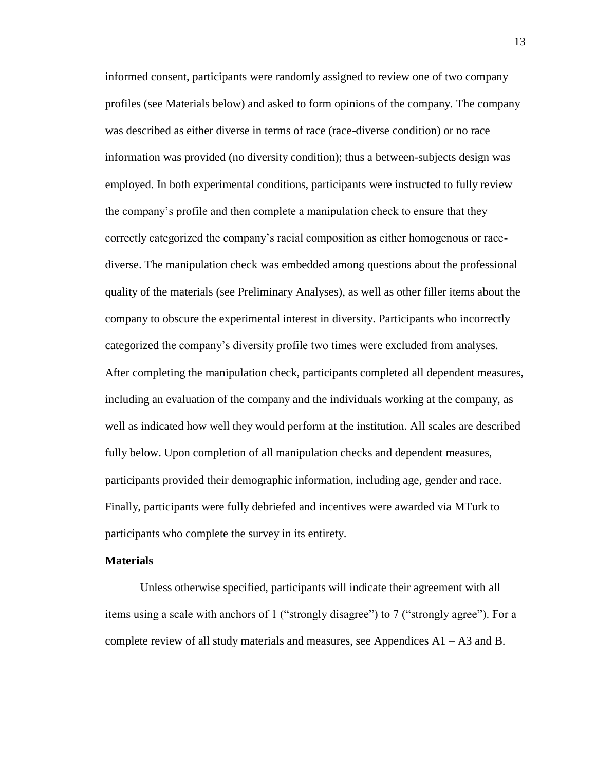informed consent, participants were randomly assigned to review one of two company profiles (see Materials below) and asked to form opinions of the company. The company was described as either diverse in terms of race (race-diverse condition) or no race information was provided (no diversity condition); thus a between-subjects design was employed. In both experimental conditions, participants were instructed to fully review the company's profile and then complete a manipulation check to ensure that they correctly categorized the company's racial composition as either homogenous or race-diverse. The manipulation check was embedded among questions about the professional quality of the materials (see Preliminary Analyses), as well as other filler items about the company to obscure the experimental interest in diversity. Participants who incorrectly categorized the company's diversity profile two times were excluded from analyses. After completing the manipulation check, participants completed all dependent measures, including an evaluation of the company and the individuals working at the company, as well as indicated how well they would perform at the institution. All scales are described fully below. Upon completion of all manipulation checks and dependent measures, participants provided their demographic information, including age, gender and race. Finally, participants were fully debriefed and incentives were awarded via MTurk to participants who complete the survey in its entirety.

**Materials**

Unless otherwise specified, participants will indicate their agreement with all items using a scale with anchors of 1 ("strongly disagree") to 7 ("strongly agree"). For a complete review of all study materials and measures, see Appendices A1 – A3 and B.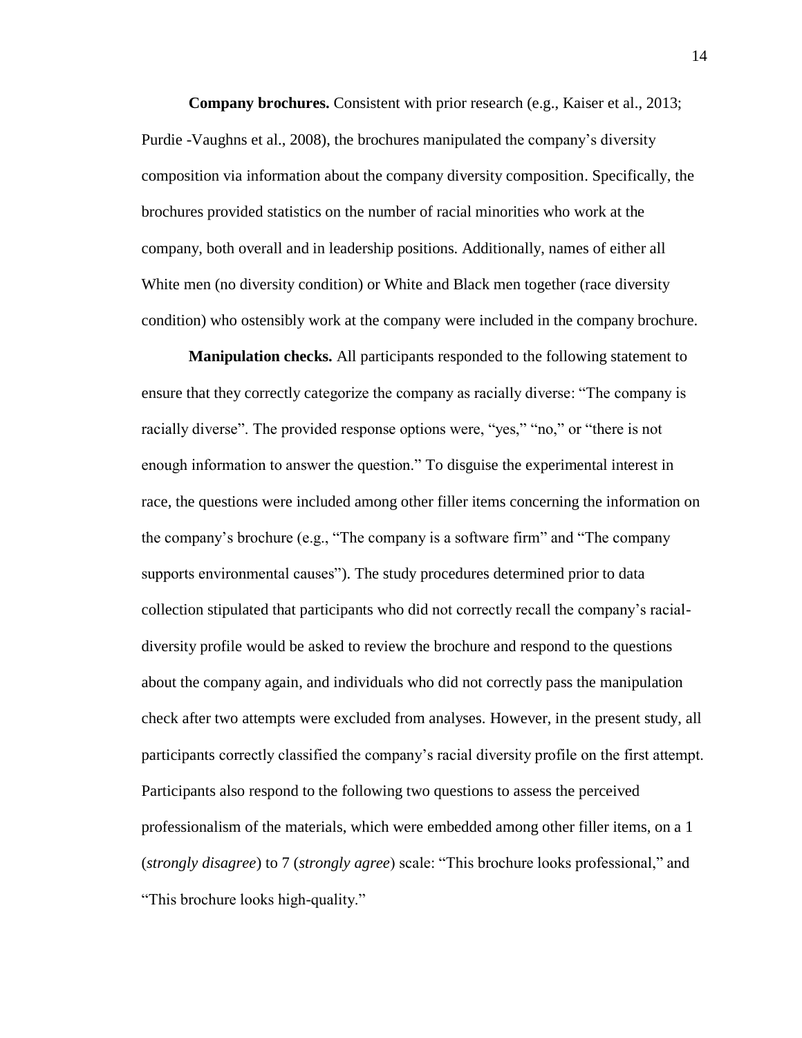**Company brochures.** Consistent with prior research (e.g., Kaiser et al., 2013; Purdie -Vaughns et al., 2008), the brochures manipulated the company's diversity composition via information about the company diversity composition. Specifically, the brochures provided statistics on the number of racial minorities who work at the company, both overall and in leadership positions. Additionally, names of either all White men (no diversity condition) or White and Black men together (race diversity condition) who ostensibly work at the company were included in the company brochure.

**Manipulation checks.** All participants responded to the following statement to ensure that they correctly categorize the company as racially diverse: "The company is racially diverse". The provided response options were, "yes," "no," or "there is not enough information to answer the question." To disguise the experimental interest in race, the questions were included among other filler items concerning the information on the company's brochure (e.g., "The company is a software firm" and "The company supports environmental causes"). The study procedures determined prior to data collection stipulated that participants who did not correctly recall the company's racial-diversity profile would be asked to review the brochure and respond to the questions about the company again, and individuals who did not correctly pass the manipulation check after two attempts were excluded from analyses. However, in the present study, all participants correctly classified the company's racial diversity profile on the first attempt. Participants also respond to the following two questions to assess the perceived professionalism of the materials, which were embedded among other filler items, on a 1 (*strongly disagree*) to 7 (*strongly agree*) scale: "This brochure looks professional," and "This brochure looks high-quality."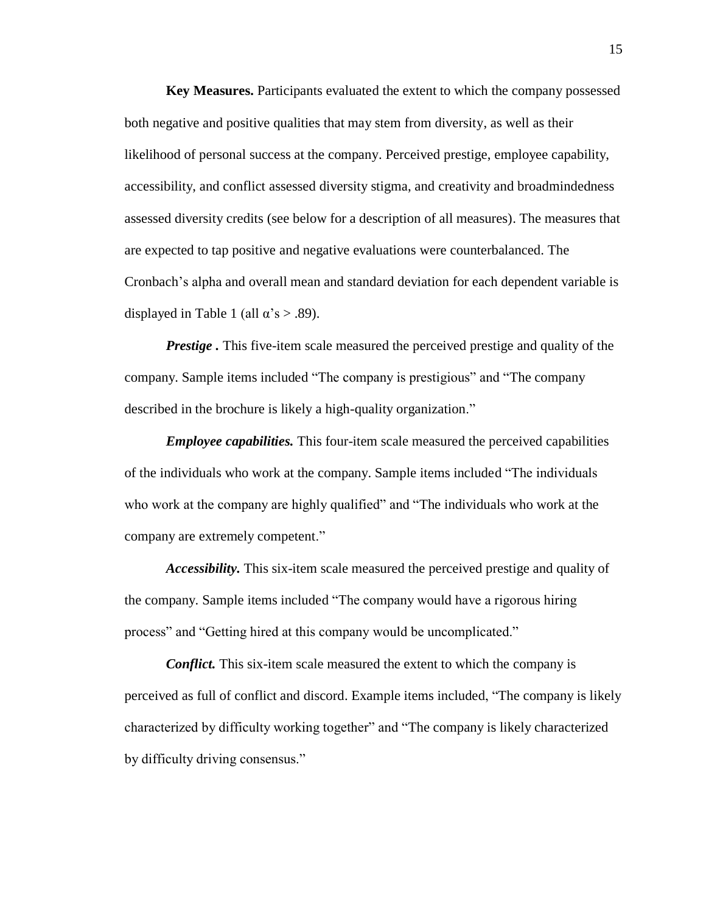**Key Measures.** Participants evaluated the extent to which the company possessed both negative and positive qualities that may stem from diversity, as well as their likelihood of personal success at the company. Perceived prestige, employee capability, accessibility, and conflict assessed diversity stigma, and creativity and broadmindedness assessed diversity credits (see below for a description of all measures). The measures that are expected to tap positive and negative evaluations were counterbalanced. The Cronbach's alpha and overall mean and standard deviation for each dependent variable is displayed in Table 1 (all $\alpha$'s > .89).

***Prestige .*** This five-item scale measured the perceived prestige and quality of the company. Sample items included "The company is prestigious" and "The company described in the brochure is likely a high-quality organization."

***Employee capabilities.*** This four-item scale measured the perceived capabilities of the individuals who work at the company. Sample items included "The individuals who work at the company are highly qualified" and "The individuals who work at the company are extremely competent."

***Accessibility.*** This six-item scale measured the perceived prestige and quality of the company. Sample items included "The company would have a rigorous hiring process" and "Getting hired at this company would be uncomplicated."

***Conflict.*** This six-item scale measured the extent to which the company is perceived as full of conflict and discord. Example items included, "The company is likely characterized by difficulty working together" and "The company is likely characterized by difficulty driving consensus."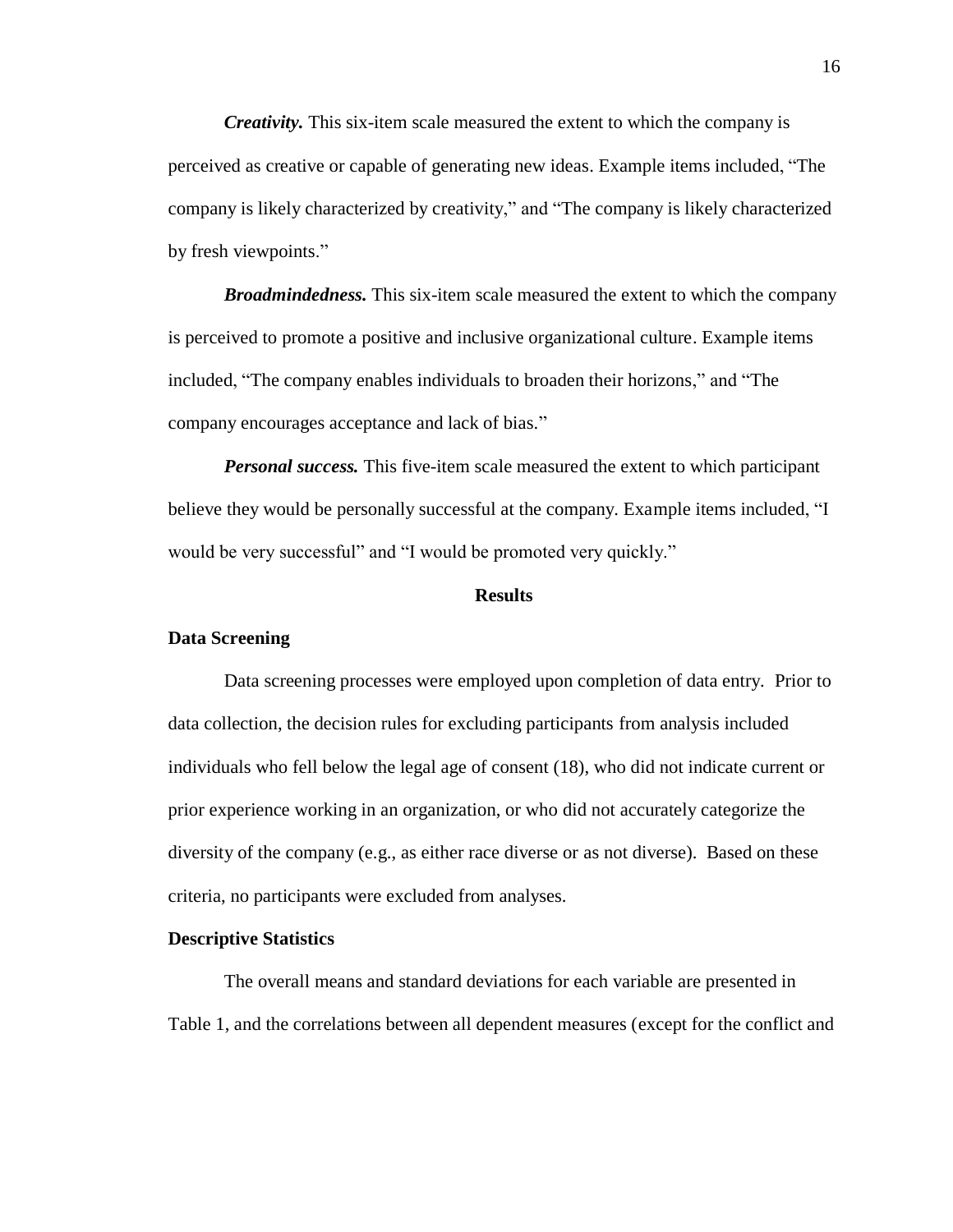***Creativity.*** This six-item scale measured the extent to which the company is perceived as creative or capable of generating new ideas. Example items included, "The company is likely characterized by creativity," and "The company is likely characterized by fresh viewpoints."

***Broadmindedness.*** This six-item scale measured the extent to which the company is perceived to promote a positive and inclusive organizational culture. Example items included, "The company enables individuals to broaden their horizons," and "The company encourages acceptance and lack of bias."

***Personal success.*** This five-item scale measured the extent to which participant believe they would be personally successful at the company. Example items included, "I would be very successful" and "I would be promoted very quickly."

## Results

### Data Screening

Data screening processes were employed upon completion of data entry. Prior to data collection, the decision rules for excluding participants from analysis included individuals who fell below the legal age of consent (18), who did not indicate current or prior experience working in an organization, or who did not accurately categorize the diversity of the company (e.g., as either race diverse or as not diverse). Based on these criteria, no participants were excluded from analyses.

### Descriptive Statistics

The overall means and standard deviations for each variable are presented in Table 1, and the correlations between all dependent measures (except for the conflict and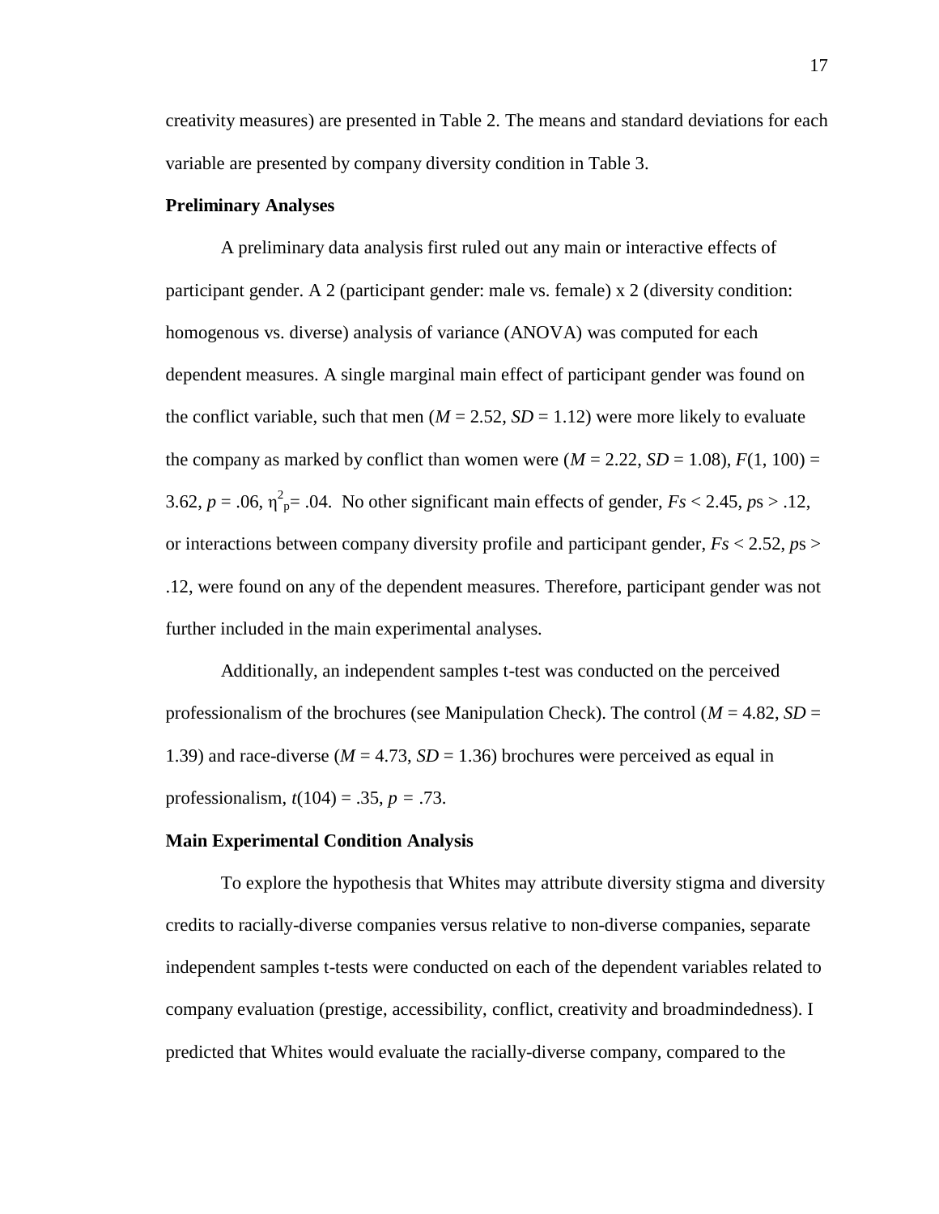creativity measures) are presented in Table 2. The means and standard deviations for each variable are presented by company diversity condition in Table 3.

### Preliminary Analyses

A preliminary data analysis first ruled out any main or interactive effects of participant gender. A 2 (participant gender: male vs. female) x 2 (diversity condition: homogenous vs. diverse) analysis of variance (ANOVA) was computed for each dependent measures. A single marginal main effect of participant gender was found on the conflict variable, such that men ($M = 2.52$, $SD = 1.12$) were more likely to evaluate the company as marked by conflict than women were ($M = 2.22$, $SD = 1.08$), $F(1, 100) = 3.62$, $p = .06$, $\eta^2_p = .04$. No other significant main effects of gender, $Fs < 2.45$, $ps > .12$, or interactions between company diversity profile and participant gender, $Fs < 2.52$, $ps > .12$, were found on any of the dependent measures. Therefore, participant gender was not further included in the main experimental analyses.

Additionally, an independent samples t-test was conducted on the perceived professionalism of the brochures (see Manipulation Check). The control ($M = 4.82$, $SD = 1.39$) and race-diverse ($M = 4.73$, $SD = 1.36$) brochures were perceived as equal in professionalism, $t(104) = .35$, $p = .73$.

### Main Experimental Condition Analysis

To explore the hypothesis that Whites may attribute diversity stigma and diversity credits to racially-diverse companies versus relative to non-diverse companies, separate independent samples t-tests were conducted on each of the dependent variables related to company evaluation (prestige, accessibility, conflict, creativity and broadmindedness). I predicted that Whites would evaluate the racially-diverse company, compared to the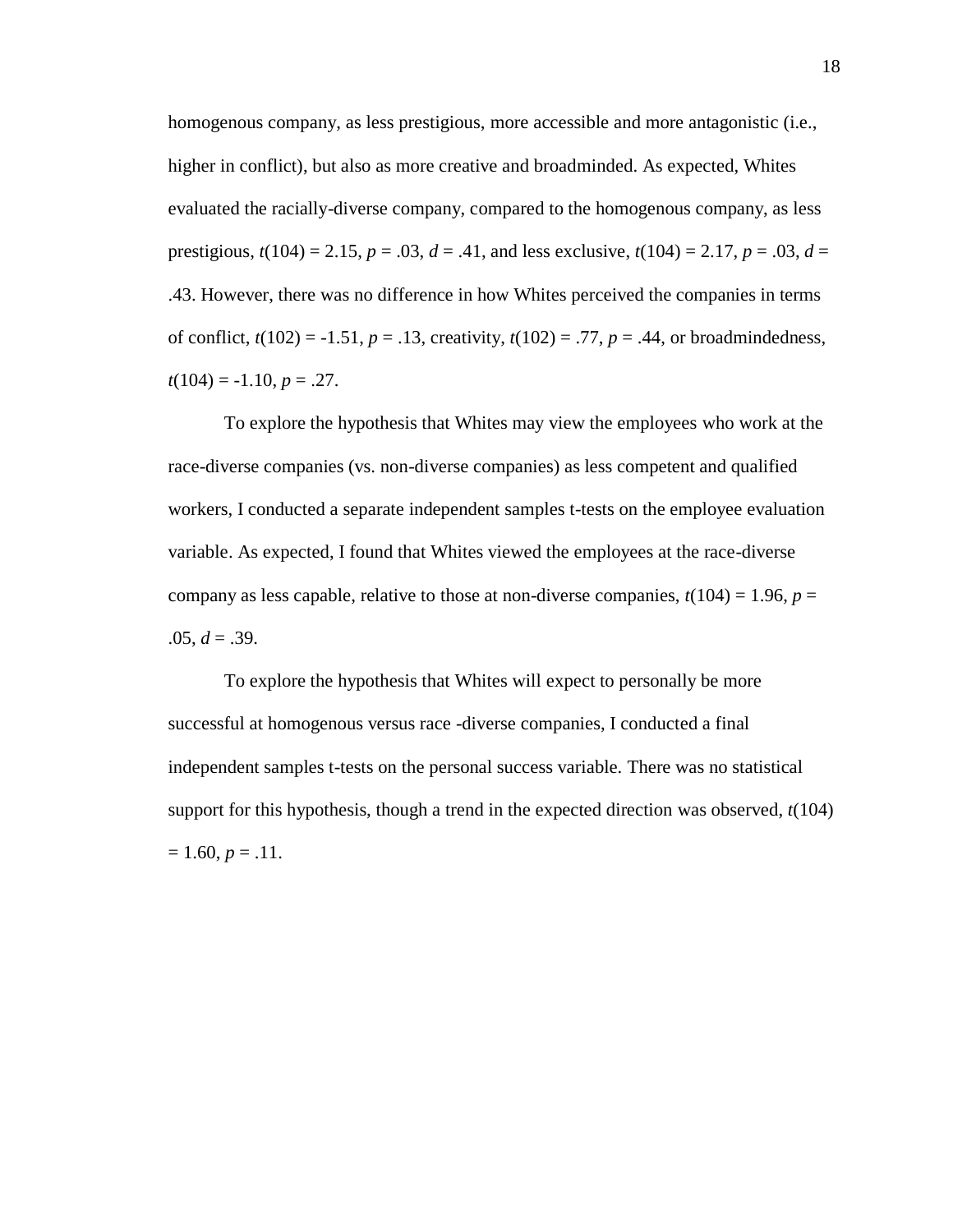homogenous company, as less prestigious, more accessible and more antagonistic (i.e., higher in conflict), but also as more creative and broadminded. As expected, Whites evaluated the racially-diverse company, compared to the homogenous company, as less prestigious, $t(104) = 2.15$, $p = .03$, $d = .41$, and less exclusive, $t(104) = 2.17$, $p = .03$, $d = .43$. However, there was no difference in how Whites perceived the companies in terms of conflict, $t(102) = -1.51$, $p = .13$, creativity, $t(102) = .77$, $p = .44$, or broadmindedness, $t(104) = -1.10$, $p = .27$.

To explore the hypothesis that Whites may view the employees who work at the race-diverse companies (vs. non-diverse companies) as less competent and qualified workers, I conducted a separate independent samples t-tests on the employee evaluation variable. As expected, I found that Whites viewed the employees at the race-diverse company as less capable, relative to those at non-diverse companies, $t(104) = 1.96$, $p = .05$, $d = .39$.

To explore the hypothesis that Whites will expect to personally be more successful at homogenous versus race -diverse companies, I conducted a final independent samples t-tests on the personal success variable. There was no statistical support for this hypothesis, though a trend in the expected direction was observed, $t(104) = 1.60$, $p = .11$.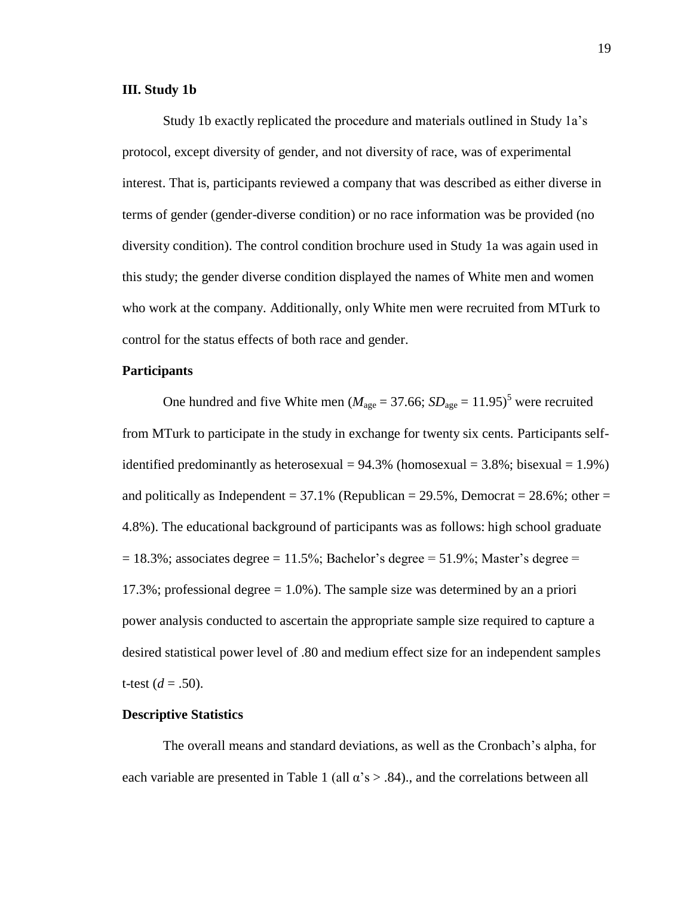## III. Study 1b

Study 1b exactly replicated the procedure and materials outlined in Study 1a's protocol, except diversity of gender, and not diversity of race, was of experimental interest. That is, participants reviewed a company that was described as either diverse in terms of gender (gender-diverse condition) or no race information was be provided (no diversity condition). The control condition brochure used in Study 1a was again used in this study; the gender diverse condition displayed the names of White men and women who work at the company. Additionally, only White men were recruited from MTurk to control for the status effects of both race and gender.

### Participants

One hundred and five White men ($M_{\text{age}} = 37.66$; $SD_{\text{age}} = 11.95$)[5] were recruited from MTurk to participate in the study in exchange for twenty six cents. Participants self-identified predominantly as heterosexual = 94.3% (homosexual = 3.8%; bisexual = 1.9%) and politically as Independent = 37.1% (Republican = 29.5%, Democrat = 28.6%; other = 4.8%). The educational background of participants was as follows: high school graduate = 18.3%; associates degree = 11.5%; Bachelor's degree = 51.9%; Master's degree = 17.3%; professional degree = 1.0%). The sample size was determined by an a priori power analysis conducted to ascertain the appropriate sample size required to capture a desired statistical power level of .80 and medium effect size for an independent samples t-test ($d = .50$).

### Descriptive Statistics

The overall means and standard deviations, as well as the Cronbach's alpha, for each variable are presented in Table 1 (all $\alpha$'s > .84)., and the correlations between all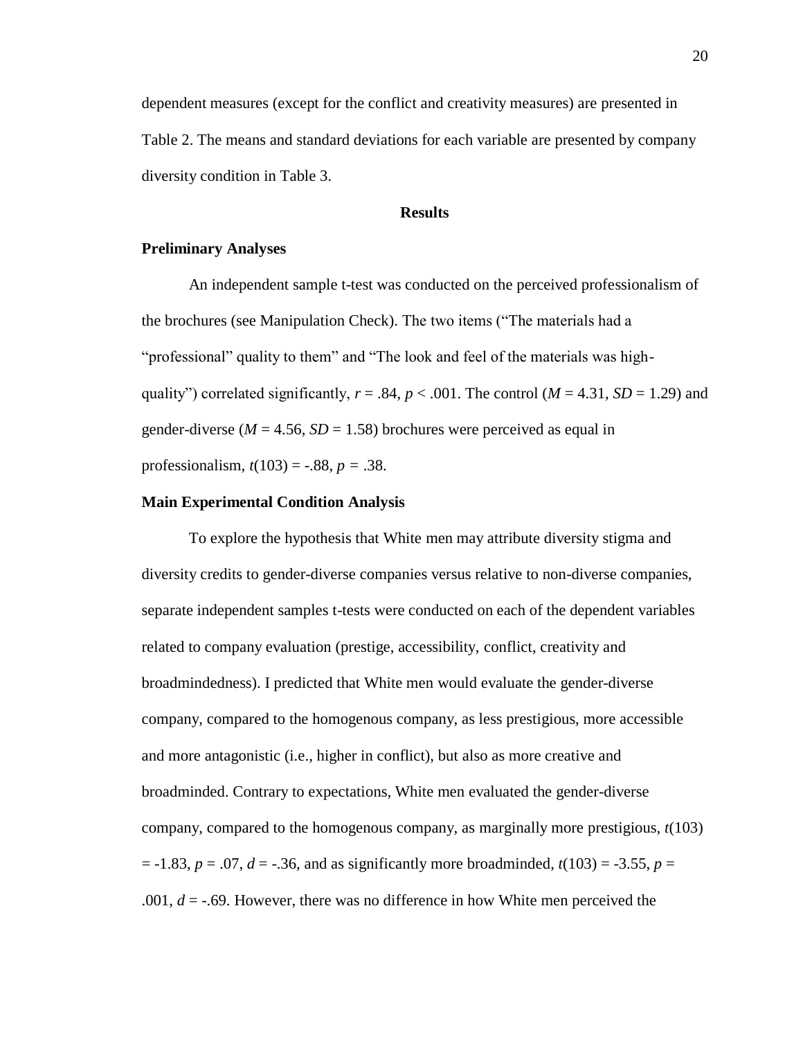dependent measures (except for the conflict and creativity measures) are presented in Table 2. The means and standard deviations for each variable are presented by company diversity condition in Table 3.

## Results

### Preliminary Analyses

An independent sample t-test was conducted on the perceived professionalism of the brochures (see Manipulation Check). The two items ("The materials had a "professional" quality to them" and "The look and feel of the materials was high-quality") correlated significantly, $r = .84$, $p < .001$. The control ($M = 4.31$, $SD = 1.29$) and gender-diverse ($M = 4.56$, $SD = 1.58$) brochures were perceived as equal in professionalism, $t(103) = -.88$, $p = .38$.

### Main Experimental Condition Analysis

To explore the hypothesis that White men may attribute diversity stigma and diversity credits to gender-diverse companies versus relative to non-diverse companies, separate independent samples t-tests were conducted on each of the dependent variables related to company evaluation (prestige, accessibility, conflict, creativity and broadmindedness). I predicted that White men would evaluate the gender-diverse company, compared to the homogenous company, as less prestigious, more accessible and more antagonistic (i.e., higher in conflict), but also as more creative and broadminded. Contrary to expectations, White men evaluated the gender-diverse company, compared to the homogenous company, as marginally more prestigious, $t(103) = -1.83$, $p = .07$, $d = -.36$, and as significantly more broadminded, $t(103) = -3.55$, $p = .001$, $d = -.69$. However, there was no difference in how White men perceived the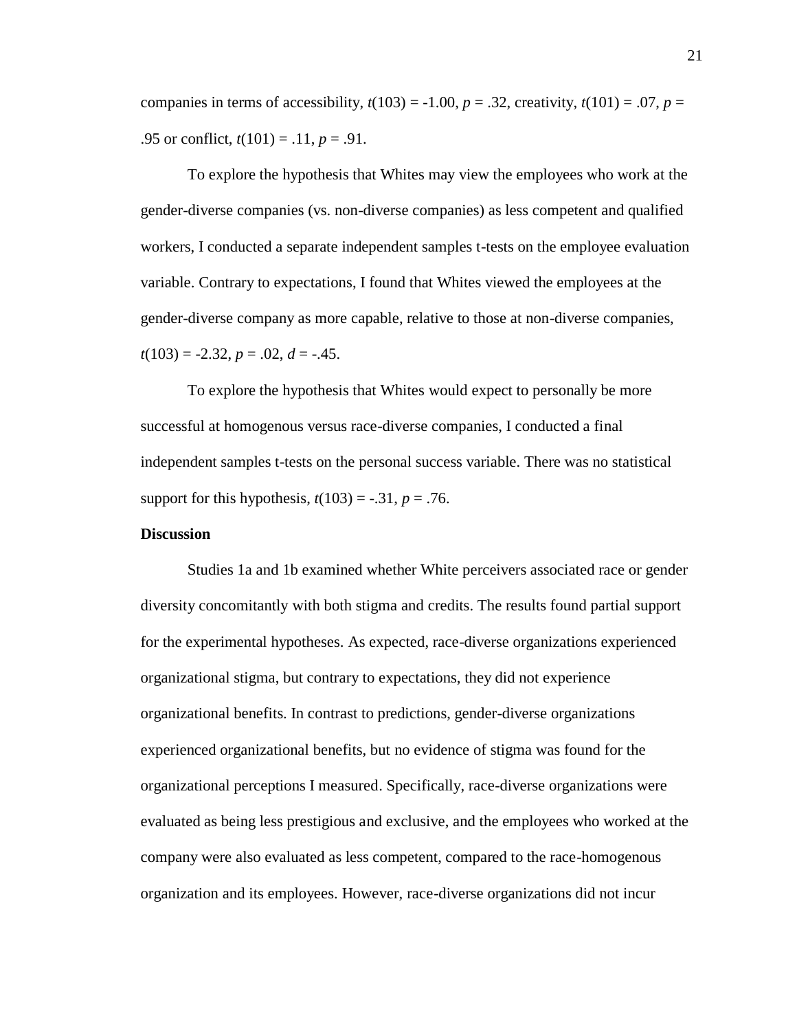companies in terms of accessibility, $t(103) = -1.00$, $p = .32$, creativity, $t(101) = .07$, $p = .95$ or conflict, $t(101) = .11$, $p = .91$.

To explore the hypothesis that Whites may view the employees who work at the gender-diverse companies (vs. non-diverse companies) as less competent and qualified workers, I conducted a separate independent samples t-tests on the employee evaluation variable. Contrary to expectations, I found that Whites viewed the employees at the gender-diverse company as more capable, relative to those at non-diverse companies, $t(103) = -2.32$, $p = .02$, $d = -.45$.

To explore the hypothesis that Whites would expect to personally be more successful at homogenous versus race-diverse companies, I conducted a final independent samples t-tests on the personal success variable. There was no statistical support for this hypothesis, $t(103) = -.31$, $p = .76$.

## Discussion

Studies 1a and 1b examined whether White perceivers associated race or gender diversity concomitantly with both stigma and credits. The results found partial support for the experimental hypotheses. As expected, race-diverse organizations experienced organizational stigma, but contrary to expectations, they did not experience organizational benefits. In contrast to predictions, gender-diverse organizations experienced organizational benefits, but no evidence of stigma was found for the organizational perceptions I measured. Specifically, race-diverse organizations were evaluated as being less prestigious and exclusive, and the employees who worked at the company were also evaluated as less competent, compared to the race-homogenous organization and its employees. However, race-diverse organizations did not incur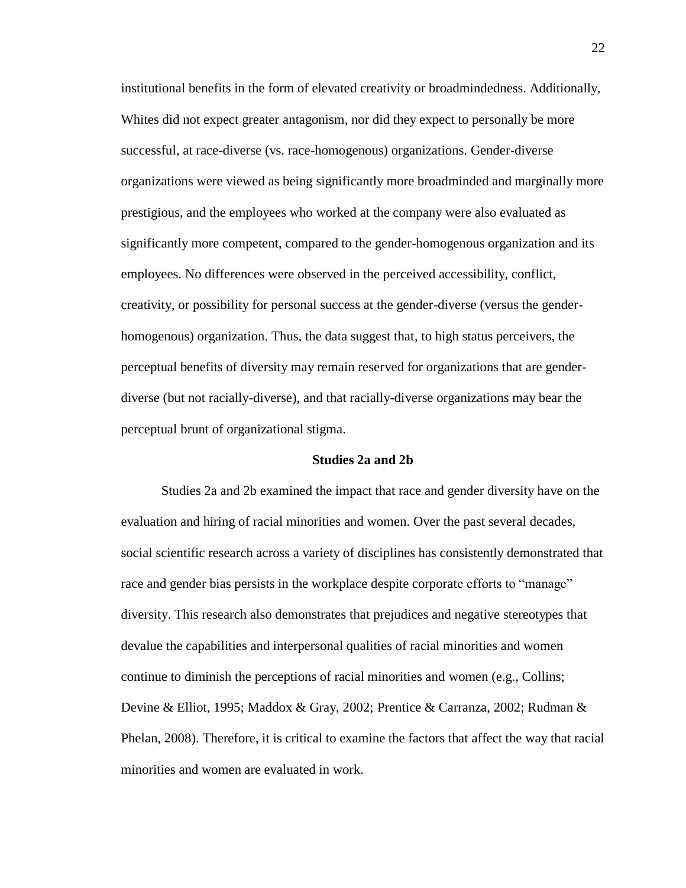institutional benefits in the form of elevated creativity or broadmindedness. Additionally, Whites did not expect greater antagonism, nor did they expect to personally be more successful, at race-diverse (vs. race-homogenous) organizations. Gender-diverse organizations were viewed as being significantly more broadminded and marginally more prestigious, and the employees who worked at the company were also evaluated as significantly more competent, compared to the gender-homogenous organization and its employees. No differences were observed in the perceived accessibility, conflict, creativity, or possibility for personal success at the gender-diverse (versus the gender-homogenous) organization. Thus, the data suggest that, to high status perceivers, the perceptual benefits of diversity may remain reserved for organizations that are gender-diverse (but not racially-diverse), and that racially-diverse organizations may bear the perceptual brunt of organizational stigma.

## Studies 2a and 2b

Studies 2a and 2b examined the impact that race and gender diversity have on the evaluation and hiring of racial minorities and women. Over the past several decades, social scientific research across a variety of disciplines has consistently demonstrated that race and gender bias persists in the workplace despite corporate efforts to "manage" diversity. This research also demonstrates that prejudices and negative stereotypes that devalue the capabilities and interpersonal qualities of racial minorities and women continue to diminish the perceptions of racial minorities and women (e.g., Collins; Devine & Elliot, 1995; Maddox & Gray, 2002; Prentice & Carranza, 2002; Rudman & Phelan, 2008). Therefore, it is critical to examine the factors that affect the way that racial minorities and women are evaluated in work.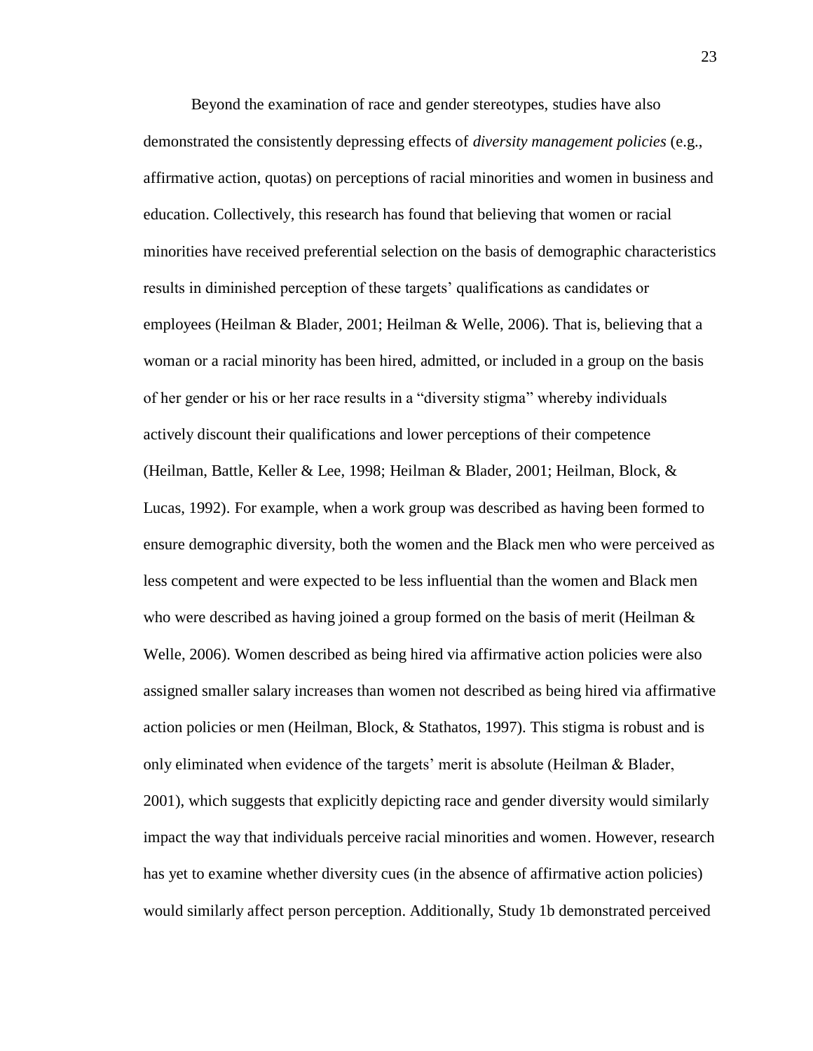Beyond the examination of race and gender stereotypes, studies have also demonstrated the consistently depressing effects of *diversity management policies* (e.g., affirmative action, quotas) on perceptions of racial minorities and women in business and education. Collectively, this research has found that believing that women or racial minorities have received preferential selection on the basis of demographic characteristics results in diminished perception of these targets' qualifications as candidates or employees (Heilman & Blader, 2001; Heilman & Welle, 2006). That is, believing that a woman or a racial minority has been hired, admitted, or included in a group on the basis of her gender or his or her race results in a "diversity stigma" whereby individuals actively discount their qualifications and lower perceptions of their competence (Heilman, Battle, Keller & Lee, 1998; Heilman & Blader, 2001; Heilman, Block, & Lucas, 1992). For example, when a work group was described as having been formed to ensure demographic diversity, both the women and the Black men who were perceived as less competent and were expected to be less influential than the women and Black men who were described as having joined a group formed on the basis of merit (Heilman & Welle, 2006). Women described as being hired via affirmative action policies were also assigned smaller salary increases than women not described as being hired via affirmative action policies or men (Heilman, Block, & Stathatos, 1997). This stigma is robust and is only eliminated when evidence of the targets' merit is absolute (Heilman & Blader, 2001), which suggests that explicitly depicting race and gender diversity would similarly impact the way that individuals perceive racial minorities and women. However, research has yet to examine whether diversity cues (in the absence of affirmative action policies) would similarly affect person perception. Additionally, Study 1b demonstrated perceived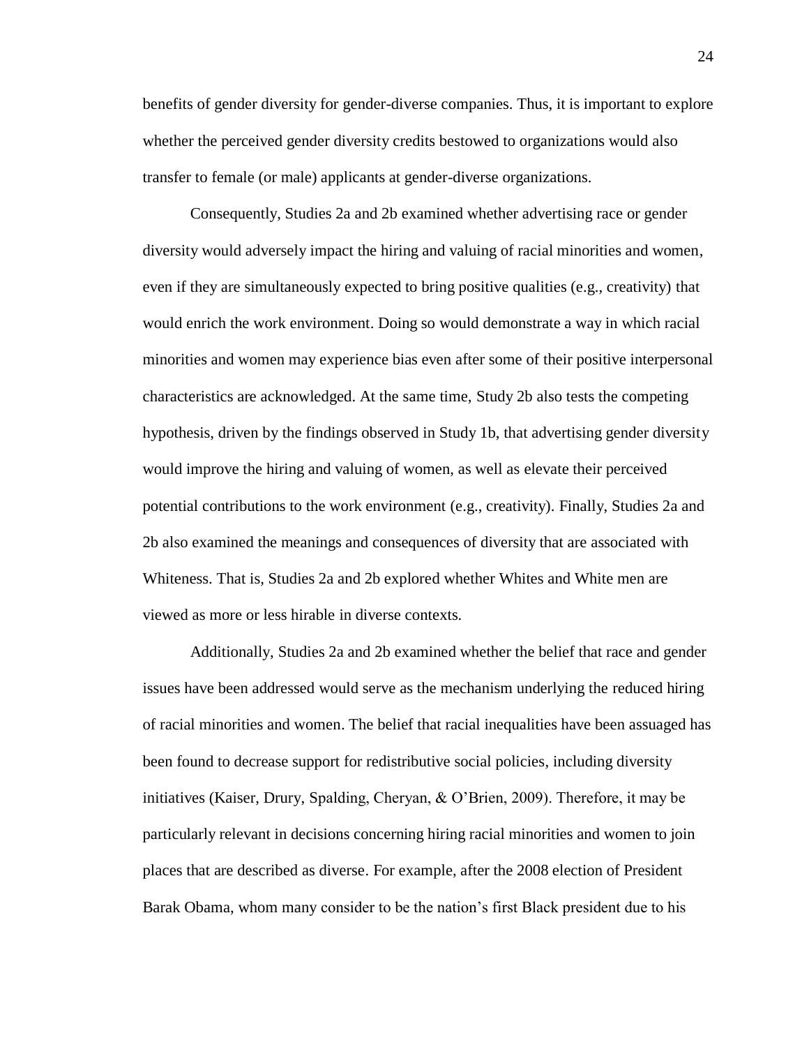benefits of gender diversity for gender-diverse companies. Thus, it is important to explore whether the perceived gender diversity credits bestowed to organizations would also transfer to female (or male) applicants at gender-diverse organizations.

Consequently, Studies 2a and 2b examined whether advertising race or gender diversity would adversely impact the hiring and valuing of racial minorities and women, even if they are simultaneously expected to bring positive qualities (e.g., creativity) that would enrich the work environment. Doing so would demonstrate a way in which racial minorities and women may experience bias even after some of their positive interpersonal characteristics are acknowledged. At the same time, Study 2b also tests the competing hypothesis, driven by the findings observed in Study 1b, that advertising gender diversity would improve the hiring and valuing of women, as well as elevate their perceived potential contributions to the work environment (e.g., creativity). Finally, Studies 2a and 2b also examined the meanings and consequences of diversity that are associated with Whiteness. That is, Studies 2a and 2b explored whether Whites and White men are viewed as more or less hirable in diverse contexts.

Additionally, Studies 2a and 2b examined whether the belief that race and gender issues have been addressed would serve as the mechanism underlying the reduced hiring of racial minorities and women. The belief that racial inequalities have been assuaged has been found to decrease support for redistributive social policies, including diversity initiatives (Kaiser, Drury, Spalding, Cheryan, & O'Brien, 2009). Therefore, it may be particularly relevant in decisions concerning hiring racial minorities and women to join places that are described as diverse. For example, after the 2008 election of President Barak Obama, whom many consider to be the nation's first Black president due to his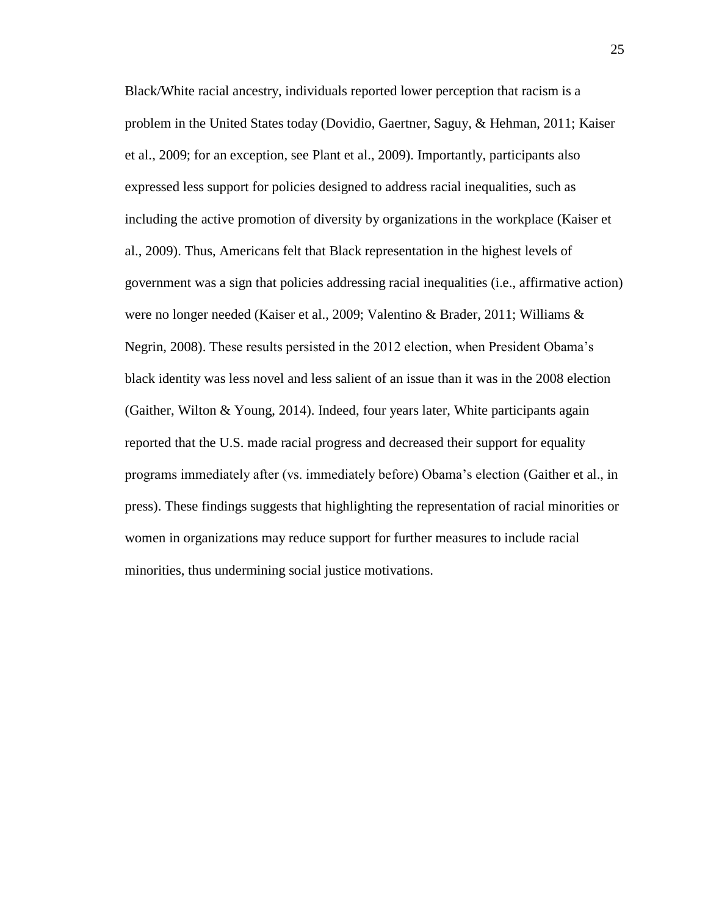Black/White racial ancestry, individuals reported lower perception that racism is a problem in the United States today (Dovidio, Gaertner, Saguy, & Hehman, 2011; Kaiser et al., 2009; for an exception, see Plant et al., 2009). Importantly, participants also expressed less support for policies designed to address racial inequalities, such as including the active promotion of diversity by organizations in the workplace (Kaiser et al., 2009). Thus, Americans felt that Black representation in the highest levels of government was a sign that policies addressing racial inequalities (i.e., affirmative action) were no longer needed (Kaiser et al., 2009; Valentino & Brader, 2011; Williams & Negrin, 2008). These results persisted in the 2012 election, when President Obama's black identity was less novel and less salient of an issue than it was in the 2008 election (Gaither, Wilton & Young, 2014). Indeed, four years later, White participants again reported that the U.S. made racial progress and decreased their support for equality programs immediately after (vs. immediately before) Obama's election (Gaither et al., in press). These findings suggests that highlighting the representation of racial minorities or women in organizations may reduce support for further measures to include racial minorities, thus undermining social justice motivations.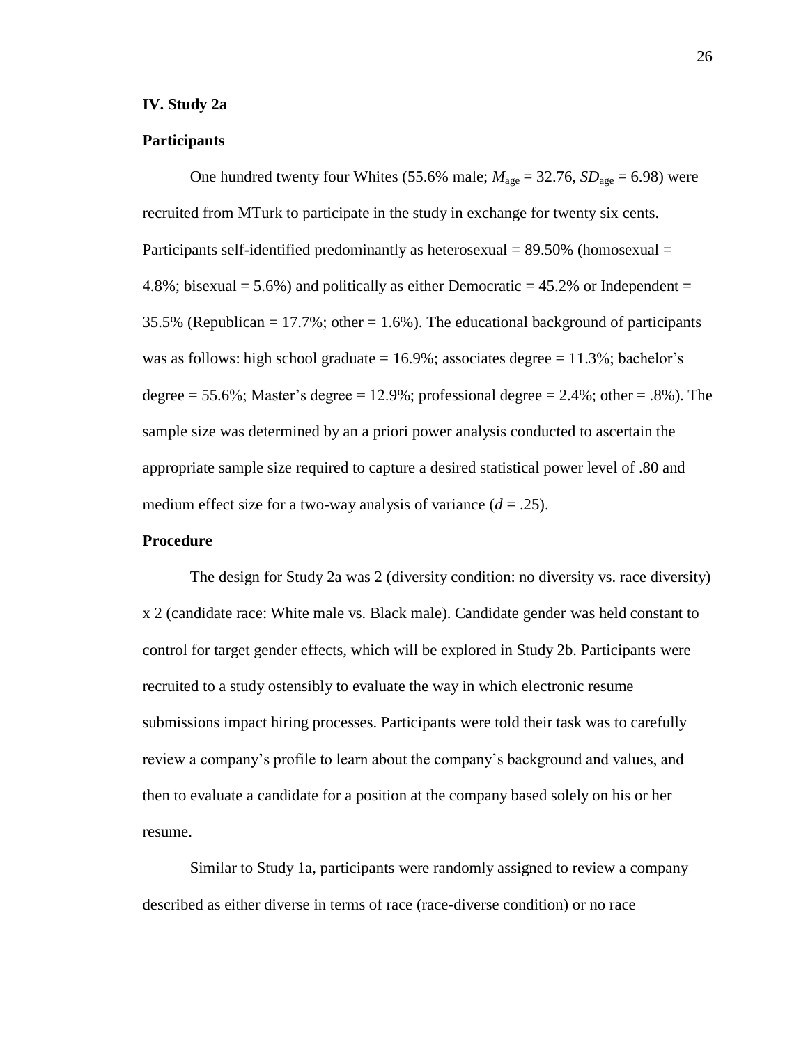## IV. Study 2a

### Participants

One hundred twenty four Whites (55.6% male; $M_{age} = 32.76$, $SD_{age} = 6.98$) were recruited from MTurk to participate in the study in exchange for twenty six cents. Participants self-identified predominantly as heterosexual = 89.50% (homosexual = 4.8%; bisexual = 5.6%) and politically as either Democratic = 45.2% or Independent = 35.5% (Republican = 17.7%; other = 1.6%). The educational background of participants was as follows: high school graduate = 16.9%; associates degree = 11.3%; bachelor's degree = 55.6%; Master's degree = 12.9%; professional degree = 2.4%; other = .8%). The sample size was determined by an a priori power analysis conducted to ascertain the appropriate sample size required to capture a desired statistical power level of .80 and medium effect size for a two-way analysis of variance ($d = .25$).

### Procedure

The design for Study 2a was 2 (diversity condition: no diversity vs. race diversity) x 2 (candidate race: White male vs. Black male). Candidate gender was held constant to control for target gender effects, which will be explored in Study 2b. Participants were recruited to a study ostensibly to evaluate the way in which electronic resume submissions impact hiring processes. Participants were told their task was to carefully review a company's profile to learn about the company's background and values, and then to evaluate a candidate for a position at the company based solely on his or her resume.

Similar to Study 1a, participants were randomly assigned to review a company described as either diverse in terms of race (race-diverse condition) or no race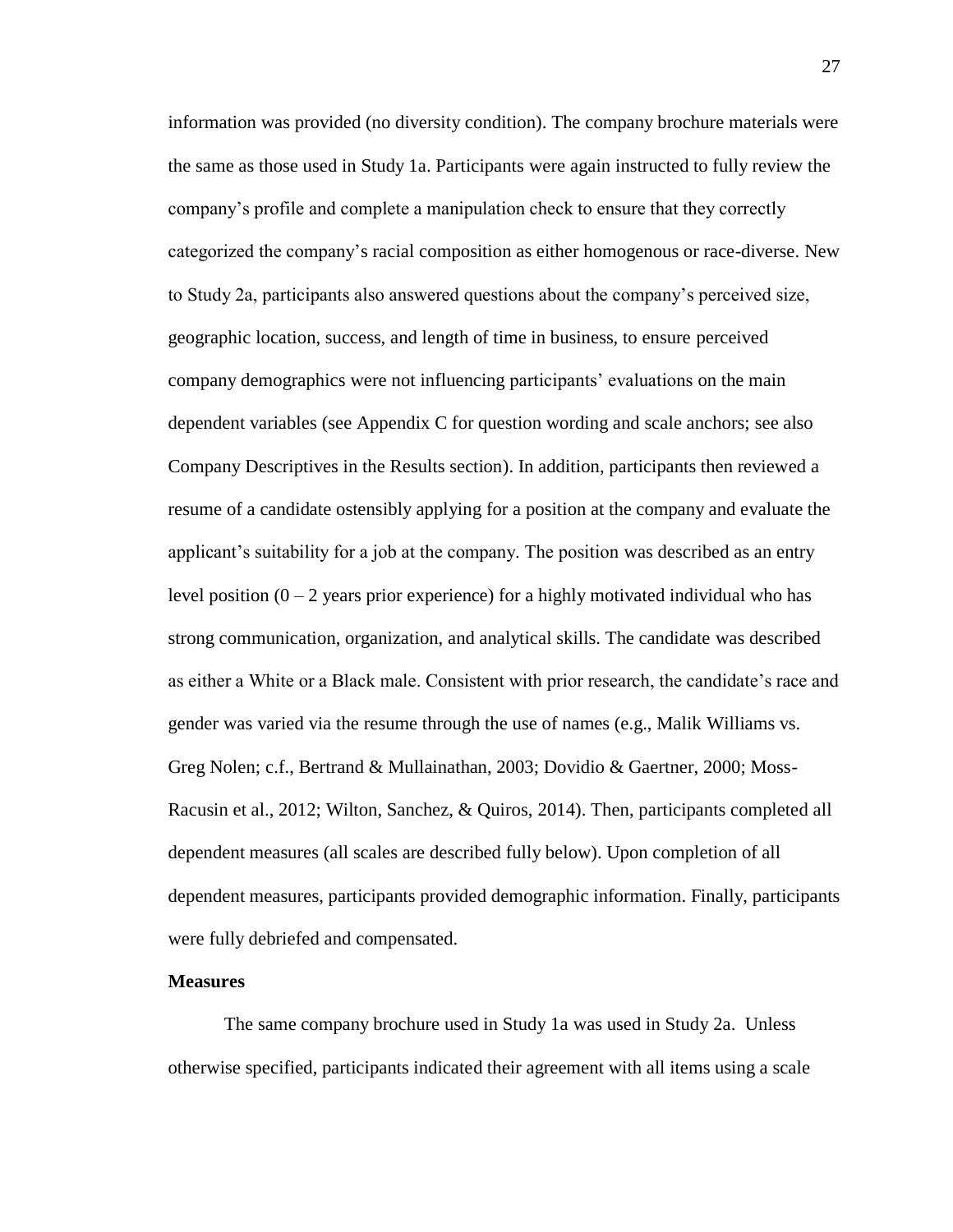information was provided (no diversity condition). The company brochure materials were the same as those used in Study 1a. Participants were again instructed to fully review the company's profile and complete a manipulation check to ensure that they correctly categorized the company's racial composition as either homogenous or race-diverse. New to Study 2a, participants also answered questions about the company's perceived size, geographic location, success, and length of time in business, to ensure perceived company demographics were not influencing participants' evaluations on the main dependent variables (see Appendix C for question wording and scale anchors; see also Company Descriptives in the Results section). In addition, participants then reviewed a resume of a candidate ostensibly applying for a position at the company and evaluate the applicant's suitability for a job at the company. The position was described as an entry level position (0 – 2 years prior experience) for a highly motivated individual who has strong communication, organization, and analytical skills. The candidate was described as either a White or a Black male. Consistent with prior research, the candidate's race and gender was varied via the resume through the use of names (e.g., Malik Williams vs. Greg Nolen; c.f., Bertrand & Mullainathan, 2003; Dovidio & Gaertner, 2000; Moss-Racusin et al., 2012; Wilton, Sanchez, & Quiros, 2014). Then, participants completed all dependent measures (all scales are described fully below). Upon completion of all dependent measures, participants provided demographic information. Finally, participants were fully debriefed and compensated.

**Measures**

The same company brochure used in Study 1a was used in Study 2a. Unless otherwise specified, participants indicated their agreement with all items using a scale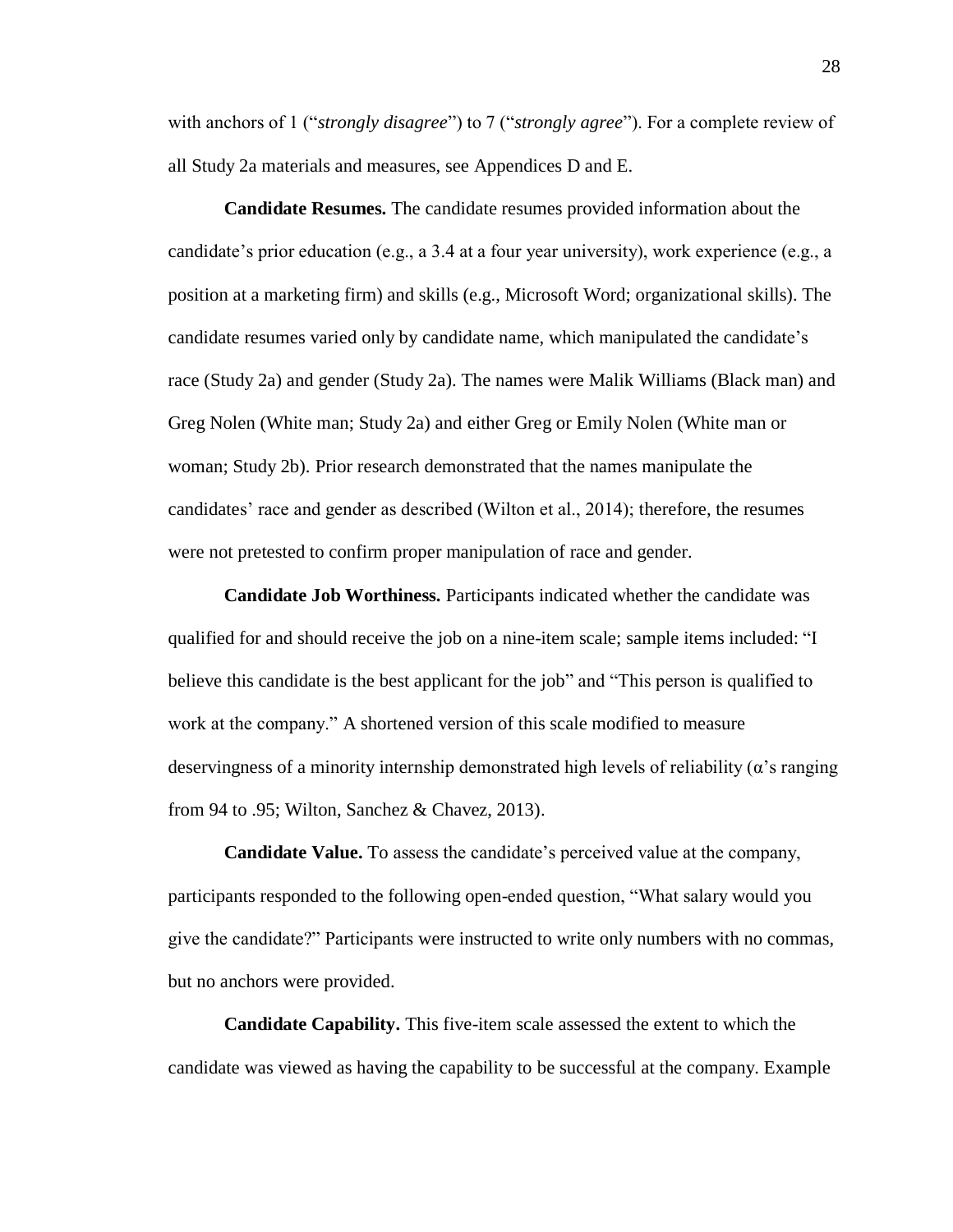with anchors of 1 ("*strongly disagree*") to 7 ("*strongly agree*"). For a complete review of all Study 2a materials and measures, see Appendices D and E.

**Candidate Resumes.** The candidate resumes provided information about the candidate's prior education (e.g., a 3.4 at a four year university), work experience (e.g., a position at a marketing firm) and skills (e.g., Microsoft Word; organizational skills). The candidate resumes varied only by candidate name, which manipulated the candidate's race (Study 2a) and gender (Study 2a). The names were Malik Williams (Black man) and Greg Nolen (White man; Study 2a) and either Greg or Emily Nolen (White man or woman; Study 2b). Prior research demonstrated that the names manipulate the candidates' race and gender as described (Wilton et al., 2014); therefore, the resumes were not pretested to confirm proper manipulation of race and gender.

**Candidate Job Worthiness.** Participants indicated whether the candidate was qualified for and should receive the job on a nine-item scale; sample items included: "I believe this candidate is the best applicant for the job" and "This person is qualified to work at the company." A shortened version of this scale modified to measure deservingness of a minority internship demonstrated high levels of reliability ($\alpha$'s ranging from 94 to .95; Wilton, Sanchez & Chavez, 2013).

**Candidate Value.** To assess the candidate's perceived value at the company, participants responded to the following open-ended question, "What salary would you give the candidate?" Participants were instructed to write only numbers with no commas, but no anchors were provided.

**Candidate Capability.** This five-item scale assessed the extent to which the candidate was viewed as having the capability to be successful at the company. Example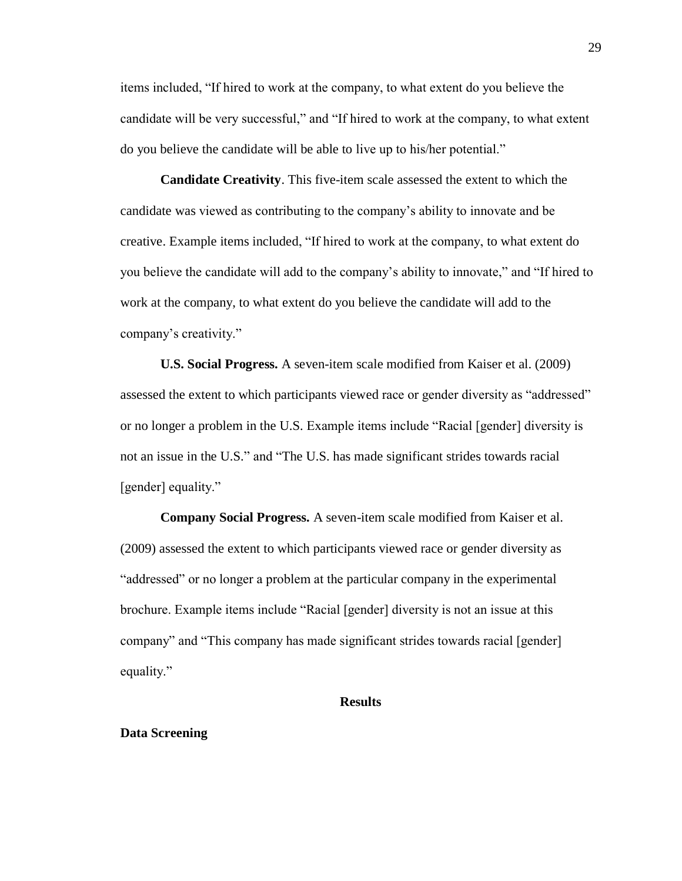items included, “If hired to work at the company, to what extent do you believe the candidate will be very successful,” and “If hired to work at the company, to what extent do you believe the candidate will be able to live up to his/her potential.”

**Candidate Creativity**. This five-item scale assessed the extent to which the candidate was viewed as contributing to the company’s ability to innovate and be creative. Example items included, “If hired to work at the company, to what extent do you believe the candidate will add to the company’s ability to innovate,” and “If hired to work at the company, to what extent do you believe the candidate will add to the company’s creativity.”

**U.S. Social Progress.** A seven-item scale modified from Kaiser et al. (2009) assessed the extent to which participants viewed race or gender diversity as “addressed” or no longer a problem in the U.S. Example items include “Racial [gender] diversity is not an issue in the U.S.” and “The U.S. has made significant strides towards racial [gender] equality.”

**Company Social Progress.** A seven-item scale modified from Kaiser et al. (2009) assessed the extent to which participants viewed race or gender diversity as “addressed” or no longer a problem at the particular company in the experimental brochure. Example items include “Racial [gender] diversity is not an issue at this company” and “This company has made significant strides towards racial [gender] equality.”

## Results

### Data Screening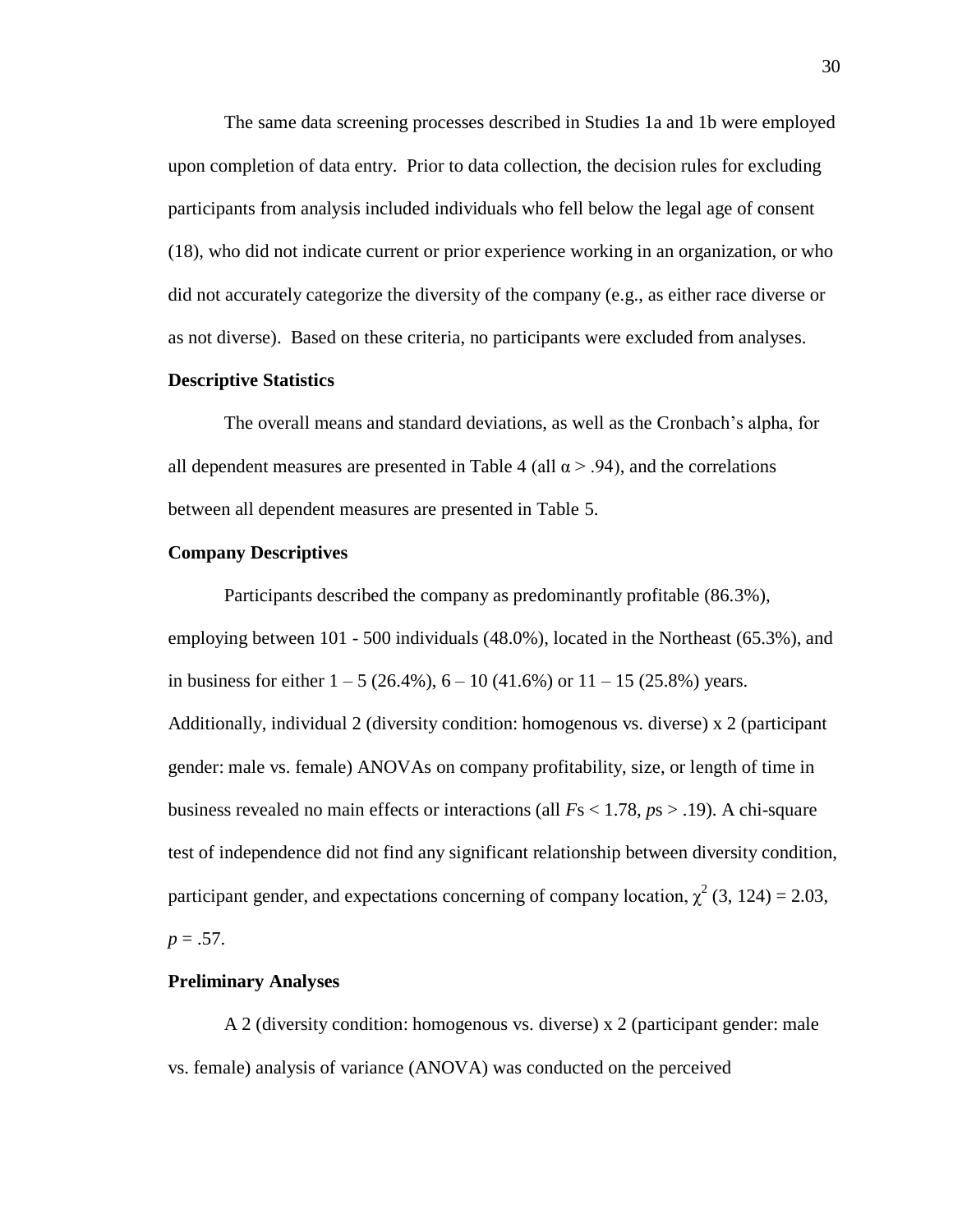The same data screening processes described in Studies 1a and 1b were employed upon completion of data entry. Prior to data collection, the decision rules for excluding participants from analysis included individuals who fell below the legal age of consent (18), who did not indicate current or prior experience working in an organization, or who did not accurately categorize the diversity of the company (e.g., as either race diverse or as not diverse). Based on these criteria, no participants were excluded from analyses.

**Descriptive Statistics**

The overall means and standard deviations, as well as the Cronbach's alpha, for all dependent measures are presented in Table 4 (all $\alpha > .94$), and the correlations between all dependent measures are presented in Table 5.

**Company Descriptives**

Participants described the company as predominantly profitable (86.3%), employing between 101 - 500 individuals (48.0%), located in the Northeast (65.3%), and in business for either 1 – 5 (26.4%), 6 – 10 (41.6%) or 11 – 15 (25.8%) years. Additionally, individual 2 (diversity condition: homogenous vs. diverse) x 2 (participant gender: male vs. female) ANOVAs on company profitability, size, or length of time in business revealed no main effects or interactions (all $F$s < 1.78, $p$s > .19). A chi-square test of independence did not find any significant relationship between diversity condition, participant gender, and expectations concerning of company location, $\chi^2$ (3, 124) = 2.03, $p$ = .57.

**Preliminary Analyses**

A 2 (diversity condition: homogenous vs. diverse) x 2 (participant gender: male vs. female) analysis of variance (ANOVA) was conducted on the perceived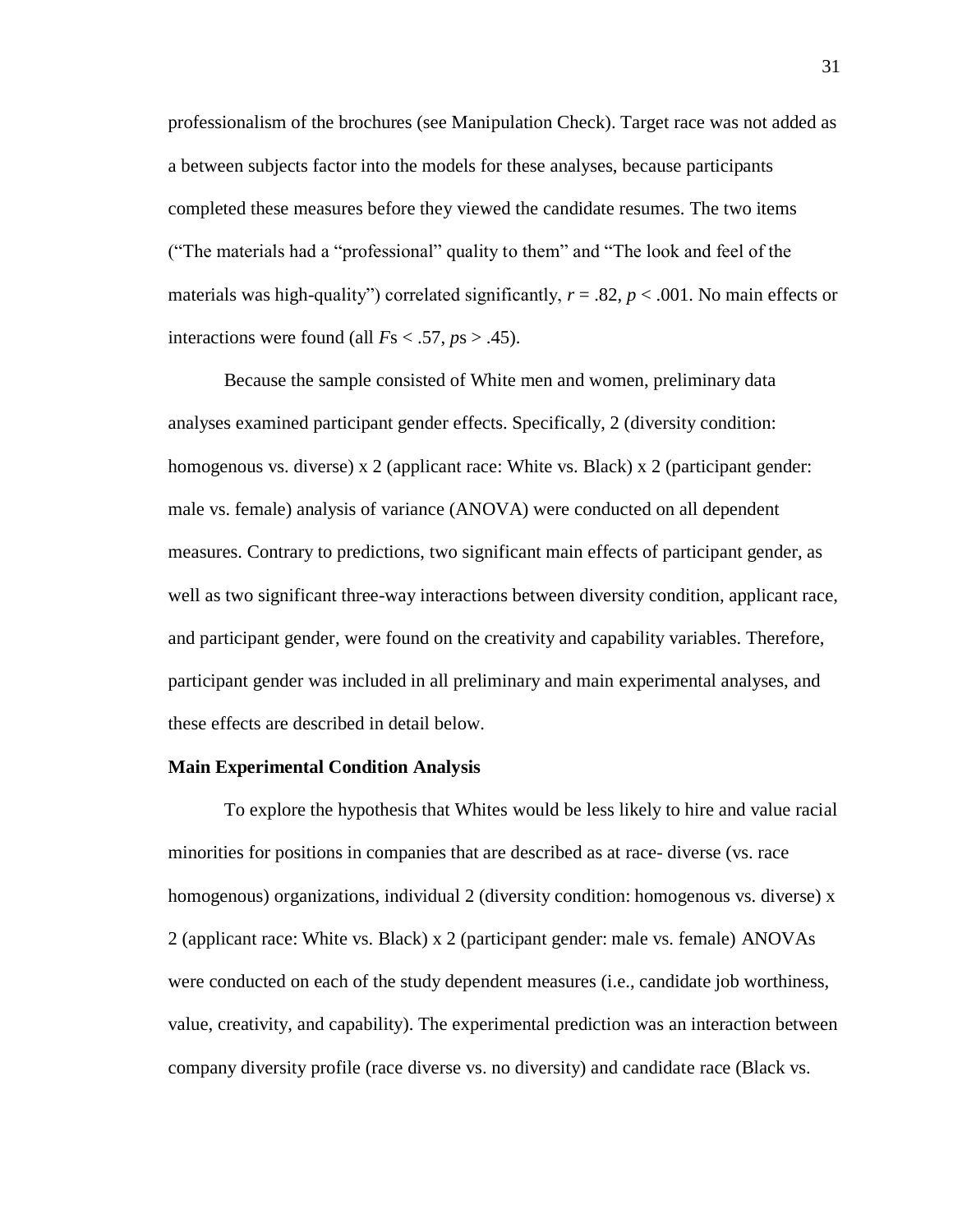professionalism of the brochures (see Manipulation Check). Target race was not added as a between subjects factor into the models for these analyses, because participants completed these measures before they viewed the candidate resumes. The two items ("The materials had a "professional" quality to them" and "The look and feel of the materials was high-quality") correlated significantly, $r = .82$, $p < .001$. No main effects or interactions were found (all $F$s $< .57$, $p$s $> .45$).

Because the sample consisted of White men and women, preliminary data analyses examined participant gender effects. Specifically, 2 (diversity condition: homogenous vs. diverse) x 2 (applicant race: White vs. Black) x 2 (participant gender: male vs. female) analysis of variance (ANOVA) were conducted on all dependent measures. Contrary to predictions, two significant main effects of participant gender, as well as two significant three-way interactions between diversity condition, applicant race, and participant gender, were found on the creativity and capability variables. Therefore, participant gender was included in all preliminary and main experimental analyses, and these effects are described in detail below.

**Main Experimental Condition Analysis**

To explore the hypothesis that Whites would be less likely to hire and value racial minorities for positions in companies that are described as at race- diverse (vs. race homogenous) organizations, individual 2 (diversity condition: homogenous vs. diverse) x 2 (applicant race: White vs. Black) x 2 (participant gender: male vs. female) ANOVAs were conducted on each of the study dependent measures (i.e., candidate job worthiness, value, creativity, and capability). The experimental prediction was an interaction between company diversity profile (race diverse vs. no diversity) and candidate race (Black vs.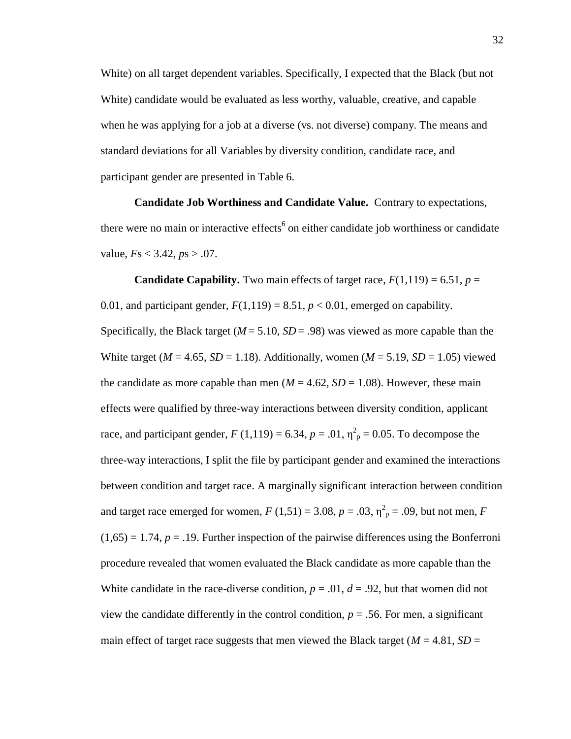White) on all target dependent variables. Specifically, I expected that the Black (but not White) candidate would be evaluated as less worthy, valuable, creative, and capable when he was applying for a job at a diverse (vs. not diverse) company. The means and standard deviations for all Variables by diversity condition, candidate race, and participant gender are presented in Table 6.

**Candidate Job Worthiness and Candidate Value.** Contrary to expectations, there were no main or interactive effects[6] on either candidate job worthiness or candidate value, $F$s $< 3.42$, $p$s $> .07$.

**Candidate Capability.** Two main effects of target race, $F(1,119) = 6.51$, $p = 0.01$, and participant gender, $F(1,119) = 8.51$, $p < 0.01$, emerged on capability. Specifically, the Black target ($M = 5.10$, $SD = .98$) was viewed as more capable than the White target ($M = 4.65$, $SD = 1.18$). Additionally, women ($M = 5.19$, $SD = 1.05$) viewed the candidate as more capable than men ($M = 4.62$, $SD = 1.08$). However, these main effects were qualified by three-way interactions between diversity condition, applicant race, and participant gender, $F\ (1,119) = 6.34$, $p = .01$, $\eta^2_p = 0.05$. To decompose the three-way interactions, I split the file by participant gender and examined the interactions between condition and target race. A marginally significant interaction between condition and target race emerged for women, $F\ (1,51) = 3.08$, $p = .03$, $\eta^2_p = .09$, but not men, $F\ (1,65) = 1.74$, $p = .19$. Further inspection of the pairwise differences using the Bonferroni procedure revealed that women evaluated the Black candidate as more capable than the White candidate in the race-diverse condition, $p = .01$, $d = .92$, but that women did not view the candidate differently in the control condition, $p = .56$. For men, a significant main effect of target race suggests that men viewed the Black target ($M = 4.81$, $SD =$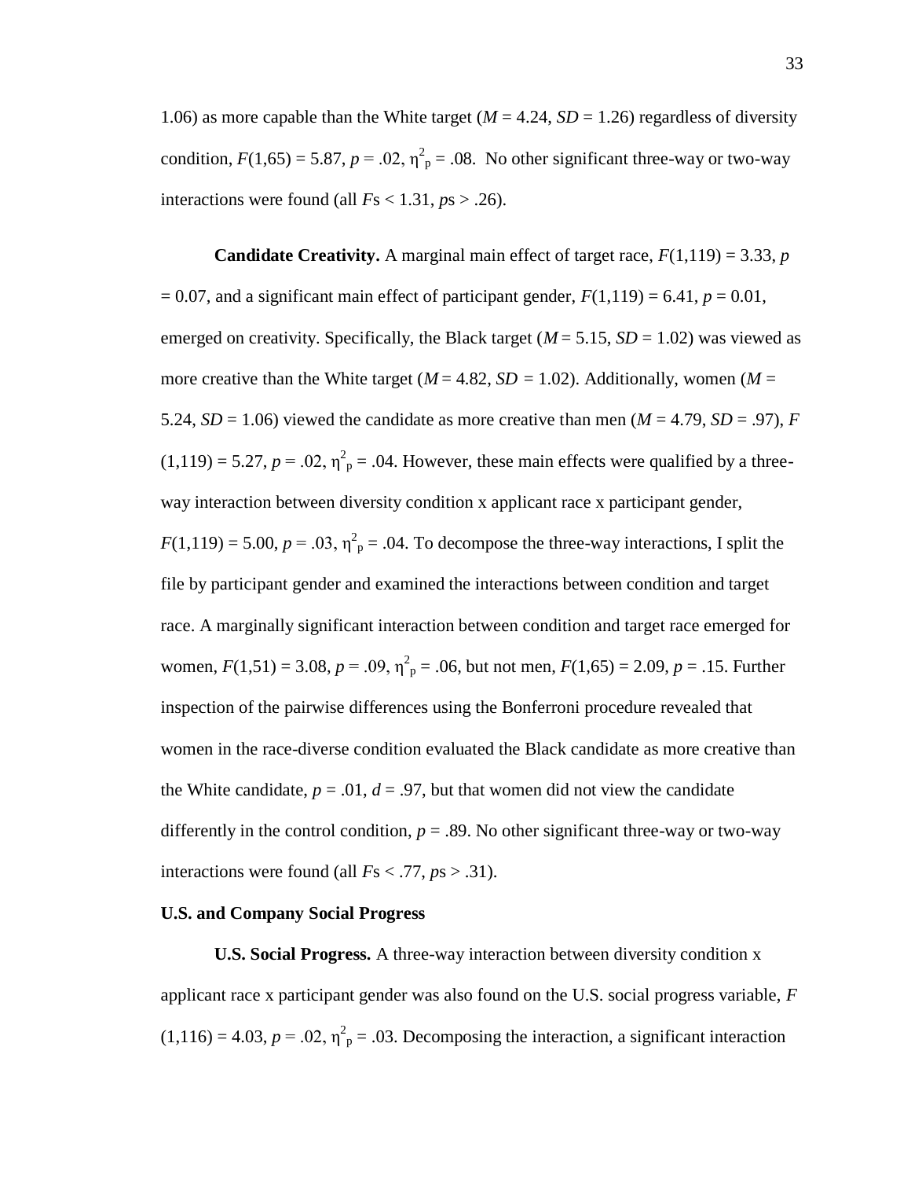1.06) as more capable than the White target ($M$ = 4.24, $SD$ = 1.26) regardless of diversity condition, $F$(1,65) = 5.87, $p$ = .02, $\eta^2_p$ = .08. No other significant three-way or two-way interactions were found (all $F$s < 1.31, $p$s > .26).

**Candidate Creativity.** A marginal main effect of target race, $F$(1,119) = 3.33, $p$ = 0.07, and a significant main effect of participant gender, $F$(1,119) = 6.41, $p$ = 0.01, emerged on creativity. Specifically, the Black target ($M$ = 5.15, $SD$ = 1.02) was viewed as more creative than the White target ($M$ = 4.82, $SD$ = 1.02). Additionally, women ($M$ = 5.24, $SD$ = 1.06) viewed the candidate as more creative than men ($M$ = 4.79, $SD$ = .97), $F$ (1,119) = 5.27, $p$ = .02, $\eta^2_p$ = .04. However, these main effects were qualified by a three-way interaction between diversity condition x applicant race x participant gender, $F$(1,119) = 5.00, $p$ = .03, $\eta^2_p$ = .04. To decompose the three-way interactions, I split the file by participant gender and examined the interactions between condition and target race. A marginally significant interaction between condition and target race emerged for women, $F$(1,51) = 3.08, $p$ = .09, $\eta^2_p$ = .06, but not men, $F$(1,65) = 2.09, $p$ = .15. Further inspection of the pairwise differences using the Bonferroni procedure revealed that women in the race-diverse condition evaluated the Black candidate as more creative than the White candidate, $p$ = .01, $d$ = .97, but that women did not view the candidate differently in the control condition, $p$ = .89. No other significant three-way or two-way interactions were found (all $F$s < .77, $p$s > .31).

### U.S. and Company Social Progress

**U.S. Social Progress.** A three-way interaction between diversity condition x applicant race x participant gender was also found on the U.S. social progress variable, $F$ (1,116) = 4.03, $p$ = .02, $\eta^2_p$ = .03. Decomposing the interaction, a significant interaction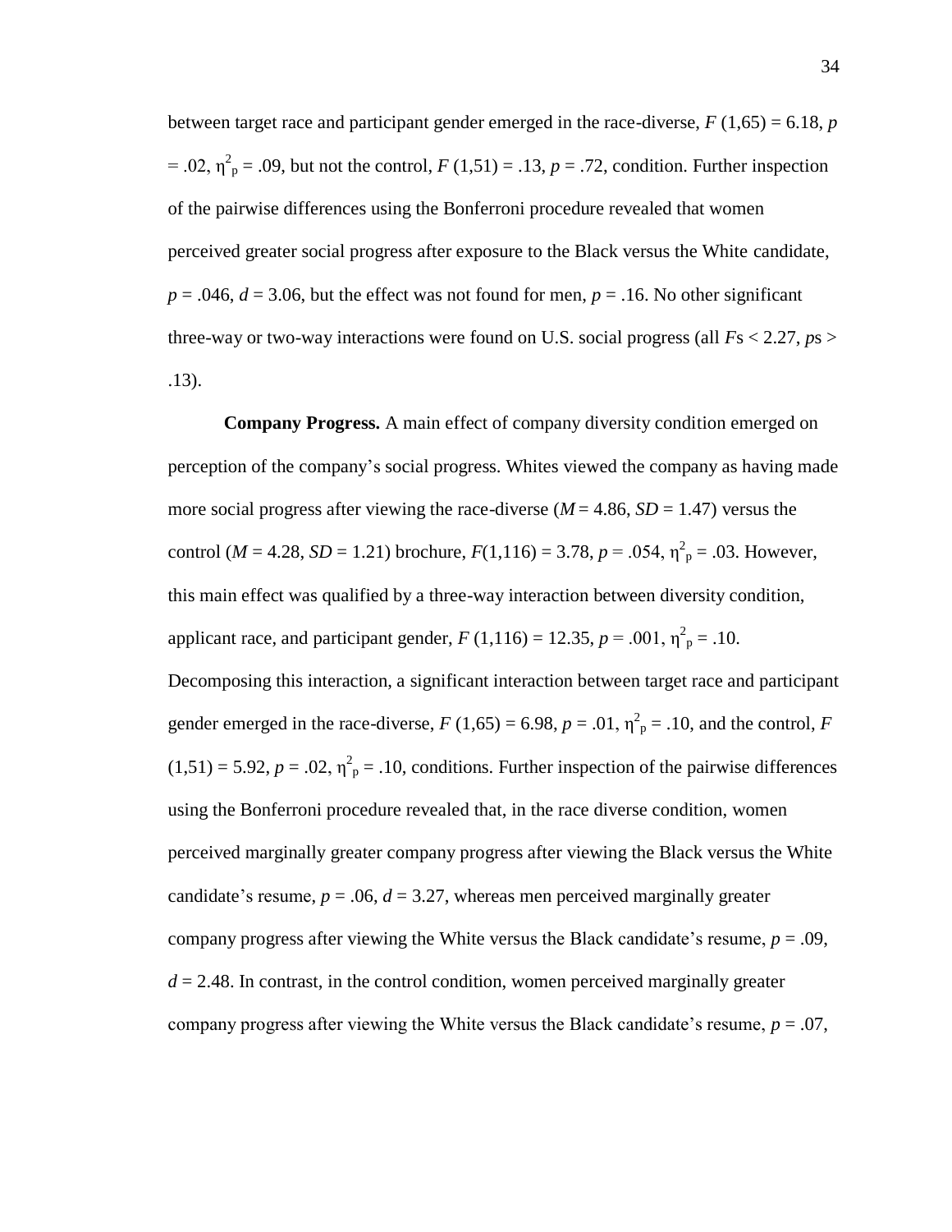between target race and participant gender emerged in the race-diverse, $F(1,65) = 6.18$, $p = .02$, $\eta^2_p = .09$, but not the control, $F(1,51) = .13$, $p = .72$, condition. Further inspection of the pairwise differences using the Bonferroni procedure revealed that women perceived greater social progress after exposure to the Black versus the White candidate, $p = .046$, $d = 3.06$, but the effect was not found for men, $p = .16$. No other significant three-way or two-way interactions were found on U.S. social progress (all $F$s < 2.27, $p$s > .13).

**Company Progress.** A main effect of company diversity condition emerged on perception of the company's social progress. Whites viewed the company as having made more social progress after viewing the race-diverse ($M = 4.86$, $SD = 1.47$) versus the control ($M = 4.28$, $SD = 1.21$) brochure, $F(1,116) = 3.78$, $p = .054$, $\eta^2_p = .03$. However, this main effect was qualified by a three-way interaction between diversity condition, applicant race, and participant gender, $F(1,116) = 12.35$, $p = .001$, $\eta^2_p = .10$. Decomposing this interaction, a significant interaction between target race and participant gender emerged in the race-diverse, $F(1,65) = 6.98$, $p = .01$, $\eta^2_p = .10$, and the control, $F(1,51) = 5.92$, $p = .02$, $\eta^2_p = .10$, conditions. Further inspection of the pairwise differences using the Bonferroni procedure revealed that, in the race diverse condition, women perceived marginally greater company progress after viewing the Black versus the White candidate's resume, $p = .06$, $d = 3.27$, whereas men perceived marginally greater company progress after viewing the White versus the Black candidate's resume, $p = .09$, $d = 2.48$. In contrast, in the control condition, women perceived marginally greater company progress after viewing the White versus the Black candidate's resume, $p = .07$,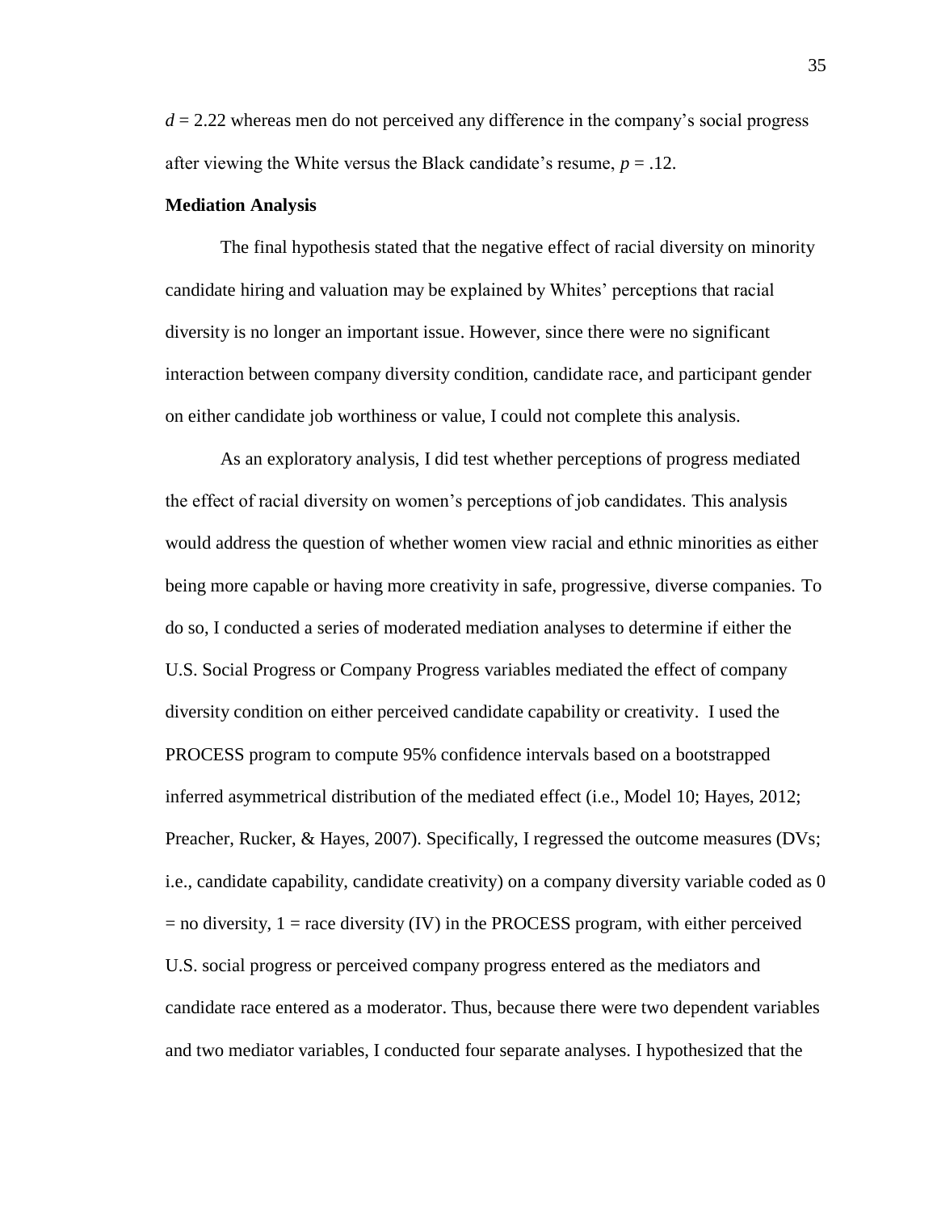$d = 2.22$ whereas men do not perceived any difference in the company's social progress after viewing the White versus the Black candidate's resume, $p = .12$.

**Mediation Analysis**

The final hypothesis stated that the negative effect of racial diversity on minority candidate hiring and valuation may be explained by Whites' perceptions that racial diversity is no longer an important issue. However, since there were no significant interaction between company diversity condition, candidate race, and participant gender on either candidate job worthiness or value, I could not complete this analysis.

As an exploratory analysis, I did test whether perceptions of progress mediated the effect of racial diversity on women's perceptions of job candidates. This analysis would address the question of whether women view racial and ethnic minorities as either being more capable or having more creativity in safe, progressive, diverse companies. To do so, I conducted a series of moderated mediation analyses to determine if either the U.S. Social Progress or Company Progress variables mediated the effect of company diversity condition on either perceived candidate capability or creativity. I used the PROCESS program to compute 95% confidence intervals based on a bootstrapped inferred asymmetrical distribution of the mediated effect (i.e., Model 10; Hayes, 2012; Preacher, Rucker, & Hayes, 2007). Specifically, I regressed the outcome measures (DVs; i.e., candidate capability, candidate creativity) on a company diversity variable coded as 0 = no diversity, 1 = race diversity (IV) in the PROCESS program, with either perceived U.S. social progress or perceived company progress entered as the mediators and candidate race entered as a moderator. Thus, because there were two dependent variables and two mediator variables, I conducted four separate analyses. I hypothesized that the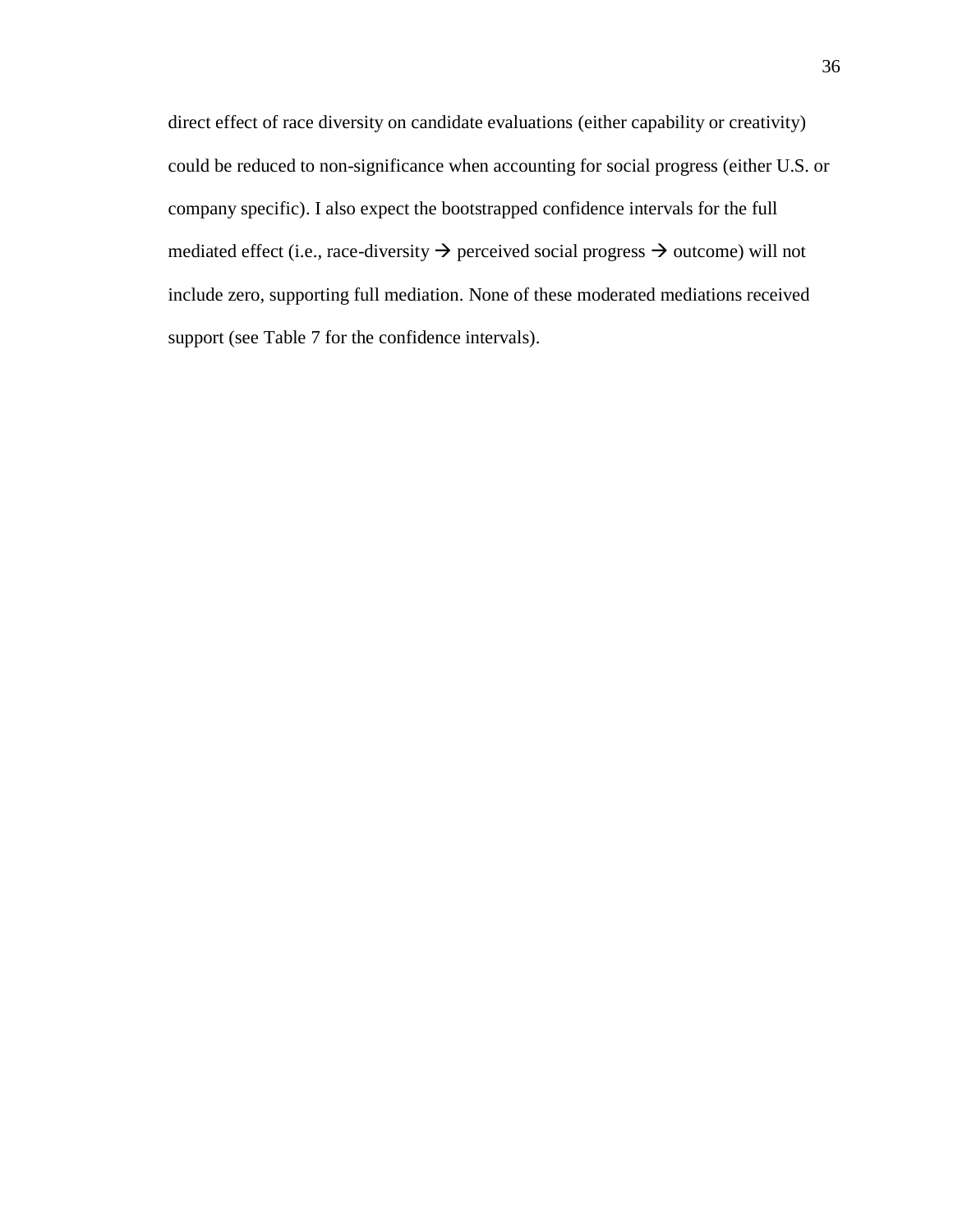direct effect of race diversity on candidate evaluations (either capability or creativity) could be reduced to non-significance when accounting for social progress (either U.S. or company specific). I also expect the bootstrapped confidence intervals for the full mediated effect (i.e., race-diversity → perceived social progress → outcome) will not include zero, supporting full mediation. None of these moderated mediations received support (see Table 7 for the confidence intervals).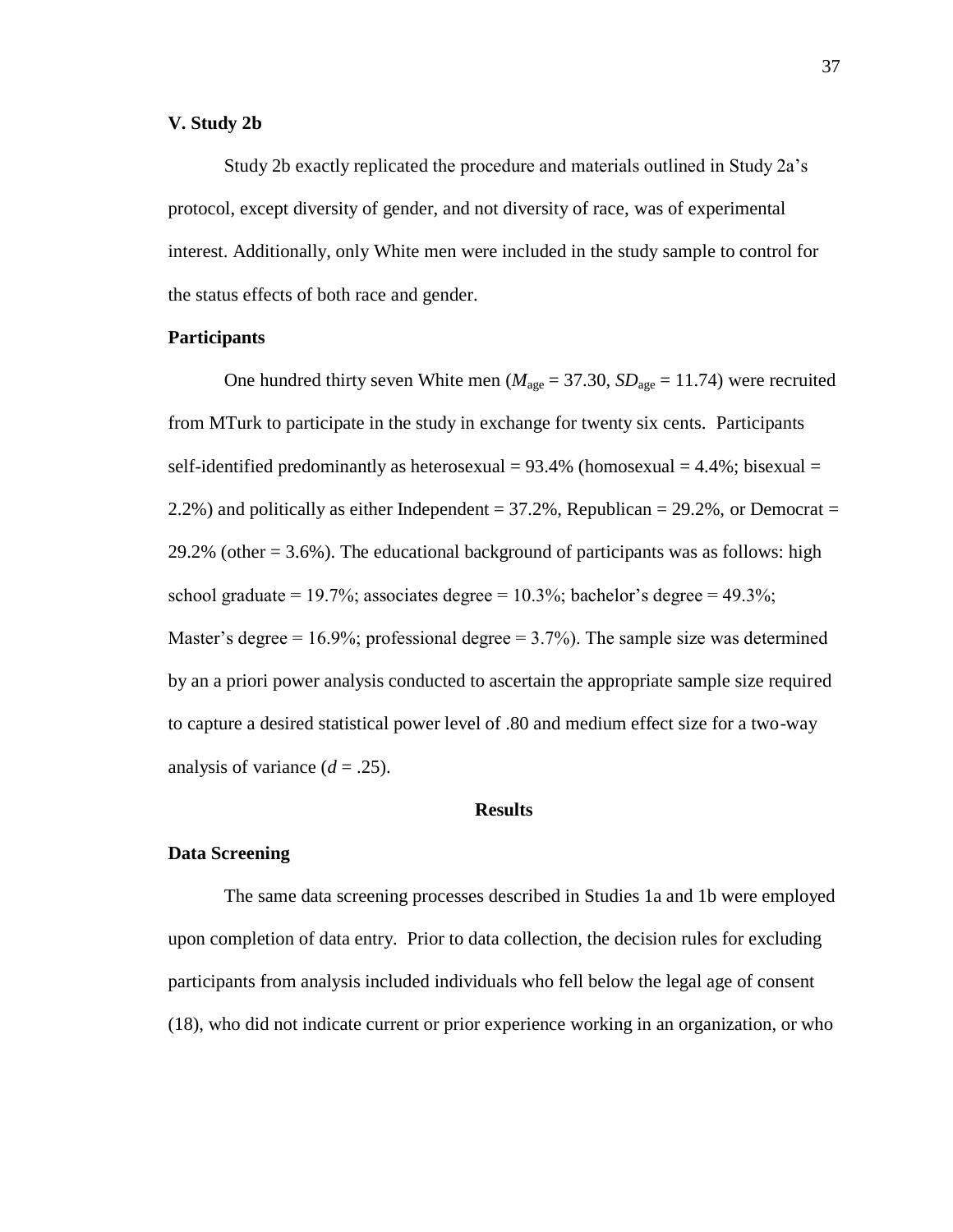## V. Study 2b

Study 2b exactly replicated the procedure and materials outlined in Study 2a's protocol, except diversity of gender, and not diversity of race, was of experimental interest. Additionally, only White men were included in the study sample to control for the status effects of both race and gender.

### Participants

One hundred thirty seven White men ($M_{\text{age}} = 37.30$, $SD_{\text{age}} = 11.74$) were recruited from MTurk to participate in the study in exchange for twenty six cents. Participants self-identified predominantly as heterosexual = 93.4% (homosexual = 4.4%; bisexual = 2.2%) and politically as either Independent = 37.2%, Republican = 29.2%, or Democrat = 29.2% (other = 3.6%). The educational background of participants was as follows: high school graduate = 19.7%; associates degree = 10.3%; bachelor's degree = 49.3%; Master's degree = 16.9%; professional degree = 3.7%). The sample size was determined by an a priori power analysis conducted to ascertain the appropriate sample size required to capture a desired statistical power level of .80 and medium effect size for a two-way analysis of variance ($d = .25$).

## Results

### Data Screening

The same data screening processes described in Studies 1a and 1b were employed upon completion of data entry. Prior to data collection, the decision rules for excluding participants from analysis included individuals who fell below the legal age of consent (18), who did not indicate current or prior experience working in an organization, or who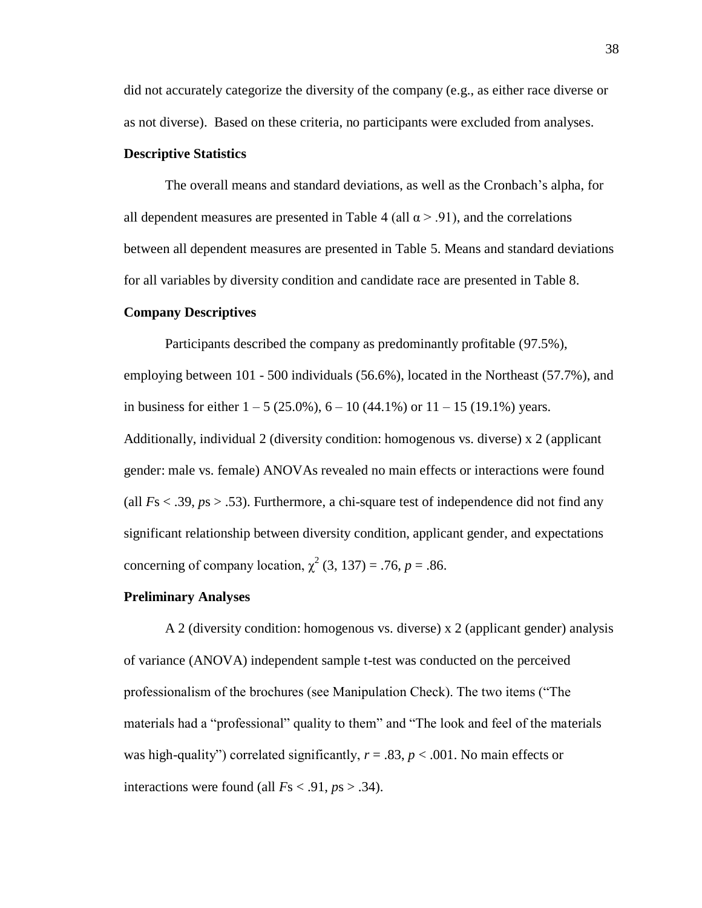did not accurately categorize the diversity of the company (e.g., as either race diverse or as not diverse). Based on these criteria, no participants were excluded from analyses.

**Descriptive Statistics**

The overall means and standard deviations, as well as the Cronbach's alpha, for all dependent measures are presented in Table 4 (all $\alpha > .91$), and the correlations between all dependent measures are presented in Table 5. Means and standard deviations for all variables by diversity condition and candidate race are presented in Table 8.

**Company Descriptives**

Participants described the company as predominantly profitable (97.5%), employing between 101 - 500 individuals (56.6%), located in the Northeast (57.7%), and in business for either 1 – 5 (25.0%), 6 – 10 (44.1%) or 11 – 15 (19.1%) years. Additionally, individual 2 (diversity condition: homogenous vs. diverse) x 2 (applicant gender: male vs. female) ANOVAs revealed no main effects or interactions were found (all $F$s < .39, $p$s > .53). Furthermore, a chi-square test of independence did not find any significant relationship between diversity condition, applicant gender, and expectations concerning of company location, $\chi^2$ (3, 137) = .76, $p$ = .86.

**Preliminary Analyses**

A 2 (diversity condition: homogenous vs. diverse) x 2 (applicant gender) analysis of variance (ANOVA) independent sample t-test was conducted on the perceived professionalism of the brochures (see Manipulation Check). The two items ("The materials had a "professional" quality to them" and "The look and feel of the materials was high-quality") correlated significantly, $r = .83$, $p < .001$. No main effects or interactions were found (all $F$s < .91, $p$s > .34).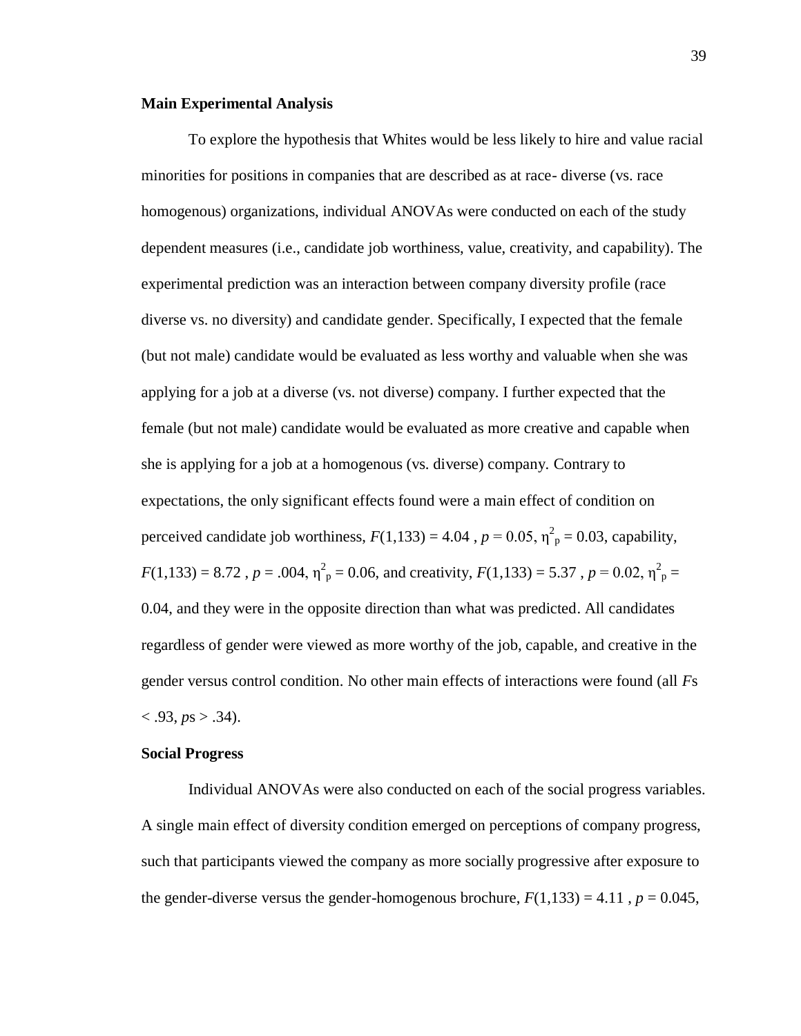**Main Experimental Analysis**

To explore the hypothesis that Whites would be less likely to hire and value racial minorities for positions in companies that are described as at race- diverse (vs. race homogenous) organizations, individual ANOVAs were conducted on each of the study dependent measures (i.e., candidate job worthiness, value, creativity, and capability). The experimental prediction was an interaction between company diversity profile (race diverse vs. no diversity) and candidate gender. Specifically, I expected that the female (but not male) candidate would be evaluated as less worthy and valuable when she was applying for a job at a diverse (vs. not diverse) company. I further expected that the female (but not male) candidate would be evaluated as more creative and capable when she is applying for a job at a homogenous (vs. diverse) company. Contrary to expectations, the only significant effects found were a main effect of condition on perceived candidate job worthiness, $F(1,133) = 4.04$ , $p = 0.05$, $\eta^2_p = 0.03$, capability, $F(1,133) = 8.72$ , $p = .004$, $\eta^2_p = 0.06$, and creativity, $F(1,133) = 5.37$ , $p = 0.02$, $\eta^2_p = 0.04$, and they were in the opposite direction than what was predicted. All candidates regardless of gender were viewed as more worthy of the job, capable, and creative in the gender versus control condition. No other main effects of interactions were found (all *F*s $< .93$, *p*s $> .34$).

**Social Progress**

Individual ANOVAs were also conducted on each of the social progress variables. A single main effect of diversity condition emerged on perceptions of company progress, such that participants viewed the company as more socially progressive after exposure to the gender-diverse versus the gender-homogenous brochure, $F(1,133) = 4.11$ , $p = 0.045$,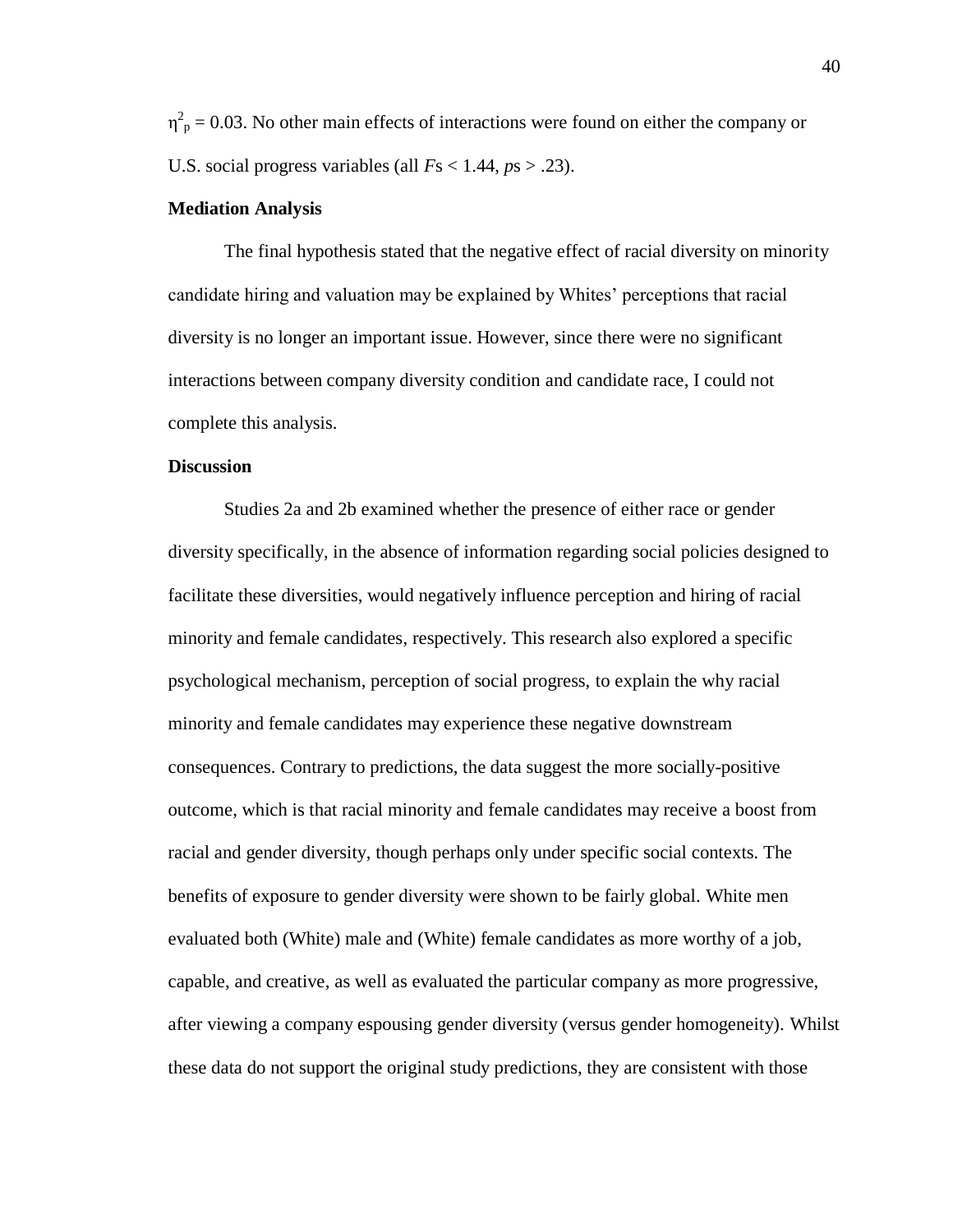$\eta^2_p = 0.03$. No other main effects of interactions were found on either the company or U.S. social progress variables (all $F$s $< 1.44$, $p$s $> .23$).

**Mediation Analysis**

The final hypothesis stated that the negative effect of racial diversity on minority candidate hiring and valuation may be explained by Whites' perceptions that racial diversity is no longer an important issue. However, since there were no significant interactions between company diversity condition and candidate race, I could not complete this analysis.

**Discussion**

Studies 2a and 2b examined whether the presence of either race or gender diversity specifically, in the absence of information regarding social policies designed to facilitate these diversities, would negatively influence perception and hiring of racial minority and female candidates, respectively. This research also explored a specific psychological mechanism, perception of social progress, to explain the why racial minority and female candidates may experience these negative downstream consequences. Contrary to predictions, the data suggest the more socially-positive outcome, which is that racial minority and female candidates may receive a boost from racial and gender diversity, though perhaps only under specific social contexts. The benefits of exposure to gender diversity were shown to be fairly global. White men evaluated both (White) male and (White) female candidates as more worthy of a job, capable, and creative, as well as evaluated the particular company as more progressive, after viewing a company espousing gender diversity (versus gender homogeneity). Whilst these data do not support the original study predictions, they are consistent with those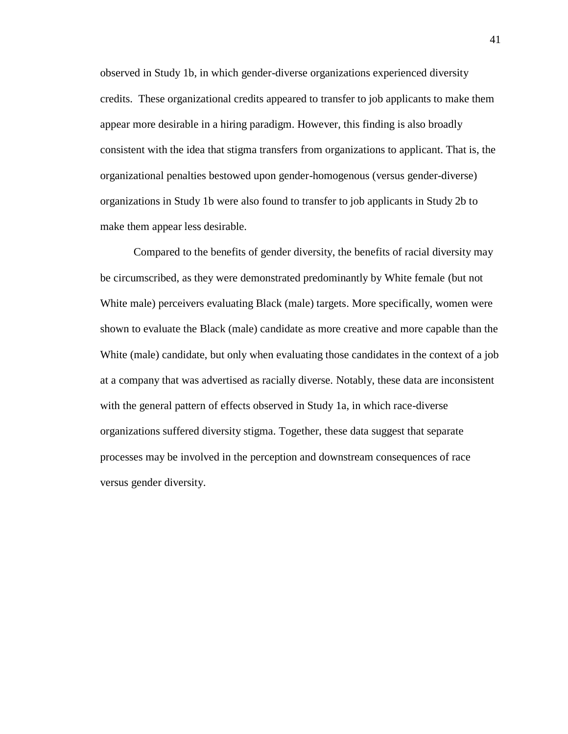observed in Study 1b, in which gender-diverse organizations experienced diversity credits. These organizational credits appeared to transfer to job applicants to make them appear more desirable in a hiring paradigm. However, this finding is also broadly consistent with the idea that stigma transfers from organizations to applicant. That is, the organizational penalties bestowed upon gender-homogenous (versus gender-diverse) organizations in Study 1b were also found to transfer to job applicants in Study 2b to make them appear less desirable.

Compared to the benefits of gender diversity, the benefits of racial diversity may be circumscribed, as they were demonstrated predominantly by White female (but not White male) perceivers evaluating Black (male) targets. More specifically, women were shown to evaluate the Black (male) candidate as more creative and more capable than the White (male) candidate, but only when evaluating those candidates in the context of a job at a company that was advertised as racially diverse. Notably, these data are inconsistent with the general pattern of effects observed in Study 1a, in which race-diverse organizations suffered diversity stigma. Together, these data suggest that separate processes may be involved in the perception and downstream consequences of race versus gender diversity.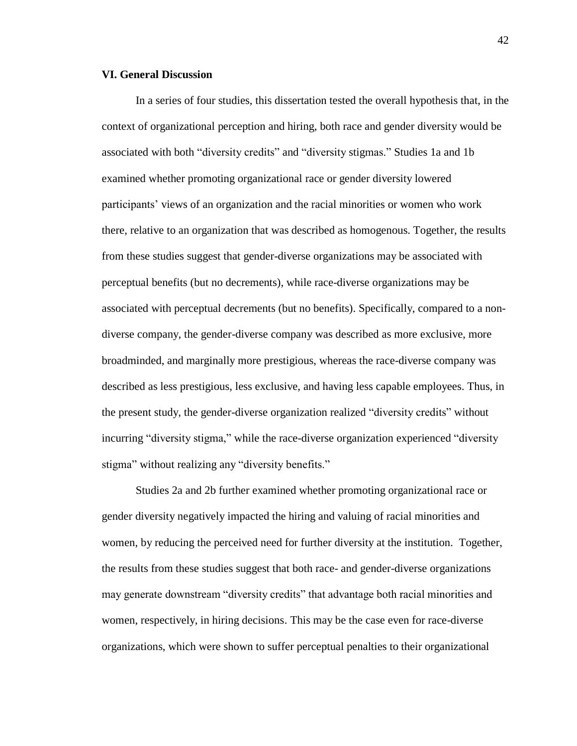## VI. General Discussion

In a series of four studies, this dissertation tested the overall hypothesis that, in the context of organizational perception and hiring, both race and gender diversity would be associated with both "diversity credits" and "diversity stigmas." Studies 1a and 1b examined whether promoting organizational race or gender diversity lowered participants' views of an organization and the racial minorities or women who work there, relative to an organization that was described as homogenous. Together, the results from these studies suggest that gender-diverse organizations may be associated with perceptual benefits (but no decrements), while race-diverse organizations may be associated with perceptual decrements (but no benefits). Specifically, compared to a non-diverse company, the gender-diverse company was described as more exclusive, more broadminded, and marginally more prestigious, whereas the race-diverse company was described as less prestigious, less exclusive, and having less capable employees. Thus, in the present study, the gender-diverse organization realized "diversity credits" without incurring "diversity stigma," while the race-diverse organization experienced "diversity stigma" without realizing any "diversity benefits."

Studies 2a and 2b further examined whether promoting organizational race or gender diversity negatively impacted the hiring and valuing of racial minorities and women, by reducing the perceived need for further diversity at the institution. Together, the results from these studies suggest that both race- and gender-diverse organizations may generate downstream "diversity credits" that advantage both racial minorities and women, respectively, in hiring decisions. This may be the case even for race-diverse organizations, which were shown to suffer perceptual penalties to their organizational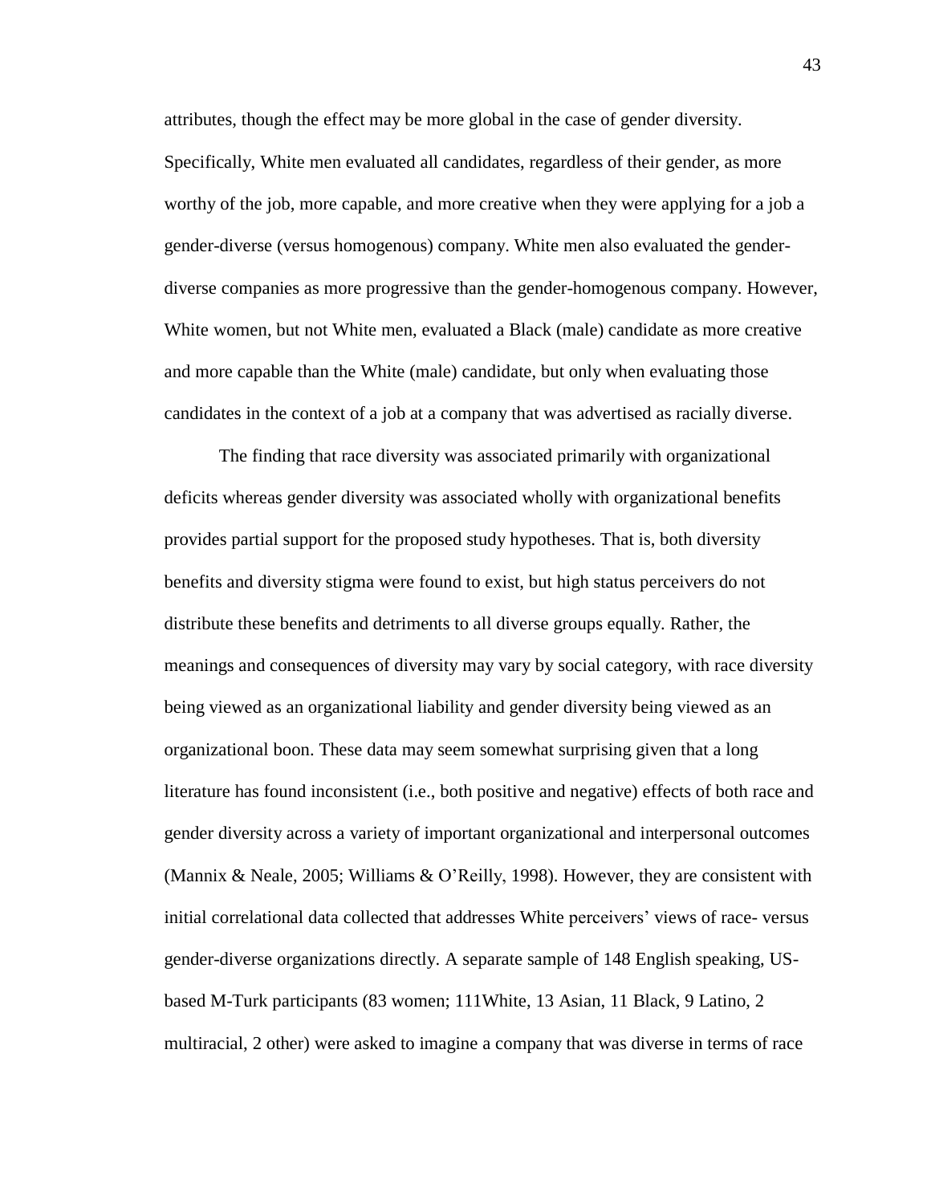attributes, though the effect may be more global in the case of gender diversity. Specifically, White men evaluated all candidates, regardless of their gender, as more worthy of the job, more capable, and more creative when they were applying for a job a gender-diverse (versus homogenous) company. White men also evaluated the gender-diverse companies as more progressive than the gender-homogenous company. However, White women, but not White men, evaluated a Black (male) candidate as more creative and more capable than the White (male) candidate, but only when evaluating those candidates in the context of a job at a company that was advertised as racially diverse.

The finding that race diversity was associated primarily with organizational deficits whereas gender diversity was associated wholly with organizational benefits provides partial support for the proposed study hypotheses. That is, both diversity benefits and diversity stigma were found to exist, but high status perceivers do not distribute these benefits and detriments to all diverse groups equally. Rather, the meanings and consequences of diversity may vary by social category, with race diversity being viewed as an organizational liability and gender diversity being viewed as an organizational boon. These data may seem somewhat surprising given that a long literature has found inconsistent (i.e., both positive and negative) effects of both race and gender diversity across a variety of important organizational and interpersonal outcomes (Mannix & Neale, 2005; Williams & O'Reilly, 1998). However, they are consistent with initial correlational data collected that addresses White perceivers' views of race- versus gender-diverse organizations directly. A separate sample of 148 English speaking, US-based M-Turk participants (83 women; 111White, 13 Asian, 11 Black, 9 Latino, 2 multiracial, 2 other) were asked to imagine a company that was diverse in terms of race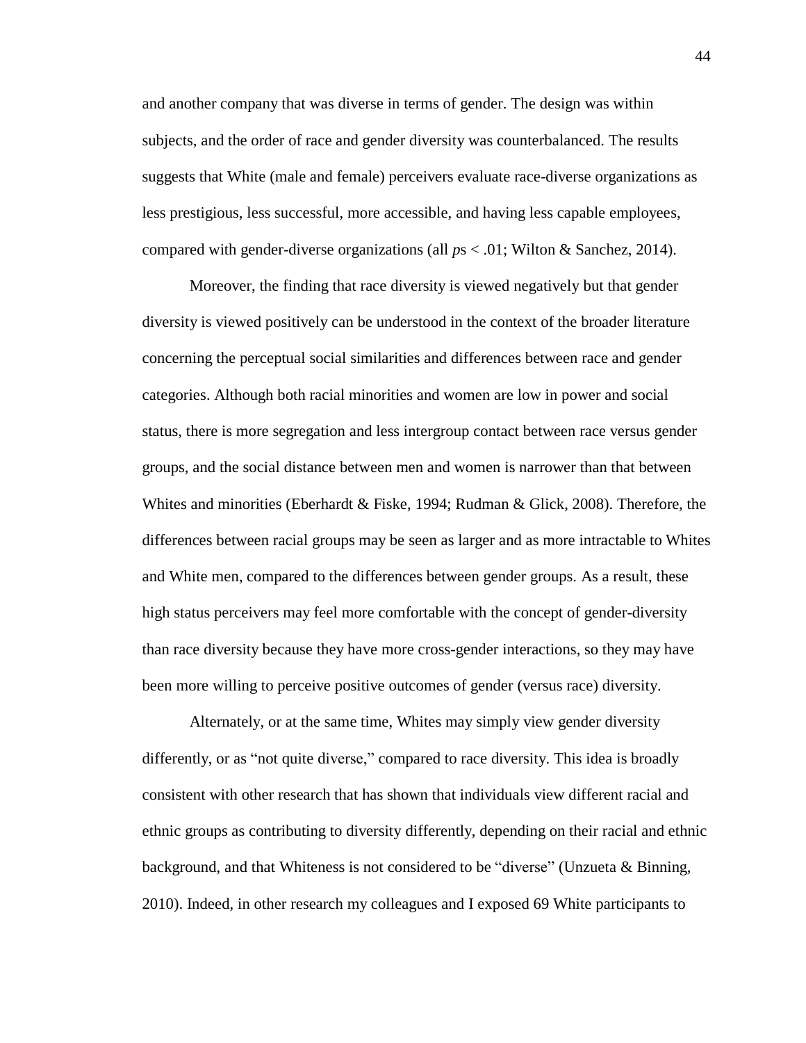and another company that was diverse in terms of gender. The design was within subjects, and the order of race and gender diversity was counterbalanced. The results suggests that White (male and female) perceivers evaluate race-diverse organizations as less prestigious, less successful, more accessible, and having less capable employees, compared with gender-diverse organizations (all *p*s < .01; Wilton & Sanchez, 2014).

Moreover, the finding that race diversity is viewed negatively but that gender diversity is viewed positively can be understood in the context of the broader literature concerning the perceptual social similarities and differences between race and gender categories. Although both racial minorities and women are low in power and social status, there is more segregation and less intergroup contact between race versus gender groups, and the social distance between men and women is narrower than that between Whites and minorities (Eberhardt & Fiske, 1994; Rudman & Glick, 2008). Therefore, the differences between racial groups may be seen as larger and as more intractable to Whites and White men, compared to the differences between gender groups. As a result, these high status perceivers may feel more comfortable with the concept of gender-diversity than race diversity because they have more cross-gender interactions, so they may have been more willing to perceive positive outcomes of gender (versus race) diversity.

Alternately, or at the same time, Whites may simply view gender diversity differently, or as "not quite diverse," compared to race diversity. This idea is broadly consistent with other research that has shown that individuals view different racial and ethnic groups as contributing to diversity differently, depending on their racial and ethnic background, and that Whiteness is not considered to be "diverse" (Unzueta & Binning, 2010). Indeed, in other research my colleagues and I exposed 69 White participants to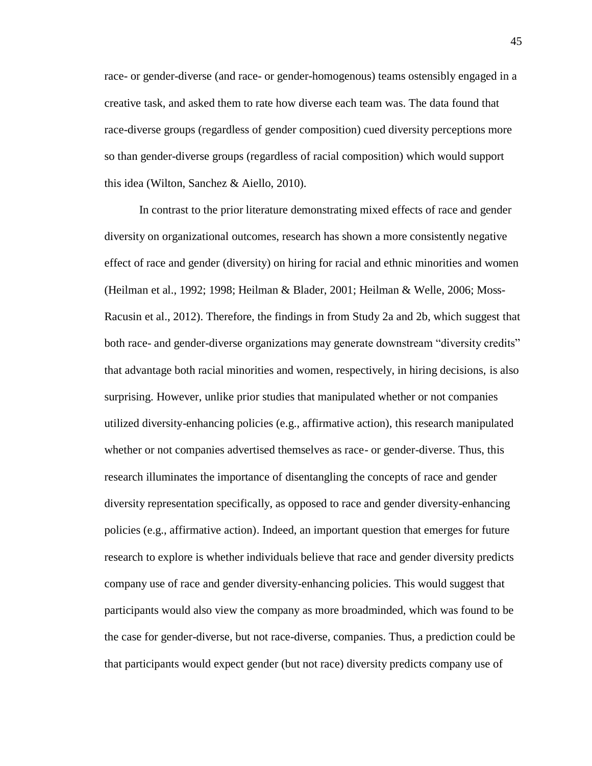race- or gender-diverse (and race- or gender-homogenous) teams ostensibly engaged in a creative task, and asked them to rate how diverse each team was. The data found that race-diverse groups (regardless of gender composition) cued diversity perceptions more so than gender-diverse groups (regardless of racial composition) which would support this idea (Wilton, Sanchez & Aiello, 2010).

In contrast to the prior literature demonstrating mixed effects of race and gender diversity on organizational outcomes, research has shown a more consistently negative effect of race and gender (diversity) on hiring for racial and ethnic minorities and women (Heilman et al., 1992; 1998; Heilman & Blader, 2001; Heilman & Welle, 2006; Moss-Racusin et al., 2012). Therefore, the findings in from Study 2a and 2b, which suggest that both race- and gender-diverse organizations may generate downstream "diversity credits" that advantage both racial minorities and women, respectively, in hiring decisions, is also surprising. However, unlike prior studies that manipulated whether or not companies utilized diversity-enhancing policies (e.g., affirmative action), this research manipulated whether or not companies advertised themselves as race- or gender-diverse. Thus, this research illuminates the importance of disentangling the concepts of race and gender diversity representation specifically, as opposed to race and gender diversity-enhancing policies (e.g., affirmative action). Indeed, an important question that emerges for future research to explore is whether individuals believe that race and gender diversity predicts company use of race and gender diversity-enhancing policies. This would suggest that participants would also view the company as more broadminded, which was found to be the case for gender-diverse, but not race-diverse, companies. Thus, a prediction could be that participants would expect gender (but not race) diversity predicts company use of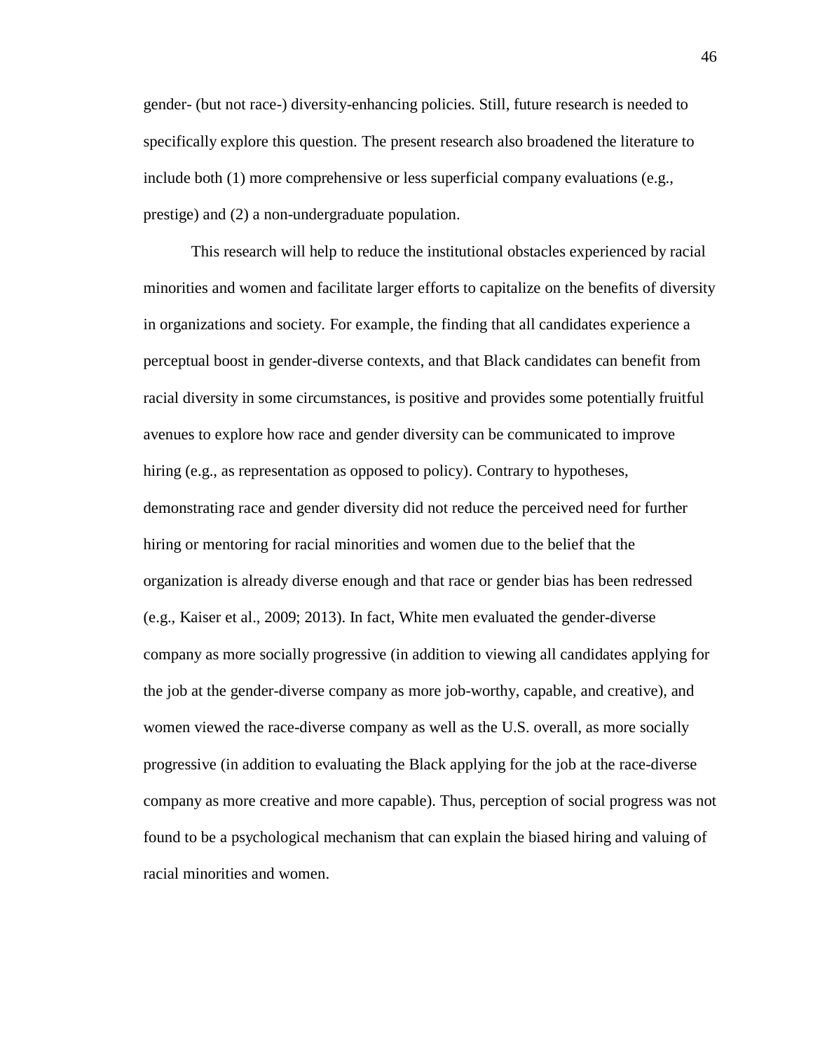gender- (but not race-) diversity-enhancing policies. Still, future research is needed to specifically explore this question. The present research also broadened the literature to include both (1) more comprehensive or less superficial company evaluations (e.g., prestige) and (2) a non-undergraduate population.

This research will help to reduce the institutional obstacles experienced by racial minorities and women and facilitate larger efforts to capitalize on the benefits of diversity in organizations and society. For example, the finding that all candidates experience a perceptual boost in gender-diverse contexts, and that Black candidates can benefit from racial diversity in some circumstances, is positive and provides some potentially fruitful avenues to explore how race and gender diversity can be communicated to improve hiring (e.g., as representation as opposed to policy). Contrary to hypotheses, demonstrating race and gender diversity did not reduce the perceived need for further hiring or mentoring for racial minorities and women due to the belief that the organization is already diverse enough and that race or gender bias has been redressed (e.g., Kaiser et al., 2009; 2013). In fact, White men evaluated the gender-diverse company as more socially progressive (in addition to viewing all candidates applying for the job at the gender-diverse company as more job-worthy, capable, and creative), and women viewed the race-diverse company as well as the U.S. overall, as more socially progressive (in addition to evaluating the Black applying for the job at the race-diverse company as more creative and more capable). Thus, perception of social progress was not found to be a psychological mechanism that can explain the biased hiring and valuing of racial minorities and women.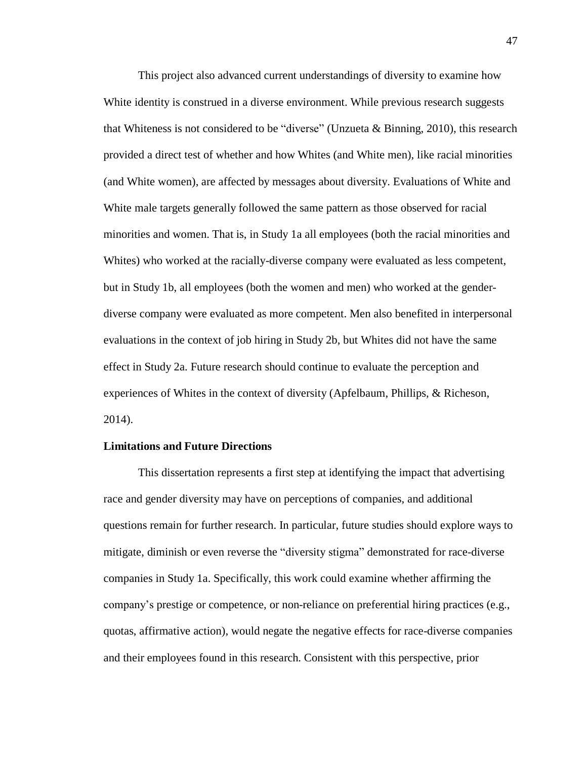This project also advanced current understandings of diversity to examine how White identity is construed in a diverse environment. While previous research suggests that Whiteness is not considered to be "diverse" (Unzueta & Binning, 2010), this research provided a direct test of whether and how Whites (and White men), like racial minorities (and White women), are affected by messages about diversity. Evaluations of White and White male targets generally followed the same pattern as those observed for racial minorities and women. That is, in Study 1a all employees (both the racial minorities and Whites) who worked at the racially-diverse company were evaluated as less competent, but in Study 1b, all employees (both the women and men) who worked at the gender-diverse company were evaluated as more competent. Men also benefited in interpersonal evaluations in the context of job hiring in Study 2b, but Whites did not have the same effect in Study 2a. Future research should continue to evaluate the perception and experiences of Whites in the context of diversity (Apfelbaum, Phillips, & Richeson, 2014).

**Limitations and Future Directions**

This dissertation represents a first step at identifying the impact that advertising race and gender diversity may have on perceptions of companies, and additional questions remain for further research. In particular, future studies should explore ways to mitigate, diminish or even reverse the "diversity stigma" demonstrated for race-diverse companies in Study 1a. Specifically, this work could examine whether affirming the company's prestige or competence, or non-reliance on preferential hiring practices (e.g., quotas, affirmative action), would negate the negative effects for race-diverse companies and their employees found in this research. Consistent with this perspective, prior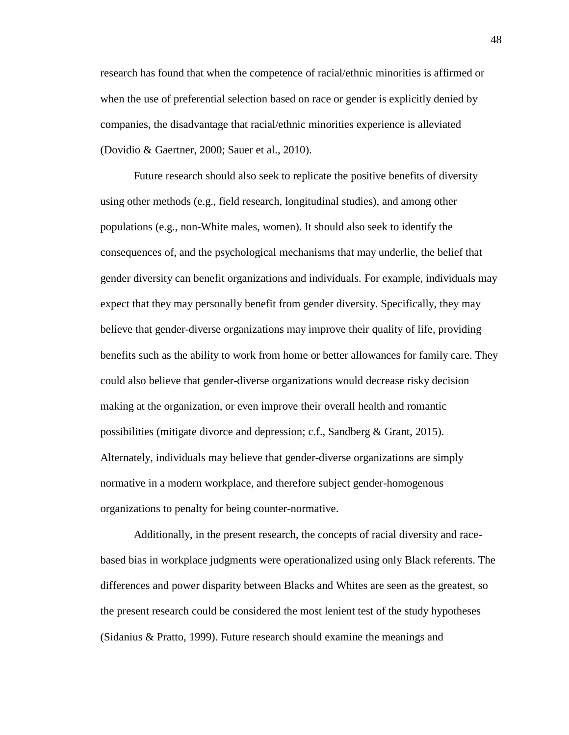research has found that when the competence of racial/ethnic minorities is affirmed or when the use of preferential selection based on race or gender is explicitly denied by companies, the disadvantage that racial/ethnic minorities experience is alleviated (Dovidio & Gaertner, 2000; Sauer et al., 2010).

Future research should also seek to replicate the positive benefits of diversity using other methods (e.g., field research, longitudinal studies), and among other populations (e.g., non-White males, women). It should also seek to identify the consequences of, and the psychological mechanisms that may underlie, the belief that gender diversity can benefit organizations and individuals. For example, individuals may expect that they may personally benefit from gender diversity. Specifically, they may believe that gender-diverse organizations may improve their quality of life, providing benefits such as the ability to work from home or better allowances for family care. They could also believe that gender-diverse organizations would decrease risky decision making at the organization, or even improve their overall health and romantic possibilities (mitigate divorce and depression; c.f., Sandberg & Grant, 2015). Alternately, individuals may believe that gender-diverse organizations are simply normative in a modern workplace, and therefore subject gender-homogenous organizations to penalty for being counter-normative.

Additionally, in the present research, the concepts of racial diversity and race-based bias in workplace judgments were operationalized using only Black referents. The differences and power disparity between Blacks and Whites are seen as the greatest, so the present research could be considered the most lenient test of the study hypotheses (Sidanius & Pratto, 1999). Future research should examine the meanings and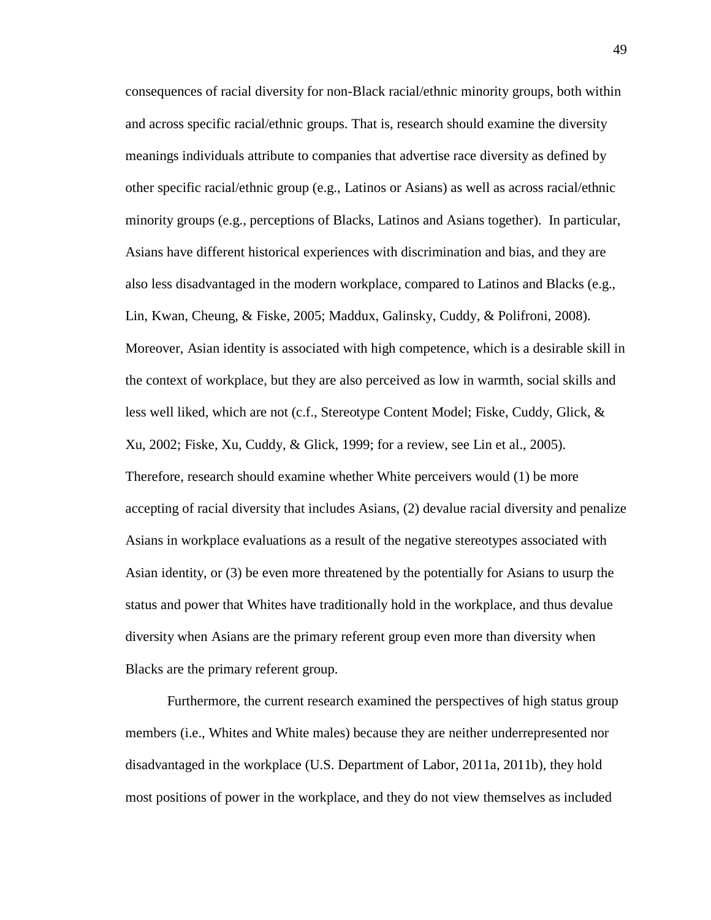consequences of racial diversity for non-Black racial/ethnic minority groups, both within and across specific racial/ethnic groups. That is, research should examine the diversity meanings individuals attribute to companies that advertise race diversity as defined by other specific racial/ethnic group (e.g., Latinos or Asians) as well as across racial/ethnic minority groups (e.g., perceptions of Blacks, Latinos and Asians together). In particular, Asians have different historical experiences with discrimination and bias, and they are also less disadvantaged in the modern workplace, compared to Latinos and Blacks (e.g., Lin, Kwan, Cheung, & Fiske, 2005; Maddux, Galinsky, Cuddy, & Polifroni, 2008). Moreover, Asian identity is associated with high competence, which is a desirable skill in the context of workplace, but they are also perceived as low in warmth, social skills and less well liked, which are not (c.f., Stereotype Content Model; Fiske, Cuddy, Glick, & Xu, 2002; Fiske, Xu, Cuddy, & Glick, 1999; for a review, see Lin et al., 2005). Therefore, research should examine whether White perceivers would (1) be more accepting of racial diversity that includes Asians, (2) devalue racial diversity and penalize Asians in workplace evaluations as a result of the negative stereotypes associated with Asian identity, or (3) be even more threatened by the potentially for Asians to usurp the status and power that Whites have traditionally hold in the workplace, and thus devalue diversity when Asians are the primary referent group even more than diversity when Blacks are the primary referent group.

Furthermore, the current research examined the perspectives of high status group members (i.e., Whites and White males) because they are neither underrepresented nor disadvantaged in the workplace (U.S. Department of Labor, 2011a, 2011b), they hold most positions of power in the workplace, and they do not view themselves as included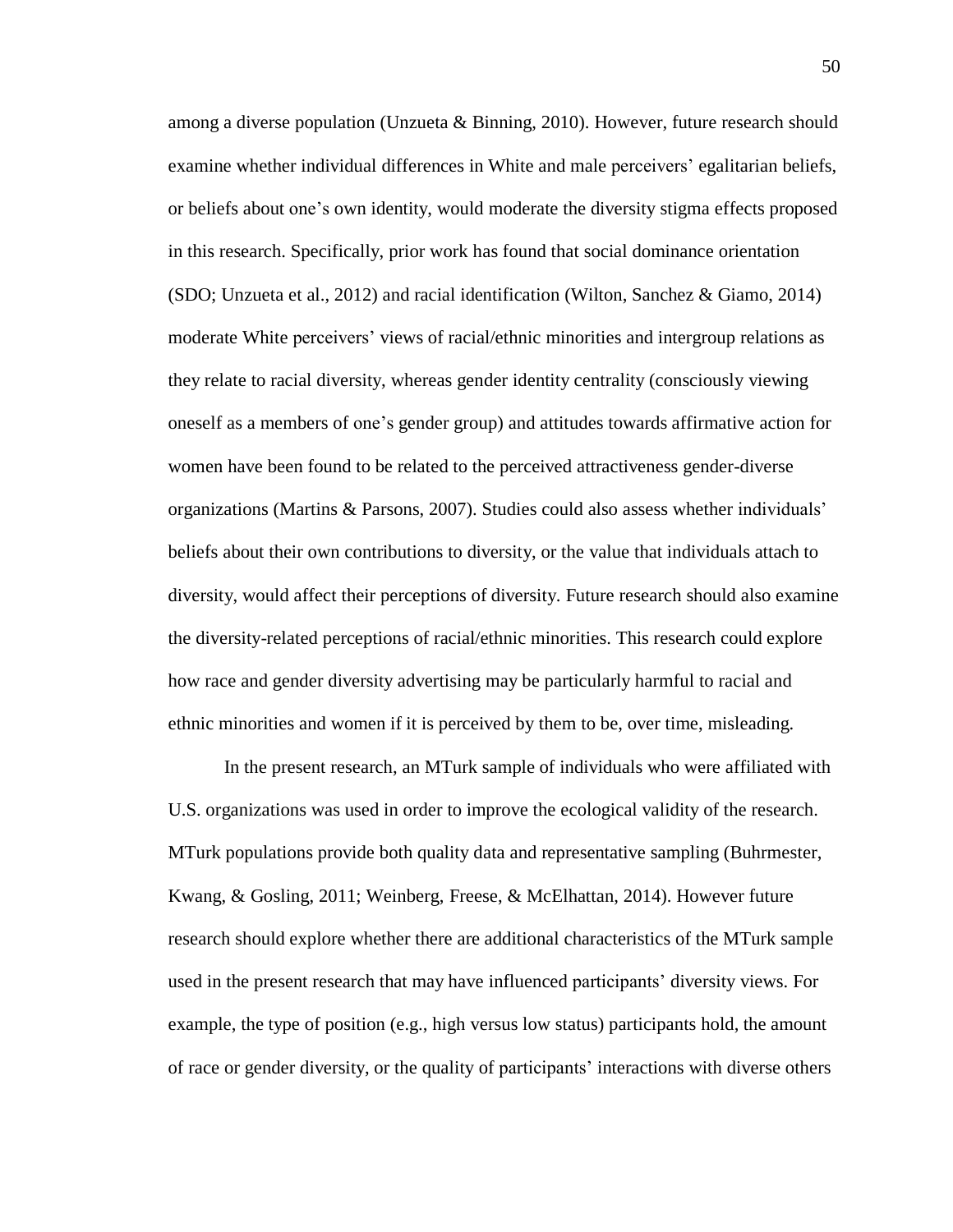among a diverse population (Unzueta & Binning, 2010). However, future research should examine whether individual differences in White and male perceivers' egalitarian beliefs, or beliefs about one's own identity, would moderate the diversity stigma effects proposed in this research. Specifically, prior work has found that social dominance orientation (SDO; Unzueta et al., 2012) and racial identification (Wilton, Sanchez & Giamo, 2014) moderate White perceivers' views of racial/ethnic minorities and intergroup relations as they relate to racial diversity, whereas gender identity centrality (consciously viewing oneself as a members of one's gender group) and attitudes towards affirmative action for women have been found to be related to the perceived attractiveness gender-diverse organizations (Martins & Parsons, 2007). Studies could also assess whether individuals' beliefs about their own contributions to diversity, or the value that individuals attach to diversity, would affect their perceptions of diversity. Future research should also examine the diversity-related perceptions of racial/ethnic minorities. This research could explore how race and gender diversity advertising may be particularly harmful to racial and ethnic minorities and women if it is perceived by them to be, over time, misleading.

In the present research, an MTurk sample of individuals who were affiliated with U.S. organizations was used in order to improve the ecological validity of the research. MTurk populations provide both quality data and representative sampling (Buhrmester, Kwang, & Gosling, 2011; Weinberg, Freese, & McElhattan, 2014). However future research should explore whether there are additional characteristics of the MTurk sample used in the present research that may have influenced participants' diversity views. For example, the type of position (e.g., high versus low status) participants hold, the amount of race or gender diversity, or the quality of participants' interactions with diverse others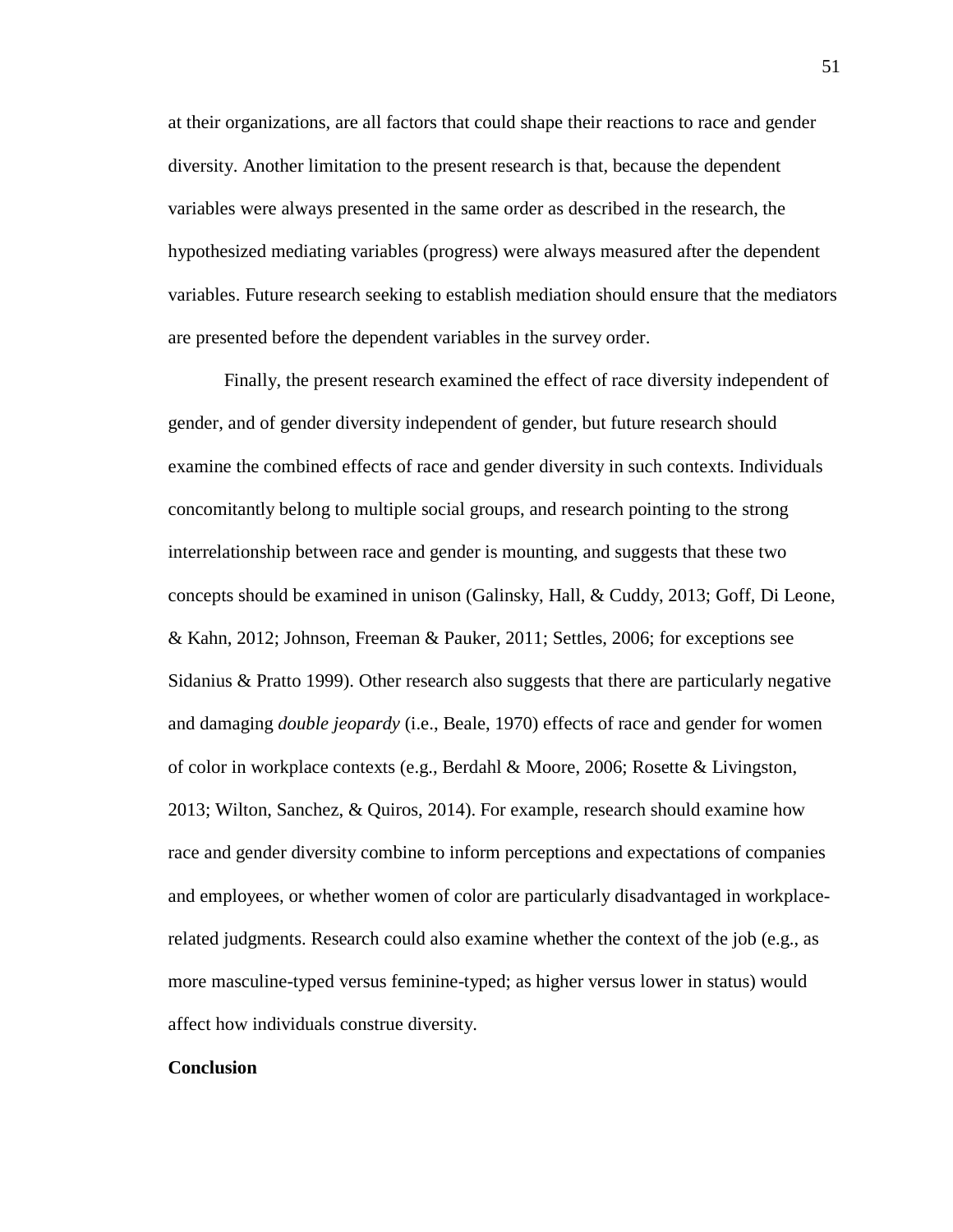at their organizations, are all factors that could shape their reactions to race and gender diversity. Another limitation to the present research is that, because the dependent variables were always presented in the same order as described in the research, the hypothesized mediating variables (progress) were always measured after the dependent variables. Future research seeking to establish mediation should ensure that the mediators are presented before the dependent variables in the survey order.

Finally, the present research examined the effect of race diversity independent of gender, and of gender diversity independent of gender, but future research should examine the combined effects of race and gender diversity in such contexts. Individuals concomitantly belong to multiple social groups, and research pointing to the strong interrelationship between race and gender is mounting, and suggests that these two concepts should be examined in unison (Galinsky, Hall, & Cuddy, 2013; Goff, Di Leone, & Kahn, 2012; Johnson, Freeman & Pauker, 2011; Settles, 2006; for exceptions see Sidanius & Pratto 1999). Other research also suggests that there are particularly negative and damaging *double jeopardy* (i.e., Beale, 1970) effects of race and gender for women of color in workplace contexts (e.g., Berdahl & Moore, 2006; Rosette & Livingston, 2013; Wilton, Sanchez, & Quiros, 2014). For example, research should examine how race and gender diversity combine to inform perceptions and expectations of companies and employees, or whether women of color are particularly disadvantaged in workplace-related judgments. Research could also examine whether the context of the job (e.g., as more masculine-typed versus feminine-typed; as higher versus lower in status) would affect how individuals construe diversity.

**Conclusion**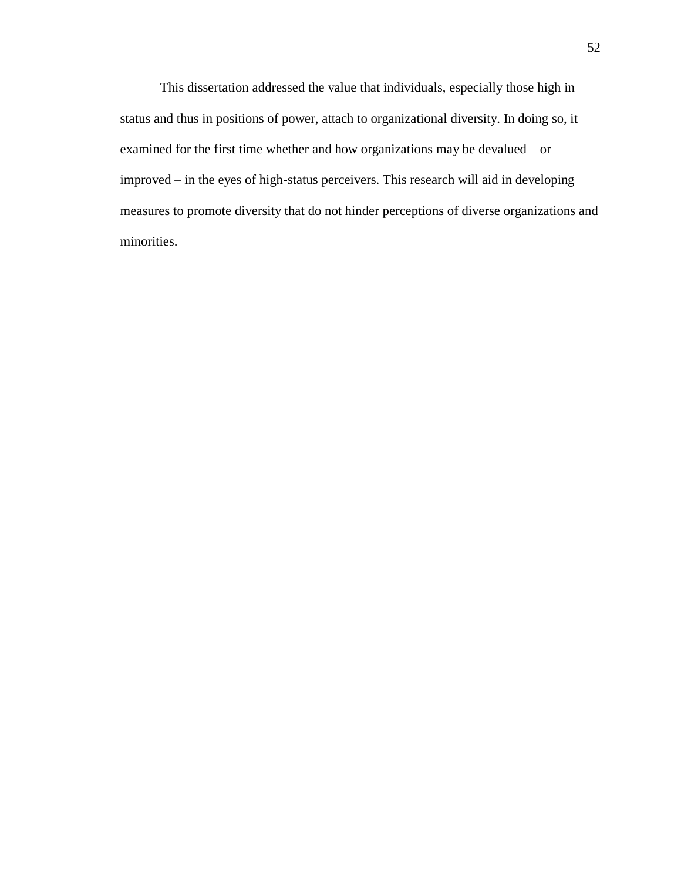This dissertation addressed the value that individuals, especially those high in status and thus in positions of power, attach to organizational diversity. In doing so, it examined for the first time whether and how organizations may be devalued – or improved – in the eyes of high-status perceivers. This research will aid in developing measures to promote diversity that do not hinder perceptions of diverse organizations and minorities.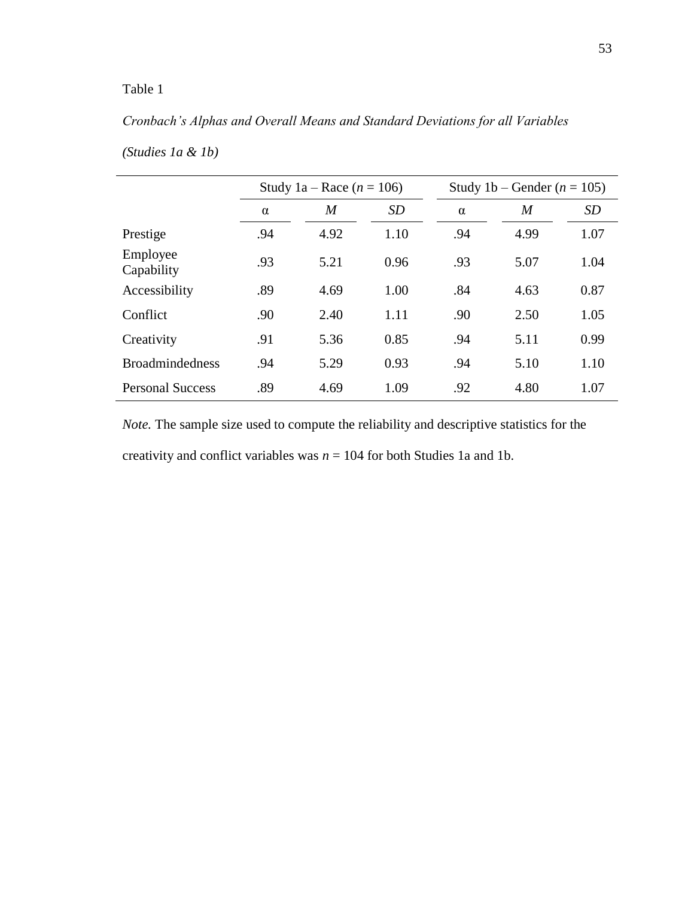Table 1

*Cronbach's Alphas and Overall Means and Standard Deviations for all Variables (Studies 1a & 1b)*

| | Study 1a – Race (*n* = 106) | | | Study 1b – Gender (*n* = 105) | | |
|---|---|---|---|---|---|---|
| | α | *M* | *SD* | α | *M* | *SD* |
| Prestige | .94 | 4.92 | 1.10 | .94 | 4.99 | 1.07 |
| Employee Capability | .93 | 5.21 | 0.96 | .93 | 5.07 | 1.04 |
| Accessibility | .89 | 4.69 | 1.00 | .84 | 4.63 | 0.87 |
| Conflict | .90 | 2.40 | 1.11 | .90 | 2.50 | 1.05 |
| Creativity | .91 | 5.36 | 0.85 | .94 | 5.11 | 0.99 |
| Broadmindedness | .94 | 5.29 | 0.93 | .94 | 5.10 | 1.10 |
| Personal Success | .89 | 4.69 | 1.09 | .92 | 4.80 | 1.07 |

*Note.* The sample size used to compute the reliability and descriptive statistics for the creativity and conflict variables was *n* = 104 for both Studies 1a and 1b.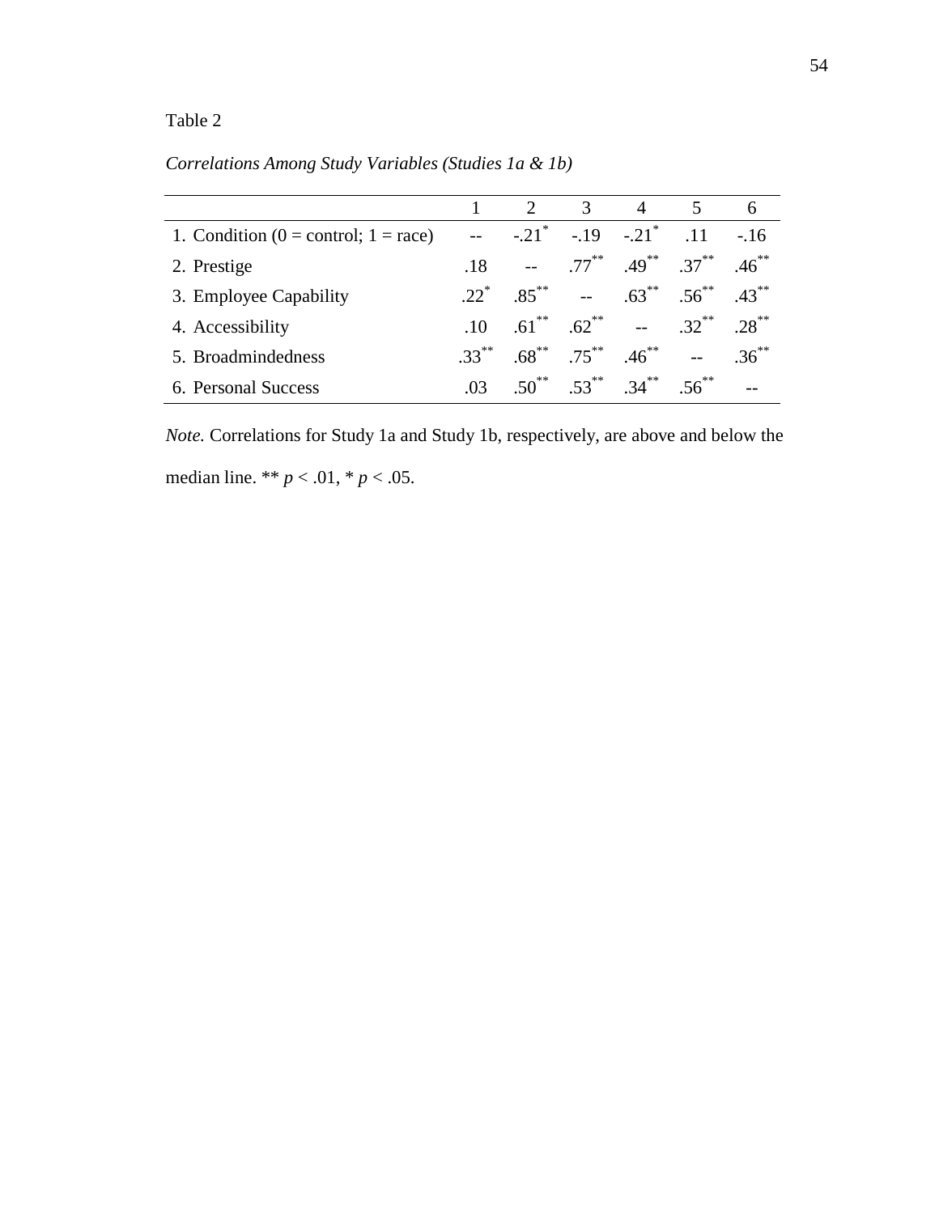Table 2

*Correlations Among Study Variables (Studies 1a & 1b)*

| | 1 | 2 | 3 | 4 | 5 | 6 |
|---|---|---|---|---|---|---|
| 1. Condition (0 = control; 1 = race) | -- | -.21* | -.19 | -.21* | .11 | -.16 |
| 2. Prestige | .18 | -- | .77** | .49** | .37** | .46** |
| 3. Employee Capability | .22* | .85** | -- | .63** | .56** | .43** |
| 4. Accessibility | .10 | .61** | .62** | -- | .32** | .28** |
| 5. Broadmindedness | .33** | .68** | .75** | .46** | -- | .36** |
| 6. Personal Success | .03 | .50** | .53** | .34** | .56** | -- |

*Note.* Correlations for Study 1a and Study 1b, respectively, are above and below the median line. ** $p < .01$, * $p < .05$.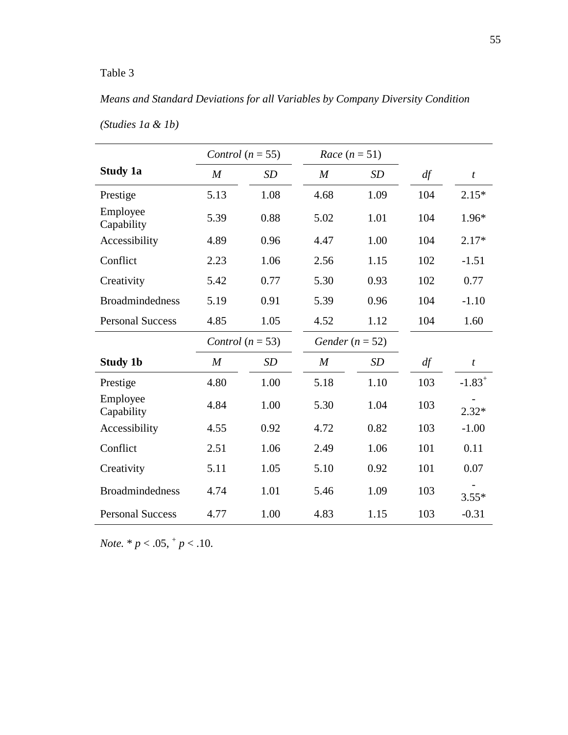Table 3

*Means and Standard Deviations for all Variables by Company Diversity Condition (Studies 1a & 1b)*

| | *Control* ($n$ = 55) | | *Race* ($n$ = 51) | | | |
|---|---|---|---|---|---|---|
| **Study 1a** | *M* | *SD* | *M* | *SD* | *df* | *t* |
| Prestige | 5.13 | 1.08 | 4.68 | 1.09 | 104 | 2.15* |
| Employee Capability | 5.39 | 0.88 | 5.02 | 1.01 | 104 | 1.96* |
| Accessibility | 4.89 | 0.96 | 4.47 | 1.00 | 104 | 2.17* |
| Conflict | 2.23 | 1.06 | 2.56 | 1.15 | 102 | -1.51 |
| Creativity | 5.42 | 0.77 | 5.30 | 0.93 | 102 | 0.77 |
| Broadmindedness | 5.19 | 0.91 | 5.39 | 0.96 | 104 | -1.10 |
| Personal Success | 4.85 | 1.05 | 4.52 | 1.12 | 104 | 1.60 |
| | *Control* ($n$ = 53) | | *Gender* ($n$ = 52) | | | |
| **Study 1b** | *M* | *SD* | *M* | *SD* | *df* | *t* |
| Prestige | 4.80 | 1.00 | 5.18 | 1.10 | 103 | $-1.83^{+}$ |
| Employee Capability | 4.84 | 1.00 | 5.30 | 1.04 | 103 | -2.32* |
| Accessibility | 4.55 | 0.92 | 4.72 | 0.82 | 103 | -1.00 |
| Conflict | 2.51 | 1.06 | 2.49 | 1.06 | 101 | 0.11 |
| Creativity | 5.11 | 1.05 | 5.10 | 0.92 | 101 | 0.07 |
| Broadmindedness | 4.74 | 1.01 | 5.46 | 1.09 | 103 | -3.55* |
| Personal Success | 4.77 | 1.00 | 4.83 | 1.15 | 103 | -0.31 |

*Note.* * $p < .05$, $^{+}$ $p < .10$.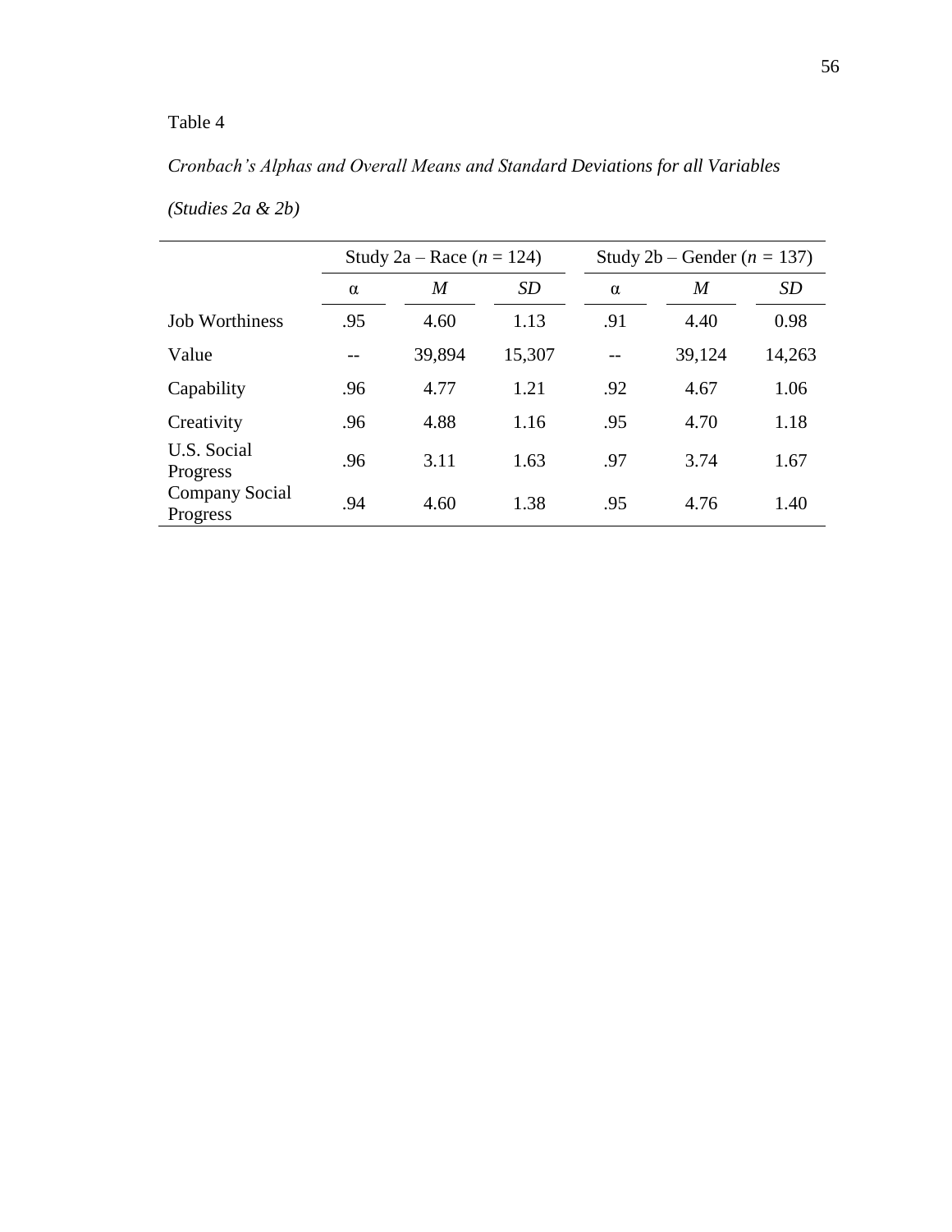Table 4

*Cronbach's Alphas and Overall Means and Standard Deviations for all Variables (Studies 2a & 2b)*

| | Study 2a – Race (*n* = 124) | | | Study 2b – Gender (*n* = 137) | | |
|---|---|---|---|---|---|---|
| | α | *M* | *SD* | α | *M* | *SD* |
| Job Worthiness | .95 | 4.60 | 1.13 | .91 | 4.40 | 0.98 |
| Value | -- | 39,894 | 15,307 | -- | 39,124 | 14,263 |
| Capability | .96 | 4.77 | 1.21 | .92 | 4.67 | 1.06 |
| Creativity | .96 | 4.88 | 1.16 | .95 | 4.70 | 1.18 |
| U.S. Social Progress | .96 | 3.11 | 1.63 | .97 | 3.74 | 1.67 |
| Company Social Progress | .94 | 4.60 | 1.38 | .95 | 4.76 | 1.40 |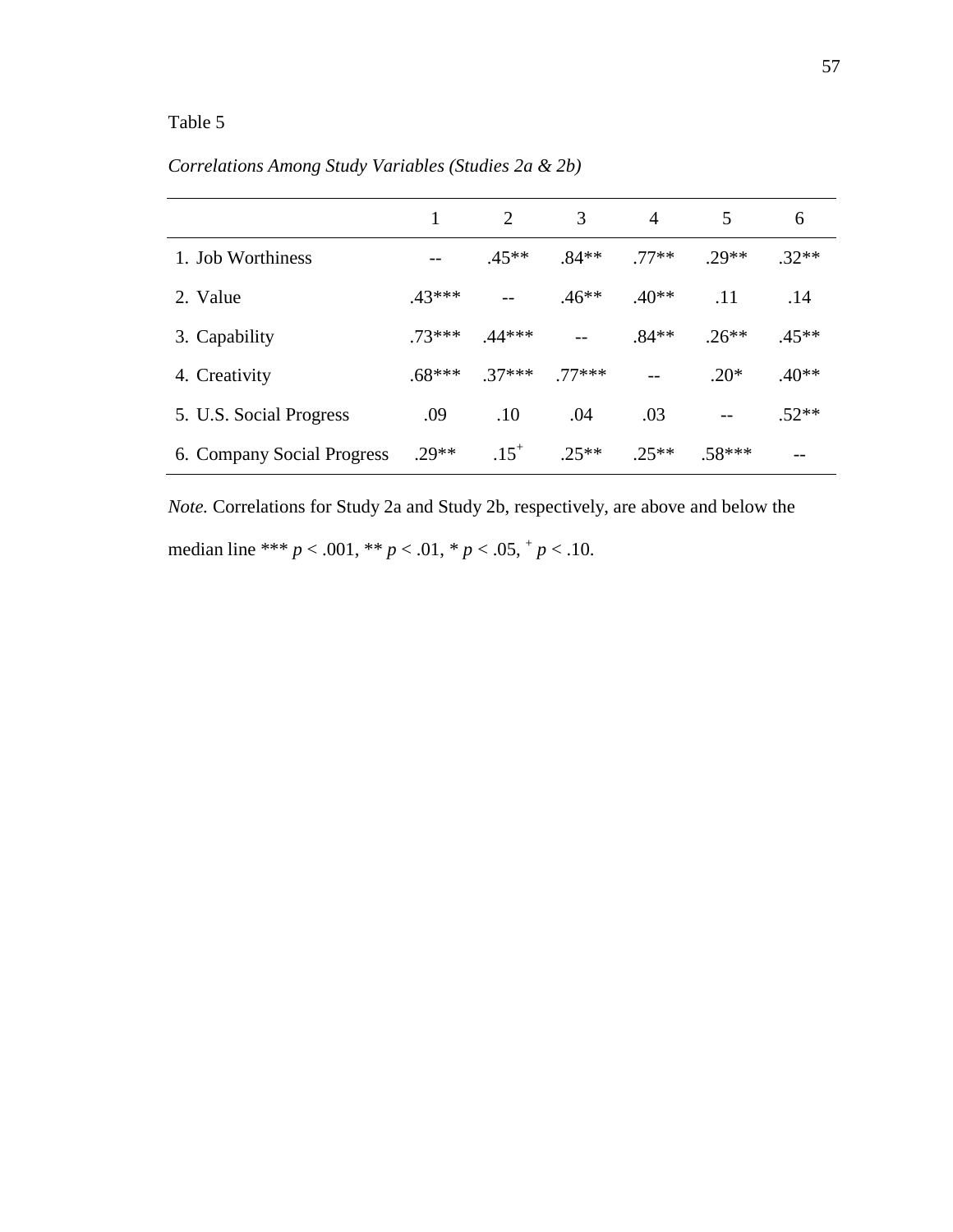Table 5

*Correlations Among Study Variables (Studies 2a & 2b)*

| | 1 | 2 | 3 | 4 | 5 | 6 |
|---|---|---|---|---|---|---|
| 1. Job Worthiness | -- | .45** | .84** | .77** | .29** | .32** |
| 2. Value | .43*** | -- | .46** | .40** | .11 | .14 |
| 3. Capability | .73*** | .44*** | -- | .84** | .26** | .45** |
| 4. Creativity | .68*** | .37*** | .77*** | -- | .20* | .40** |
| 5. U.S. Social Progress | .09 | .10 | .04 | .03 | -- | .52** |
| 6. Company Social Progress | .29** | .15[+] | .25** | .25** | .58*** | -- |

*Note.* Correlations for Study 2a and Study 2b, respectively, are above and below the median line *** $p < .001$, ** $p < .01$, * $p < .05$, [+] $p < .10$.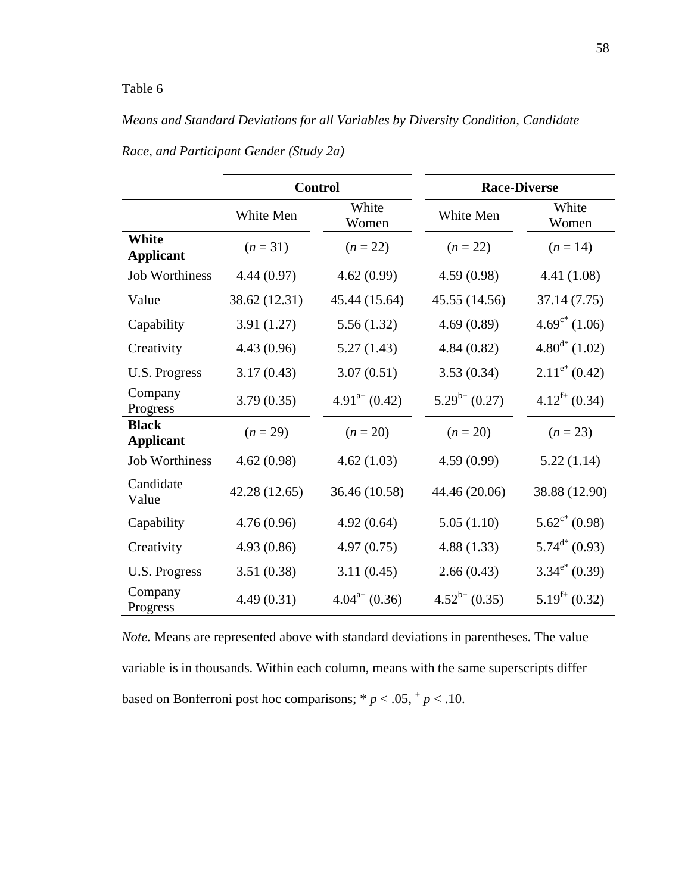Table 6

*Means and Standard Deviations for all Variables by Diversity Condition, Candidate Race, and Participant Gender (Study 2a)*

| | Control | | Race-Diverse | |
|---|---|---|---|---|
| | White Men | White Women | White Men | White Women |
| **White Applicant** | ($n$ = 31) | ($n$ = 22) | ($n$ = 22) | ($n$ = 14) |
| Job Worthiness | 4.44 (0.97) | 4.62 (0.99) | 4.59 (0.98) | 4.41 (1.08) |
| Value | 38.62 (12.31) | 45.44 (15.64) | 45.55 (14.56) | 37.14 (7.75) |
| Capability | 3.91 (1.27) | 5.56 (1.32) | 4.69 (0.89) | $4.69^{c*}$ (1.06) |
| Creativity | 4.43 (0.96) | 5.27 (1.43) | 4.84 (0.82) | $4.80^{d*}$ (1.02) |
| U.S. Progress | 3.17 (0.43) | 3.07 (0.51) | 3.53 (0.34) | $2.11^{e*}$ (0.42) |
| Company Progress | 3.79 (0.35) | $4.91^{a+}$ (0.42) | $5.29^{b+}$ (0.27) | $4.12^{f+}$ (0.34) |
| **Black Applicant** | ($n$ = 29) | ($n$ = 20) | ($n$ = 20) | ($n$ = 23) |
| Job Worthiness | 4.62 (0.98) | 4.62 (1.03) | 4.59 (0.99) | 5.22 (1.14) |
| Candidate Value | 42.28 (12.65) | 36.46 (10.58) | 44.46 (20.06) | 38.88 (12.90) |
| Capability | 4.76 (0.96) | 4.92 (0.64) | 5.05 (1.10) | $5.62^{c*}$ (0.98) |
| Creativity | 4.93 (0.86) | 4.97 (0.75) | 4.88 (1.33) | $5.74^{d*}$ (0.93) |
| U.S. Progress | 3.51 (0.38) | 3.11 (0.45) | 2.66 (0.43) | $3.34^{e*}$ (0.39) |
| Company Progress | 4.49 (0.31) | $4.04^{a+}$ (0.36) | $4.52^{b+}$ (0.35) | $5.19^{f+}$ (0.32) |

*Note.* Means are represented above with standard deviations in parentheses. The value variable is in thousands. Within each column, means with the same superscripts differ based on Bonferroni post hoc comparisons; * $p < .05$, $^{+}$ $p < .10$.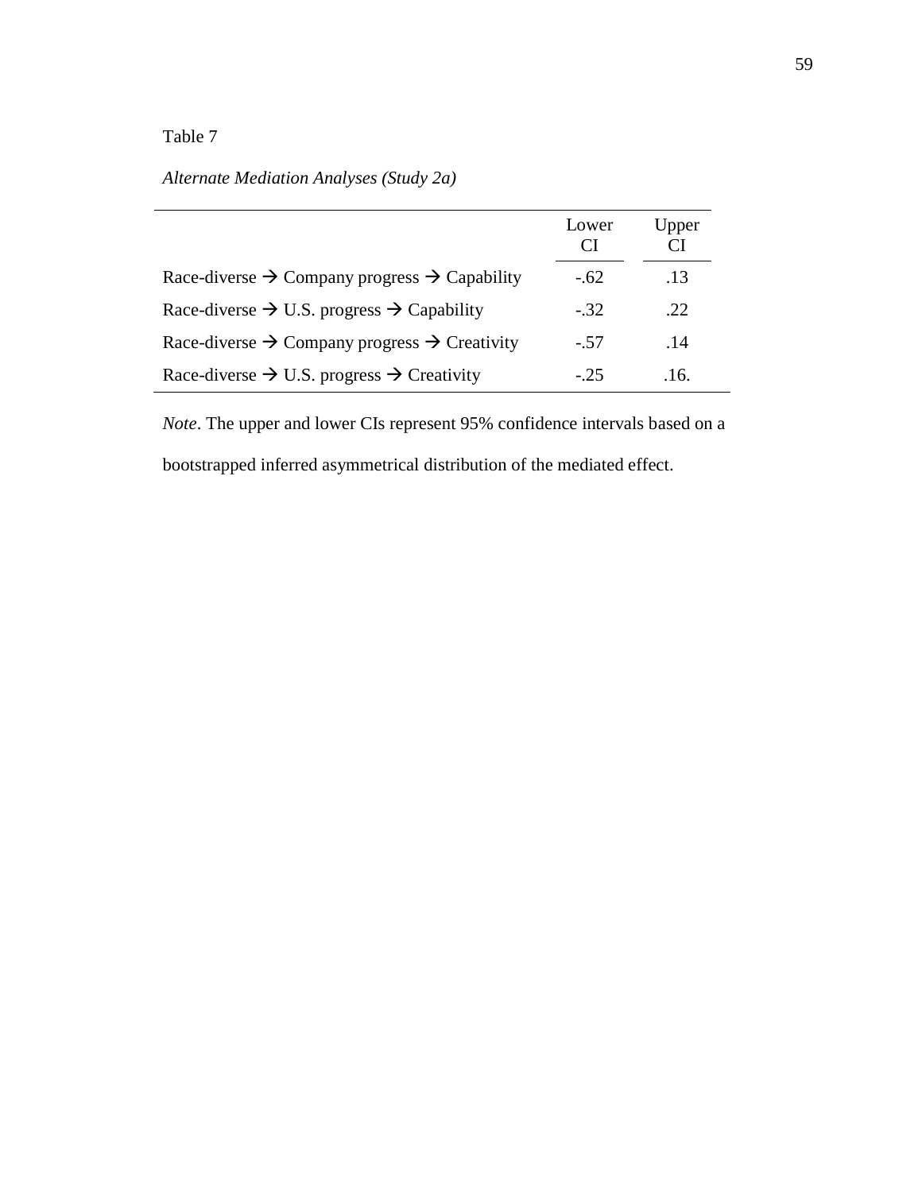Table 7

*Alternate Mediation Analyses (Study 2a)*

| | Lower CI | Upper CI |
|---|---|---|
| Race-diverse → Company progress → Capability | -.62 | .13 |
| Race-diverse → U.S. progress → Capability | -.32 | .22 |
| Race-diverse → Company progress → Creativity | -.57 | .14 |
| Race-diverse → U.S. progress → Creativity | -.25 | .16. |

*Note*. The upper and lower CIs represent 95% confidence intervals based on a bootstrapped inferred asymmetrical distribution of the mediated effect.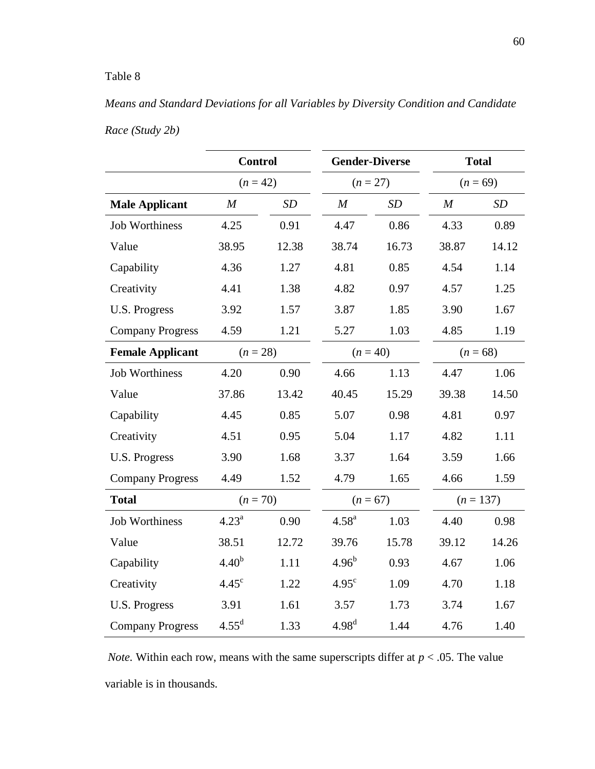Table 8

*Means and Standard Deviations for all Variables by Diversity Condition and Candidate Race (Study 2b)*

| | Control | | Gender-Diverse | | Total | |
|---|---|---|---|---|---|---|
| | ($n$ = 42) | | ($n$ = 27) | | ($n$ = 69) | |
| **Male Applicant** | *M* | *SD* | *M* | *SD* | *M* | *SD* |
| Job Worthiness | 4.25 | 0.91 | 4.47 | 0.86 | 4.33 | 0.89 |
| Value | 38.95 | 12.38 | 38.74 | 16.73 | 38.87 | 14.12 |
| Capability | 4.36 | 1.27 | 4.81 | 0.85 | 4.54 | 1.14 |
| Creativity | 4.41 | 1.38 | 4.82 | 0.97 | 4.57 | 1.25 |
| U.S. Progress | 3.92 | 1.57 | 3.87 | 1.85 | 3.90 | 1.67 |
| Company Progress | 4.59 | 1.21 | 5.27 | 1.03 | 4.85 | 1.19 |
| **Female Applicant** | ($n$ = 28) | | ($n$ = 40) | | ($n$ = 68) | |
| Job Worthiness | 4.20 | 0.90 | 4.66 | 1.13 | 4.47 | 1.06 |
| Value | 37.86 | 13.42 | 40.45 | 15.29 | 39.38 | 14.50 |
| Capability | 4.45 | 0.85 | 5.07 | 0.98 | 4.81 | 0.97 |
| Creativity | 4.51 | 0.95 | 5.04 | 1.17 | 4.82 | 1.11 |
| U.S. Progress | 3.90 | 1.68 | 3.37 | 1.64 | 3.59 | 1.66 |
| Company Progress | 4.49 | 1.52 | 4.79 | 1.65 | 4.66 | 1.59 |
| **Total** | ($n$ = 70) | | ($n$ = 67) | | ($n$ = 137) | |
| Job Worthiness | 4.23[a] | 0.90 | 4.58[a] | 1.03 | 4.40 | 0.98 |
| Value | 38.51 | 12.72 | 39.76 | 15.78 | 39.12 | 14.26 |
| Capability | 4.40[b] | 1.11 | 4.96[b] | 0.93 | 4.67 | 1.06 |
| Creativity | 4.45[c] | 1.22 | 4.95[c] | 1.09 | 4.70 | 1.18 |
| U.S. Progress | 3.91 | 1.61 | 3.57 | 1.73 | 3.74 | 1.67 |
| Company Progress | 4.55[d] | 1.33 | 4.98[d] | 1.44 | 4.76 | 1.40 |

*Note.* Within each row, means with the same superscripts differ at $p < .05$. The value variable is in thousands.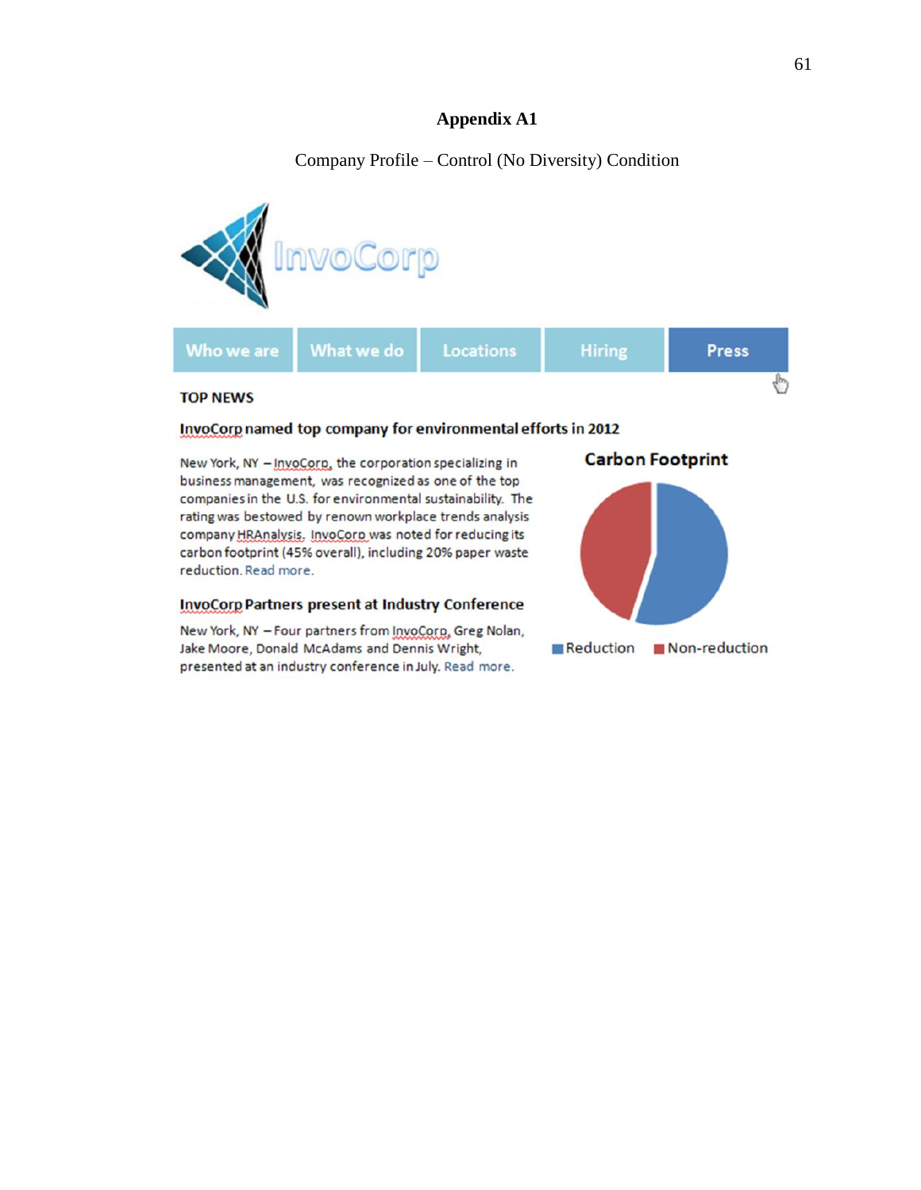# Appendix A1

Company Profile – Control (No Diversity) Condition

InvoCorp

Who we are | What we do | Locations | Hiring | Press

**TOP NEWS**

**InvoCorp named top company for environmental efforts in 2012**

New York, NY – InvoCorp, the corporation specializing in business management, was recognized as one of the top companies in the U.S. for environmental sustainability. The rating was bestowed by renown workplace trends analysis company HRAnalysis. InvoCorp was noted for reducing its carbon footprint (45% overall), including 20% paper waste reduction. Read more.

**Carbon Footprint**

Reduction Non-reduction

**InvoCorp Partners present at Industry Conference**

New York, NY – Four partners from InvoCorp, Greg Nolan, Jake Moore, Donald McAdams and Dennis Wright, presented at an industry conference in July. Read more.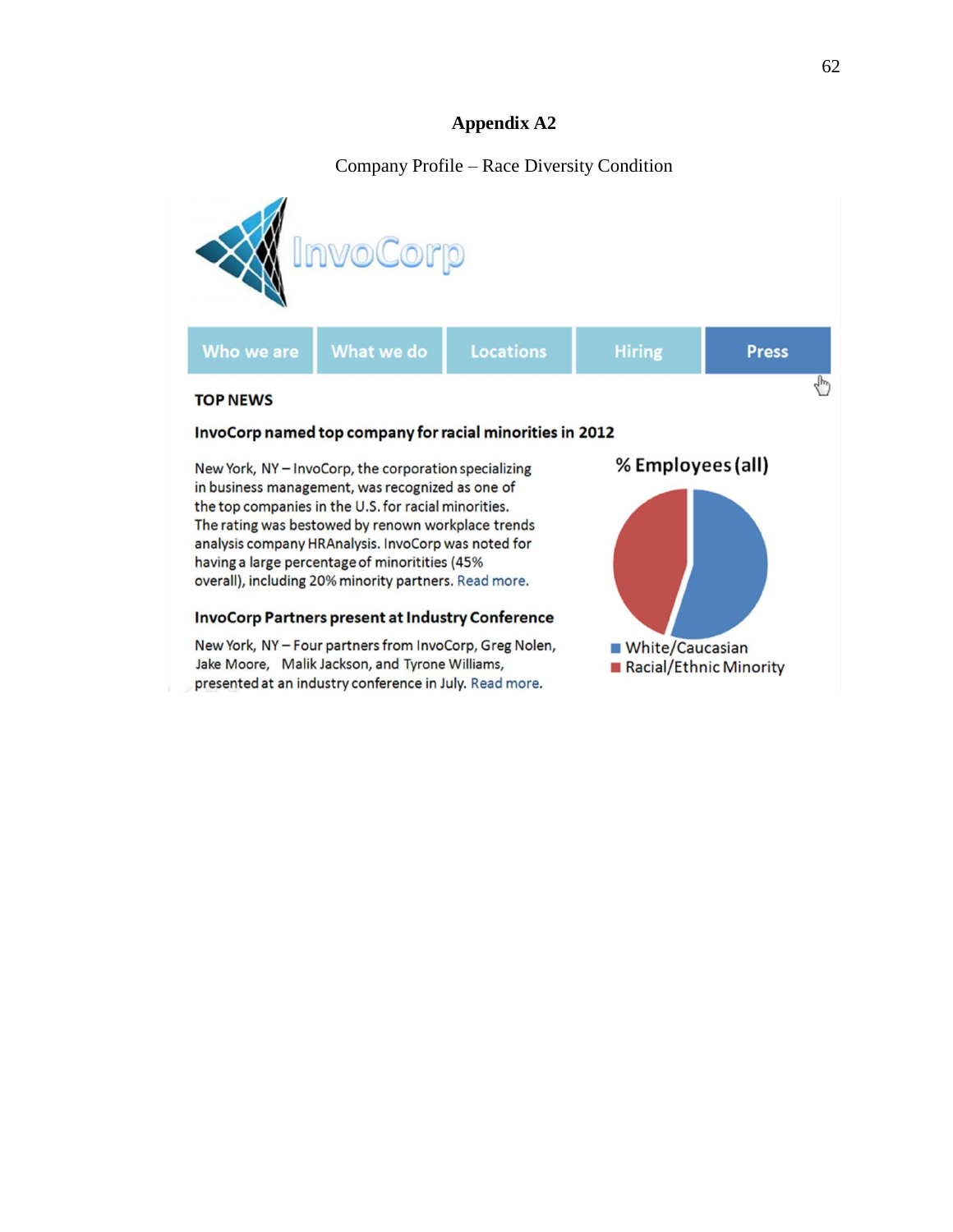# Appendix A2

Company Profile – Race Diversity Condition

InvoCorp

Who we are | What we do | Locations | Hiring | Press

**TOP NEWS**

**InvoCorp named top company for racial minorities in 2012**

New York, NY – InvoCorp, the corporation specializing in business management, was recognized as one of the top companies in the U.S. for racial minorities. The rating was bestowed by renown workplace trends analysis company HRAnalysis. InvoCorp was noted for having a large percentage of minoritities (45% overall), including 20% minority partners. Read more.

**InvoCorp Partners present at Industry Conference**

New York, NY – Four partners from InvoCorp, Greg Nolen, Jake Moore, Malik Jackson, and Tyrone Williams, presented at an industry conference in July. Read more.

**% Employees (all)**

- White/Caucasian
- Racial/Ethnic Minority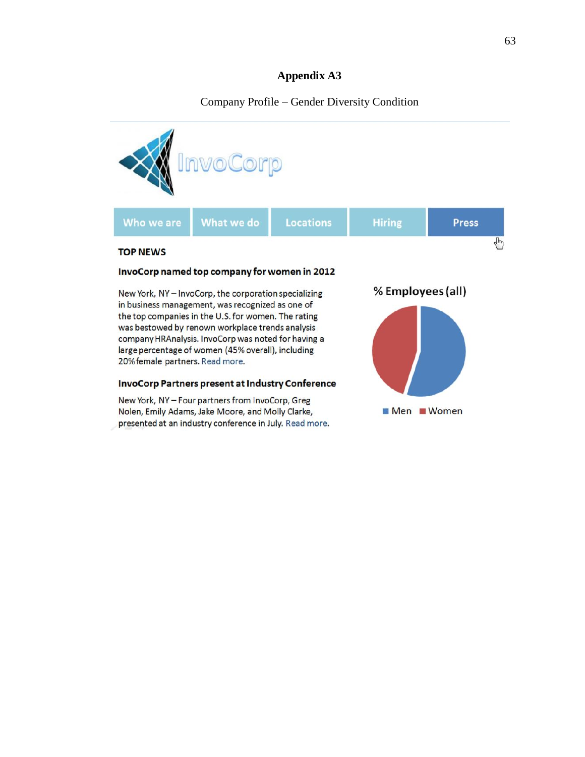# Appendix A3

Company Profile – Gender Diversity Condition

InvoCorp

Who we are | What we do | Locations | Hiring | Press

**TOP NEWS**

**InvoCorp named top company for women in 2012**

New York, NY – InvoCorp, the corporation specializing in business management, was recognized as one of the top companies in the U.S. for women. The rating was bestowed by renown workplace trends analysis company HRAnalysis. InvoCorp was noted for having a large percentage of women (45% overall), including 20% female partners. Read more.

**InvoCorp Partners present at Industry Conference**

New York, NY – Four partners from InvoCorp, Greg Nolen, Emily Adams, Jake Moore, and Molly Clarke, presented at an industry conference in July. Read more.

**% Employees (all)**

Men   Women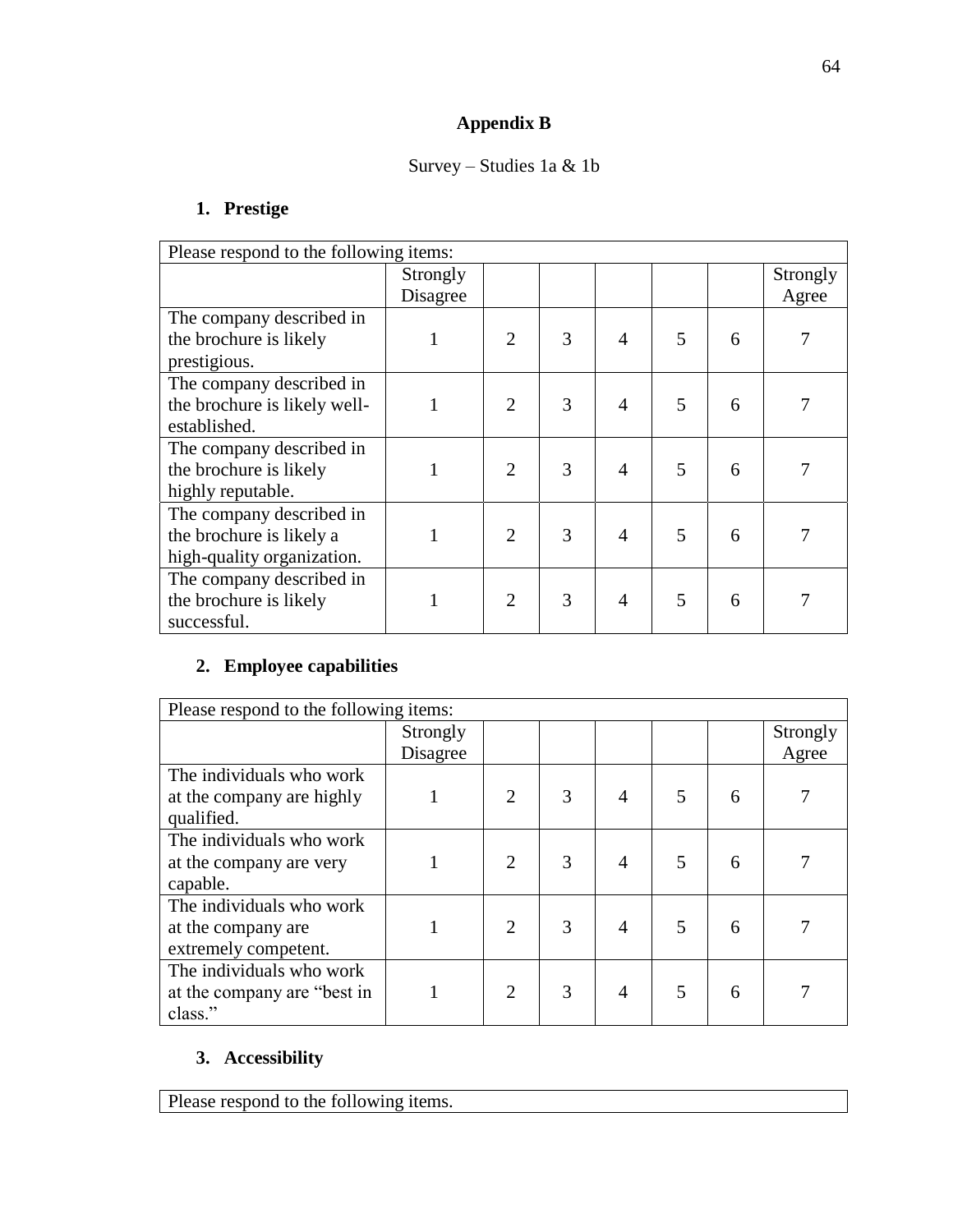## Appendix B

Survey – Studies 1a & 1b

### 1. Prestige

| Please respond to the following items: | | | | | | | |
|---|---|---|---|---|---|---|---|
| | Strongly Disagree | | | | | | Strongly Agree |
| The company described in the brochure is likely prestigious. | 1 | 2 | 3 | 4 | 5 | 6 | 7 |
| The company described in the brochure is likely well-established. | 1 | 2 | 3 | 4 | 5 | 6 | 7 |
| The company described in the brochure is likely highly reputable. | 1 | 2 | 3 | 4 | 5 | 6 | 7 |
| The company described in the brochure is likely a high-quality organization. | 1 | 2 | 3 | 4 | 5 | 6 | 7 |
| The company described in the brochure is likely successful. | 1 | 2 | 3 | 4 | 5 | 6 | 7 |

### 2. Employee capabilities

| Please respond to the following items: | | | | | | | |
|---|---|---|---|---|---|---|---|
| | Strongly Disagree | | | | | | Strongly Agree |
| The individuals who work at the company are highly qualified. | 1 | 2 | 3 | 4 | 5 | 6 | 7 |
| The individuals who work at the company are very capable. | 1 | 2 | 3 | 4 | 5 | 6 | 7 |
| The individuals who work at the company are extremely competent. | 1 | 2 | 3 | 4 | 5 | 6 | 7 |
| The individuals who work at the company are "best in class." | 1 | 2 | 3 | 4 | 5 | 6 | 7 |

### 3. Accessibility

| Please respond to the following items. |
|---|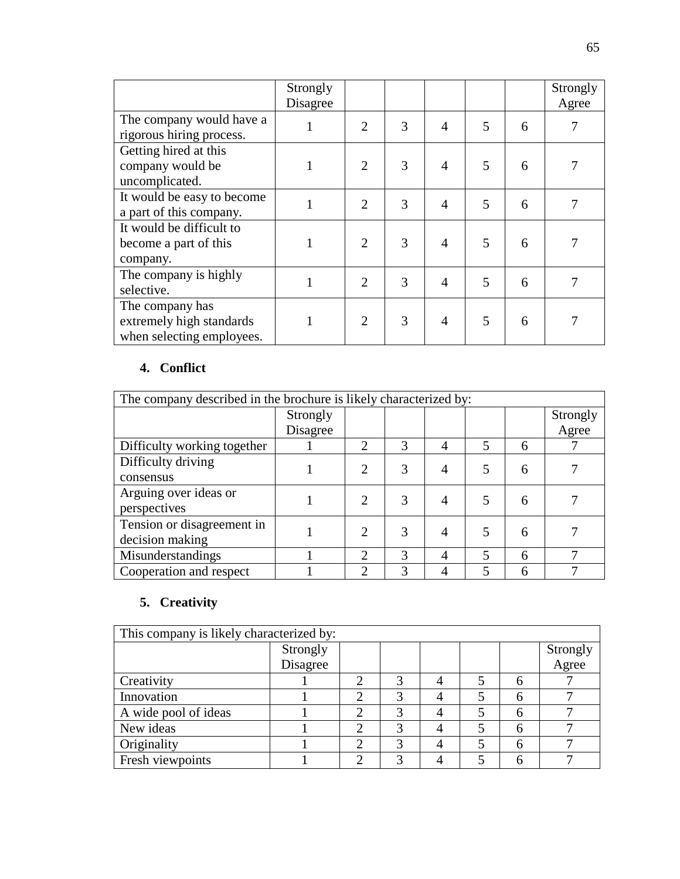| | Strongly Disagree | | | | | | Strongly Agree |
|---|---|---|---|---|---|---|---|
| The company would have a rigorous hiring process. | 1 | 2 | 3 | 4 | 5 | 6 | 7 |
| Getting hired at this company would be uncomplicated. | 1 | 2 | 3 | 4 | 5 | 6 | 7 |
| It would be easy to become a part of this company. | 1 | 2 | 3 | 4 | 5 | 6 | 7 |
| It would be difficult to become a part of this company. | 1 | 2 | 3 | 4 | 5 | 6 | 7 |
| The company is highly selective. | 1 | 2 | 3 | 4 | 5 | 6 | 7 |
| The company has extremely high standards when selecting employees. | 1 | 2 | 3 | 4 | 5 | 6 | 7 |

4. **Conflict**

| The company described in the brochure is likely characterized by: | | | | | | | |
|---|---|---|---|---|---|---|---|
| | Strongly Disagree | | | | | | Strongly Agree |
| Difficulty working together | 1 | 2 | 3 | 4 | 5 | 6 | 7 |
| Difficulty driving consensus | 1 | 2 | 3 | 4 | 5 | 6 | 7 |
| Arguing over ideas or perspectives | 1 | 2 | 3 | 4 | 5 | 6 | 7 |
| Tension or disagreement in decision making | 1 | 2 | 3 | 4 | 5 | 6 | 7 |
| Misunderstandings | 1 | 2 | 3 | 4 | 5 | 6 | 7 |
| Cooperation and respect | 1 | 2 | 3 | 4 | 5 | 6 | 7 |

5. **Creativity**

| This company is likely characterized by: | | | | | | | |
|---|---|---|---|---|---|---|---|
| | Strongly Disagree | | | | | | Strongly Agree |
| Creativity | 1 | 2 | 3 | 4 | 5 | 6 | 7 |
| Innovation | 1 | 2 | 3 | 4 | 5 | 6 | 7 |
| A wide pool of ideas | 1 | 2 | 3 | 4 | 5 | 6 | 7 |
| New ideas | 1 | 2 | 3 | 4 | 5 | 6 | 7 |
| Originality | 1 | 2 | 3 | 4 | 5 | 6 | 7 |
| Fresh viewpoints | 1 | 2 | 3 | 4 | 5 | 6 | 7 |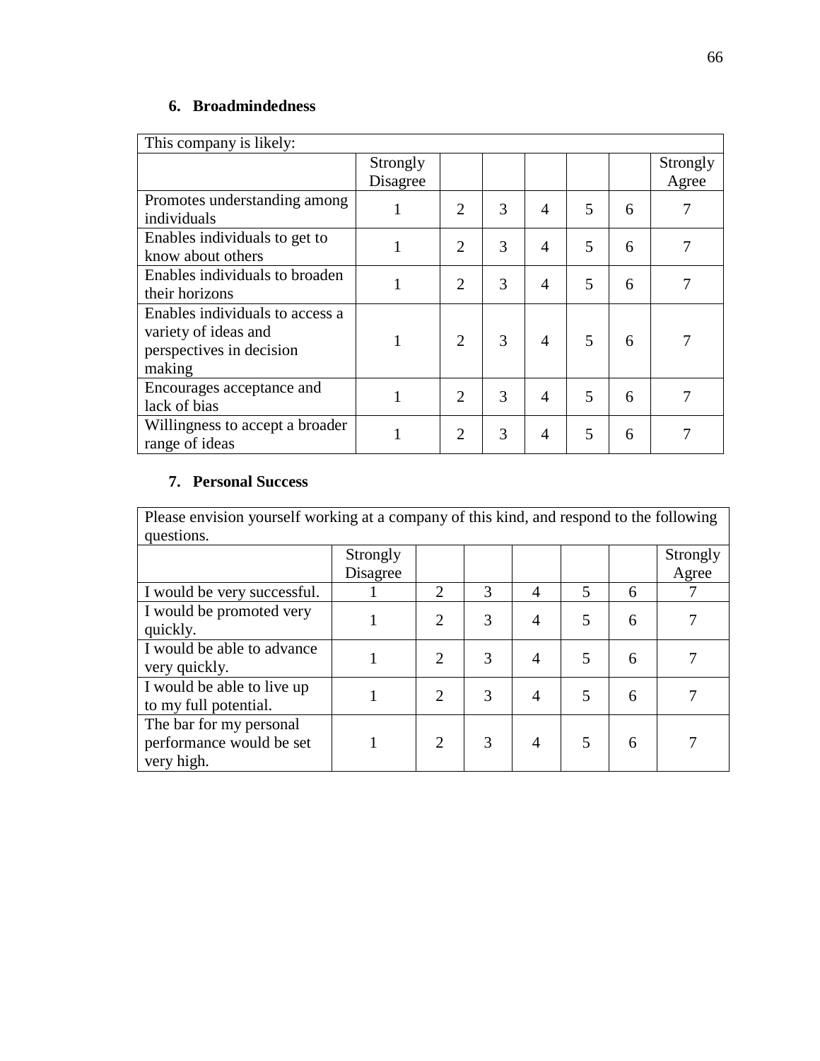### 6. Broadmindedness

| This company is likely: | | | | | | | |
|---|---|---|---|---|---|---|---|
| | Strongly Disagree | | | | | | Strongly Agree |
| Promotes understanding among individuals | 1 | 2 | 3 | 4 | 5 | 6 | 7 |
| Enables individuals to get to know about others | 1 | 2 | 3 | 4 | 5 | 6 | 7 |
| Enables individuals to broaden their horizons | 1 | 2 | 3 | 4 | 5 | 6 | 7 |
| Enables individuals to access a variety of ideas and perspectives in decision making | 1 | 2 | 3 | 4 | 5 | 6 | 7 |
| Encourages acceptance and lack of bias | 1 | 2 | 3 | 4 | 5 | 6 | 7 |
| Willingness to accept a broader range of ideas | 1 | 2 | 3 | 4 | 5 | 6 | 7 |

### 7. Personal Success

| Please envision yourself working at a company of this kind, and respond to the following questions. | | | | | | | |
|---|---|---|---|---|---|---|---|
| | Strongly Disagree | | | | | | Strongly Agree |
| I would be very successful. | 1 | 2 | 3 | 4 | 5 | 6 | 7 |
| I would be promoted very quickly. | 1 | 2 | 3 | 4 | 5 | 6 | 7 |
| I would be able to advance very quickly. | 1 | 2 | 3 | 4 | 5 | 6 | 7 |
| I would be able to live up to my full potential. | 1 | 2 | 3 | 4 | 5 | 6 | 7 |
| The bar for my personal performance would be set very high. | 1 | 2 | 3 | 4 | 5 | 6 | 7 |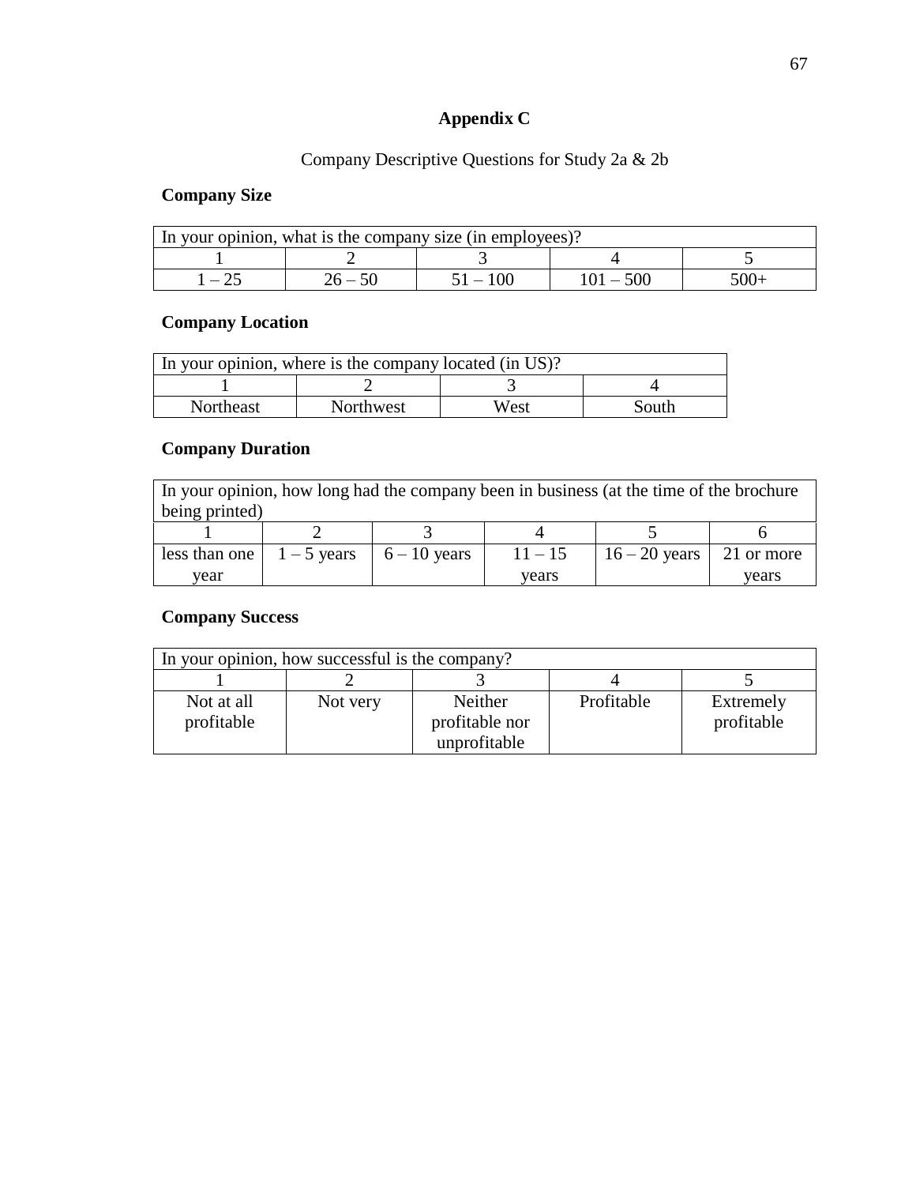# Appendix C

Company Descriptive Questions for Study 2a & 2b

**Company Size**

| In your opinion, what is the company size (in employees)? | | | | |
|---|---|---|---|---|
| 1 | 2 | 3 | 4 | 5 |
| 1 – 25 | 26 – 50 | 51 – 100 | 101 – 500 | 500+ |

**Company Location**

| In your opinion, where is the company located (in US)? | | | |
|---|---|---|---|
| 1 | 2 | 3 | 4 |
| Northeast | Northwest | West | South |

**Company Duration**

| In your opinion, how long had the company been in business (at the time of the brochure being printed) | | | | | |
|---|---|---|---|---|---|
| 1 | 2 | 3 | 4 | 5 | 6 |
| less than one year | 1 – 5 years | 6 – 10 years | 11 – 15 years | 16 – 20 years | 21 or more years |

**Company Success**

| In your opinion, how successful is the company? | | | | |
|---|---|---|---|---|
| 1 | 2 | 3 | 4 | 5 |
| Not at all profitable | Not very | Neither profitable nor unprofitable | Profitable | Extremely profitable |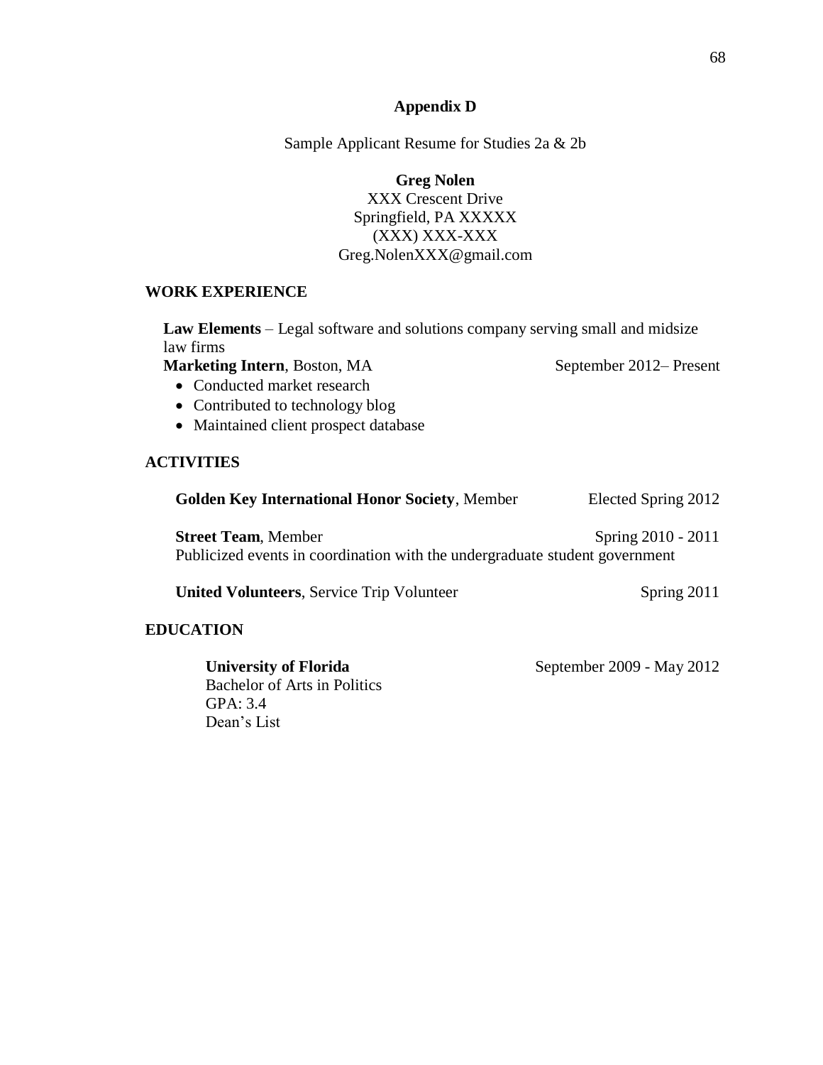# Appendix D

Sample Applicant Resume for Studies 2a & 2b

**Greg Nolen**
XXX Crescent Drive
Springfield, PA XXXXX
(XXX) XXX-XXX
Greg.NolenXXX@gmail.com

## WORK EXPERIENCE

**Law Elements** – Legal software and solutions company serving small and midsize law firms
**Marketing Intern**, Boston, MA — September 2012– Present

- Conducted market research
- Contributed to technology blog
- Maintained client prospect database

## ACTIVITIES

**Golden Key International Honor Society**, Member — Elected Spring 2012

**Street Team**, Member — Spring 2010 - 2011
Publicized events in coordination with the undergraduate student government

**United Volunteers**, Service Trip Volunteer — Spring 2011

## EDUCATION

**University of Florida** — September 2009 - May 2012
Bachelor of Arts in Politics
GPA: 3.4
Dean's List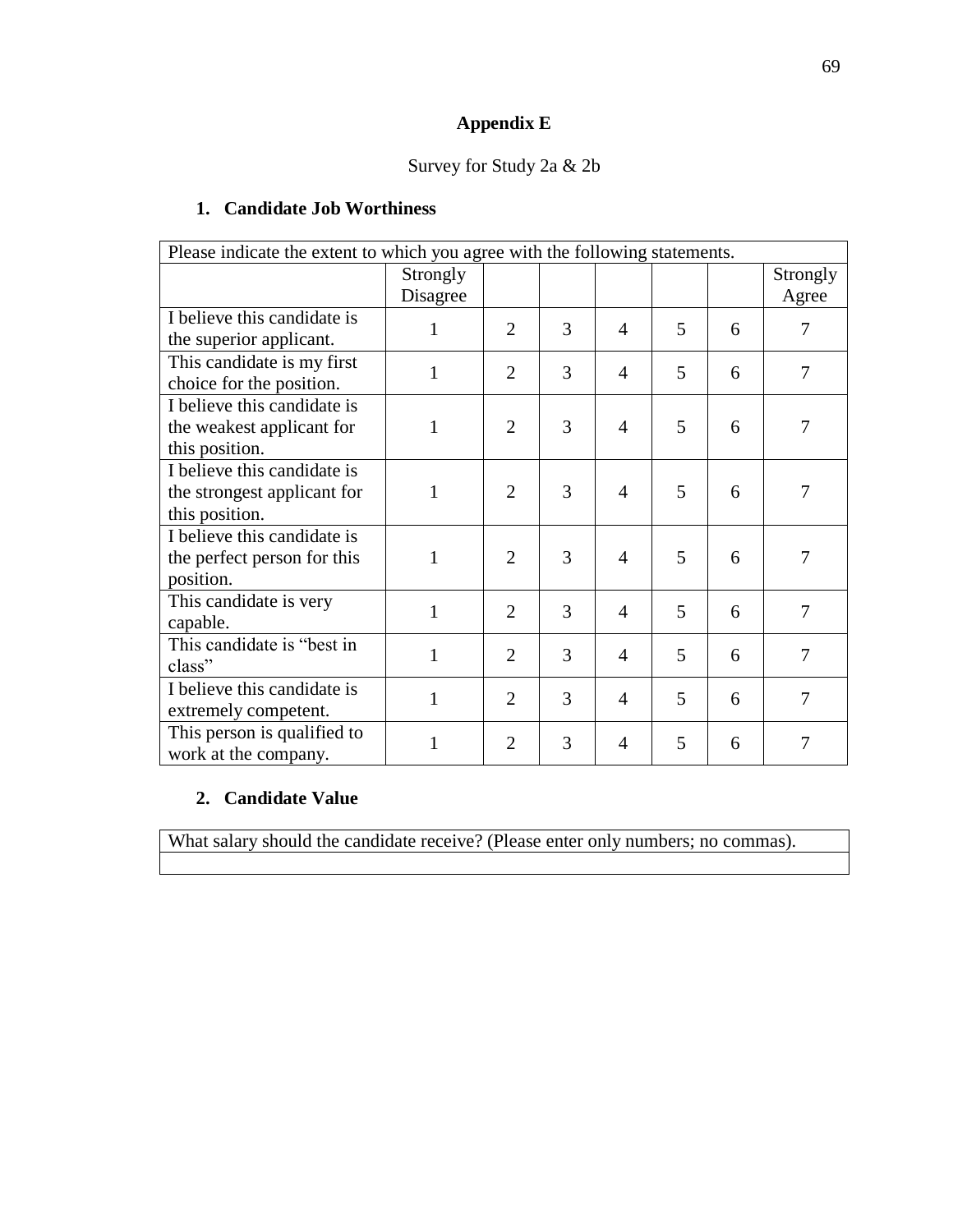# Appendix E

Survey for Study 2a & 2b

## 1. Candidate Job Worthiness

| Please indicate the extent to which you agree with the following statements. | | | | | | | |
|---|---|---|---|---|---|---|---|
| | Strongly Disagree | | | | | | Strongly Agree |
| I believe this candidate is the superior applicant. | 1 | 2 | 3 | 4 | 5 | 6 | 7 |
| This candidate is my first choice for the position. | 1 | 2 | 3 | 4 | 5 | 6 | 7 |
| I believe this candidate is the weakest applicant for this position. | 1 | 2 | 3 | 4 | 5 | 6 | 7 |
| I believe this candidate is the strongest applicant for this position. | 1 | 2 | 3 | 4 | 5 | 6 | 7 |
| I believe this candidate is the perfect person for this position. | 1 | 2 | 3 | 4 | 5 | 6 | 7 |
| This candidate is very capable. | 1 | 2 | 3 | 4 | 5 | 6 | 7 |
| This candidate is "best in class" | 1 | 2 | 3 | 4 | 5 | 6 | 7 |
| I believe this candidate is extremely competent. | 1 | 2 | 3 | 4 | 5 | 6 | 7 |
| This person is qualified to work at the company. | 1 | 2 | 3 | 4 | 5 | 6 | 7 |

## 2. Candidate Value

| What salary should the candidate receive? (Please enter only numbers; no commas). |
|---|
| |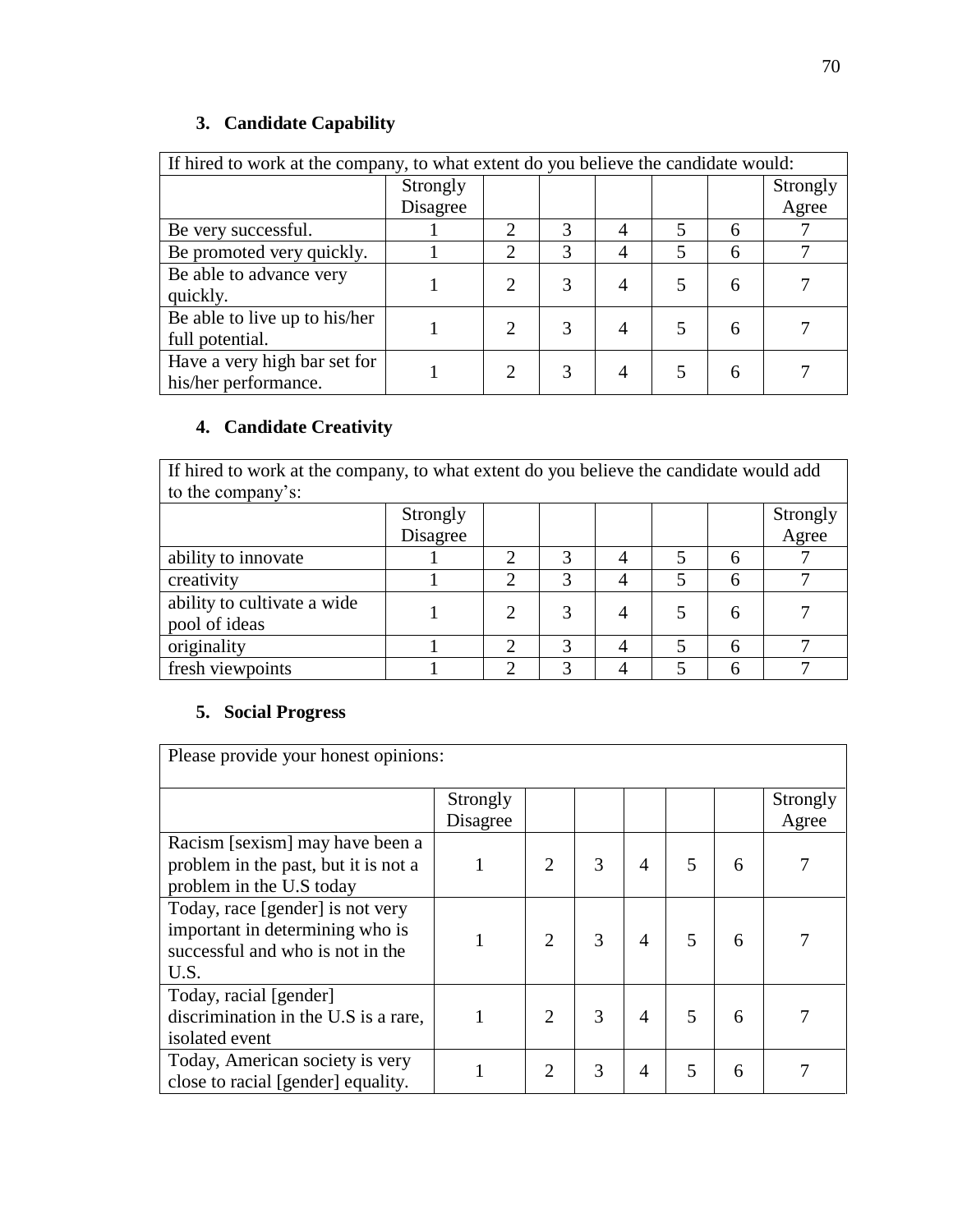### 3. Candidate Capability

| If hired to work at the company, to what extent do you believe the candidate would: | | | | | | | |
|---|---|---|---|---|---|---|---|
| | Strongly Disagree | | | | | | Strongly Agree |
| Be very successful. | 1 | 2 | 3 | 4 | 5 | 6 | 7 |
| Be promoted very quickly. | 1 | 2 | 3 | 4 | 5 | 6 | 7 |
| Be able to advance very quickly. | 1 | 2 | 3 | 4 | 5 | 6 | 7 |
| Be able to live up to his/her full potential. | 1 | 2 | 3 | 4 | 5 | 6 | 7 |
| Have a very high bar set for his/her performance. | 1 | 2 | 3 | 4 | 5 | 6 | 7 |

### 4. Candidate Creativity

| If hired to work at the company, to what extent do you believe the candidate would add to the company's: | | | | | | | |
|---|---|---|---|---|---|---|---|
| | Strongly Disagree | | | | | | Strongly Agree |
| ability to innovate | 1 | 2 | 3 | 4 | 5 | 6 | 7 |
| creativity | 1 | 2 | 3 | 4 | 5 | 6 | 7 |
| ability to cultivate a wide pool of ideas | 1 | 2 | 3 | 4 | 5 | 6 | 7 |
| originality | 1 | 2 | 3 | 4 | 5 | 6 | 7 |
| fresh viewpoints | 1 | 2 | 3 | 4 | 5 | 6 | 7 |

### 5. Social Progress

| Please provide your honest opinions: | | | | | | | |
|---|---|---|---|---|---|---|---|
| | Strongly Disagree | | | | | | Strongly Agree |
| Racism [sexism] may have been a problem in the past, but it is not a problem in the U.S today | 1 | 2 | 3 | 4 | 5 | 6 | 7 |
| Today, race [gender] is not very important in determining who is successful and who is not in the U.S. | 1 | 2 | 3 | 4 | 5 | 6 | 7 |
| Today, racial [gender] discrimination in the U.S is a rare, isolated event | 1 | 2 | 3 | 4 | 5 | 6 | 7 |
| Today, American society is very close to racial [gender] equality. | 1 | 2 | 3 | 4 | 5 | 6 | 7 |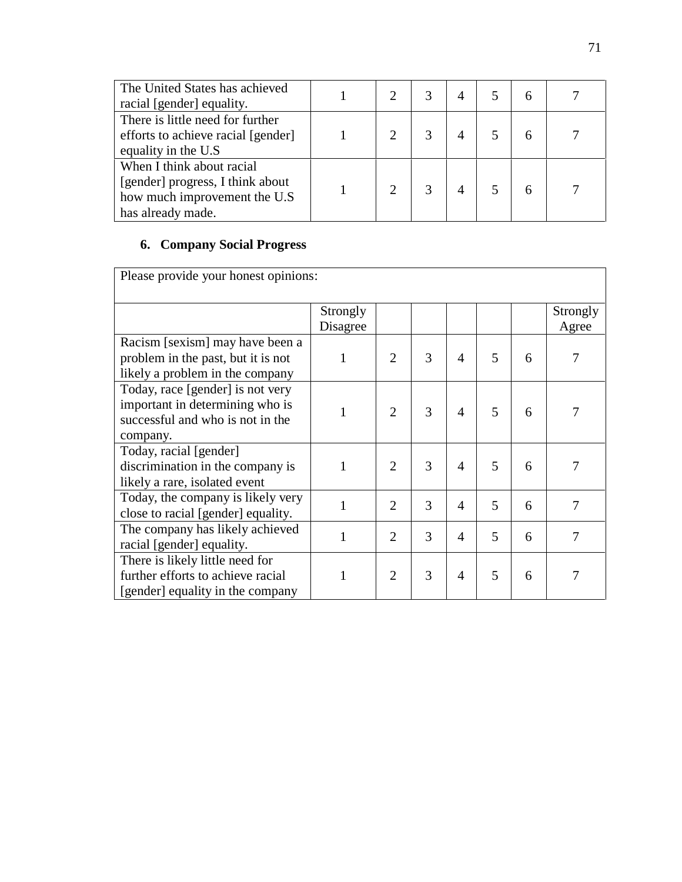| The United States has achieved racial [gender] equality. | 1 | 2 | 3 | 4 | 5 | 6 | 7 |
|---|---|---|---|---|---|---|---|
| There is little need for further efforts to achieve racial [gender] equality in the U.S | 1 | 2 | 3 | 4 | 5 | 6 | 7 |
| When I think about racial [gender] progress, I think about how much improvement the U.S has already made. | 1 | 2 | 3 | 4 | 5 | 6 | 7 |

### 6. Company Social Progress

| Please provide your honest opinions: | | | | | | | |
|---|---|---|---|---|---|---|---|
| | Strongly Disagree | | | | | | Strongly Agree |
| Racism [sexism] may have been a problem in the past, but it is not likely a problem in the company | 1 | 2 | 3 | 4 | 5 | 6 | 7 |
| Today, race [gender] is not very important in determining who is successful and who is not in the company. | 1 | 2 | 3 | 4 | 5 | 6 | 7 |
| Today, racial [gender] discrimination in the company is likely a rare, isolated event | 1 | 2 | 3 | 4 | 5 | 6 | 7 |
| Today, the company is likely very close to racial [gender] equality. | 1 | 2 | 3 | 4 | 5 | 6 | 7 |
| The company has likely achieved racial [gender] equality. | 1 | 2 | 3 | 4 | 5 | 6 | 7 |
| There is likely little need for further efforts to achieve racial [gender] equality in the company | 1 | 2 | 3 | 4 | 5 | 6 | 7 |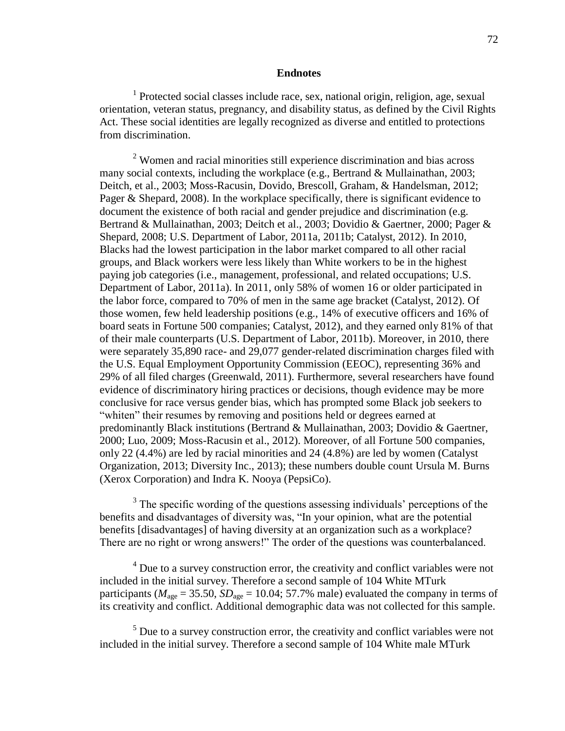## Endnotes

[1] Protected social classes include race, sex, national origin, religion, age, sexual orientation, veteran status, pregnancy, and disability status, as defined by the Civil Rights Act. These social identities are legally recognized as diverse and entitled to protections from discrimination.

[2] Women and racial minorities still experience discrimination and bias across many social contexts, including the workplace (e.g., Bertrand & Mullainathan, 2003; Deitch, et al., 2003; Moss-Racusin, Dovido, Brescoll, Graham, & Handelsman, 2012; Pager & Shepard, 2008). In the workplace specifically, there is significant evidence to document the existence of both racial and gender prejudice and discrimination (e.g. Bertrand & Mullainathan, 2003; Deitch et al., 2003; Dovidio & Gaertner, 2000; Pager & Shepard, 2008; U.S. Department of Labor, 2011a, 2011b; Catalyst, 2012). In 2010, Blacks had the lowest participation in the labor market compared to all other racial groups, and Black workers were less likely than White workers to be in the highest paying job categories (i.e., management, professional, and related occupations; U.S. Department of Labor, 2011a). In 2011, only 58% of women 16 or older participated in the labor force, compared to 70% of men in the same age bracket (Catalyst, 2012). Of those women, few held leadership positions (e.g., 14% of executive officers and 16% of board seats in Fortune 500 companies; Catalyst, 2012), and they earned only 81% of that of their male counterparts (U.S. Department of Labor, 2011b). Moreover, in 2010, there were separately 35,890 race- and 29,077 gender-related discrimination charges filed with the U.S. Equal Employment Opportunity Commission (EEOC), representing 36% and 29% of all filed charges (Greenwald, 2011). Furthermore, several researchers have found evidence of discriminatory hiring practices or decisions, though evidence may be more conclusive for race versus gender bias, which has prompted some Black job seekers to "whiten" their resumes by removing and positions held or degrees earned at predominantly Black institutions (Bertrand & Mullainathan, 2003; Dovidio & Gaertner, 2000; Luo, 2009; Moss-Racusin et al., 2012). Moreover, of all Fortune 500 companies, only 22 (4.4%) are led by racial minorities and 24 (4.8%) are led by women (Catalyst Organization, 2013; Diversity Inc., 2013); these numbers double count Ursula M. Burns (Xerox Corporation) and Indra K. Nooya (PepsiCo).

[3] The specific wording of the questions assessing individuals' perceptions of the benefits and disadvantages of diversity was, "In your opinion, what are the potential benefits [disadvantages] of having diversity at an organization such as a workplace? There are no right or wrong answers!" The order of the questions was counterbalanced.

[4] Due to a survey construction error, the creativity and conflict variables were not included in the initial survey. Therefore a second sample of 104 White MTurk participants ($M_{\text{age}} = 35.50$, $SD_{\text{age}} = 10.04$; 57.7% male) evaluated the company in terms of its creativity and conflict. Additional demographic data was not collected for this sample.

[5] Due to a survey construction error, the creativity and conflict variables were not included in the initial survey. Therefore a second sample of 104 White male MTurk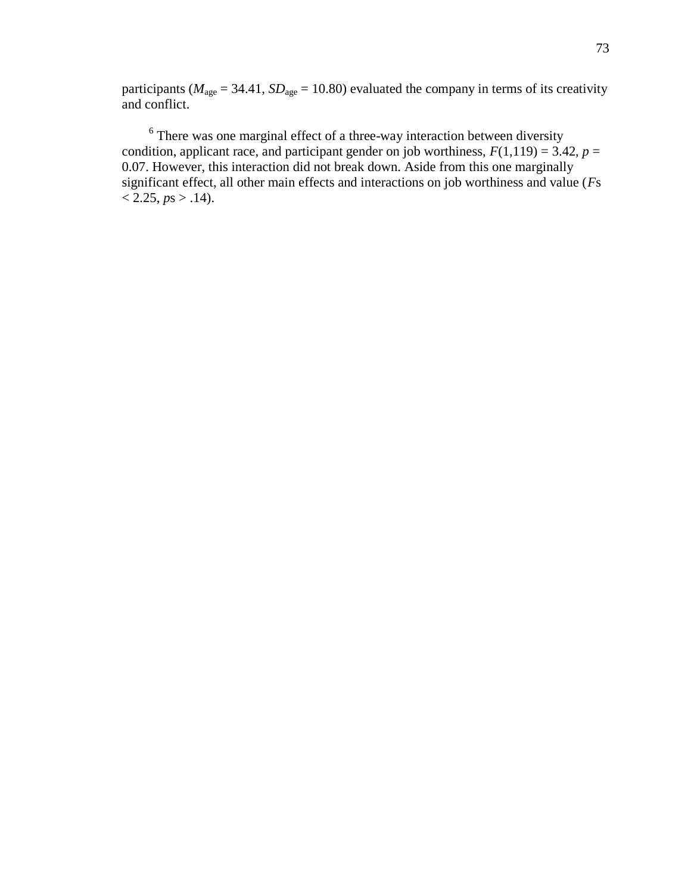participants ($M_{age}$ = 34.41, $SD_{age}$ = 10.80) evaluated the company in terms of its creativity and conflict.

[6] There was one marginal effect of a three-way interaction between diversity condition, applicant race, and participant gender on job worthiness, $F(1,119) = 3.42$, $p = 0.07$. However, this interaction did not break down. Aside from this one marginally significant effect, all other main effects and interactions on job worthiness and value ($F$s $< 2.25$, $p$s $> .14$).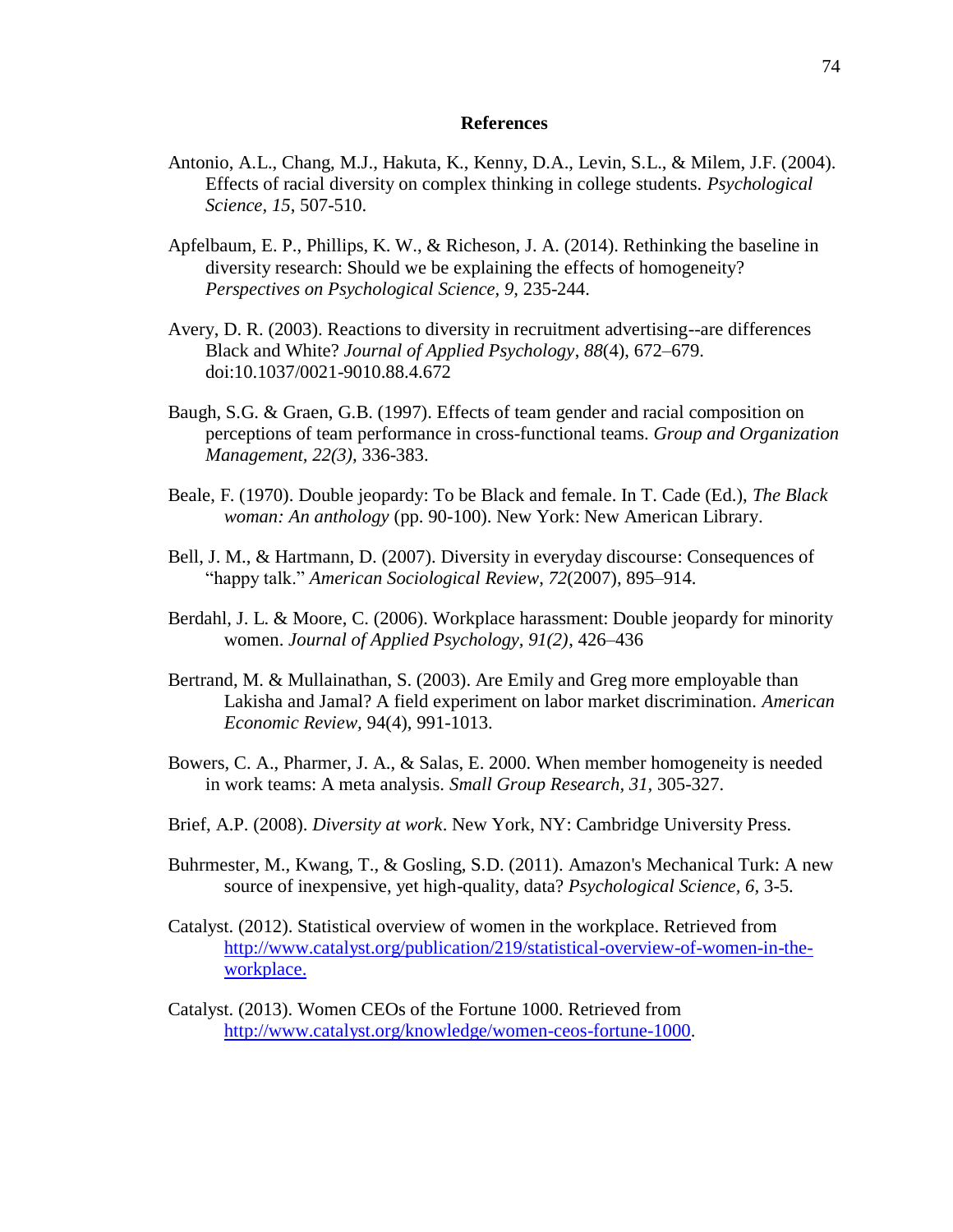# References

Antonio, A.L., Chang, M.J., Hakuta, K., Kenny, D.A., Levin, S.L., & Milem, J.F. (2004). Effects of racial diversity on complex thinking in college students. *Psychological Science, 15*, 507-510.

Apfelbaum, E. P., Phillips, K. W., & Richeson, J. A. (2014). Rethinking the baseline in diversity research: Should we be explaining the effects of homogeneity? *Perspectives on Psychological Science, 9,* 235-244.

Avery, D. R. (2003). Reactions to diversity in recruitment advertising--are differences Black and White? *Journal of Applied Psychology*, *88*(4), 672–679. doi:10.1037/0021-9010.88.4.672

Baugh, S.G. & Graen, G.B. (1997). Effects of team gender and racial composition on perceptions of team performance in cross-functional teams. *Group and Organization Management, 22(3),* 336-383.

Beale, F. (1970). Double jeopardy: To be Black and female. In T. Cade (Ed.), *The Black woman: An anthology* (pp. 90-100). New York: New American Library.

Bell, J. M., & Hartmann, D. (2007). Diversity in everyday discourse: Consequences of "happy talk." *American Sociological Review*, *72*(2007), 895–914.

Berdahl, J. L. & Moore, C. (2006). Workplace harassment: Double jeopardy for minority women. *Journal of Applied Psychology, 91(2)*, 426–436

Bertrand, M. & Mullainathan, S. (2003). Are Emily and Greg more employable than Lakisha and Jamal? A field experiment on labor market discrimination. *American Economic Review,* 94(4), 991-1013.

Bowers, C. A., Pharmer, J. A., & Salas, E. 2000. When member homogeneity is needed in work teams: A meta analysis. *Small Group Research, 31,* 305-327.

Brief, A.P. (2008). *Diversity at work*. New York, NY: Cambridge University Press.

Buhrmester, M., Kwang, T., & Gosling, S.D. (2011). Amazon's Mechanical Turk: A new source of inexpensive, yet high-quality, data? *Psychological Science, 6,* 3-5.

Catalyst. (2012). Statistical overview of women in the workplace. Retrieved from http://www.catalyst.org/publication/219/statistical-overview-of-women-in-the-workplace.

Catalyst. (2013). Women CEOs of the Fortune 1000. Retrieved from http://www.catalyst.org/knowledge/women-ceos-fortune-1000.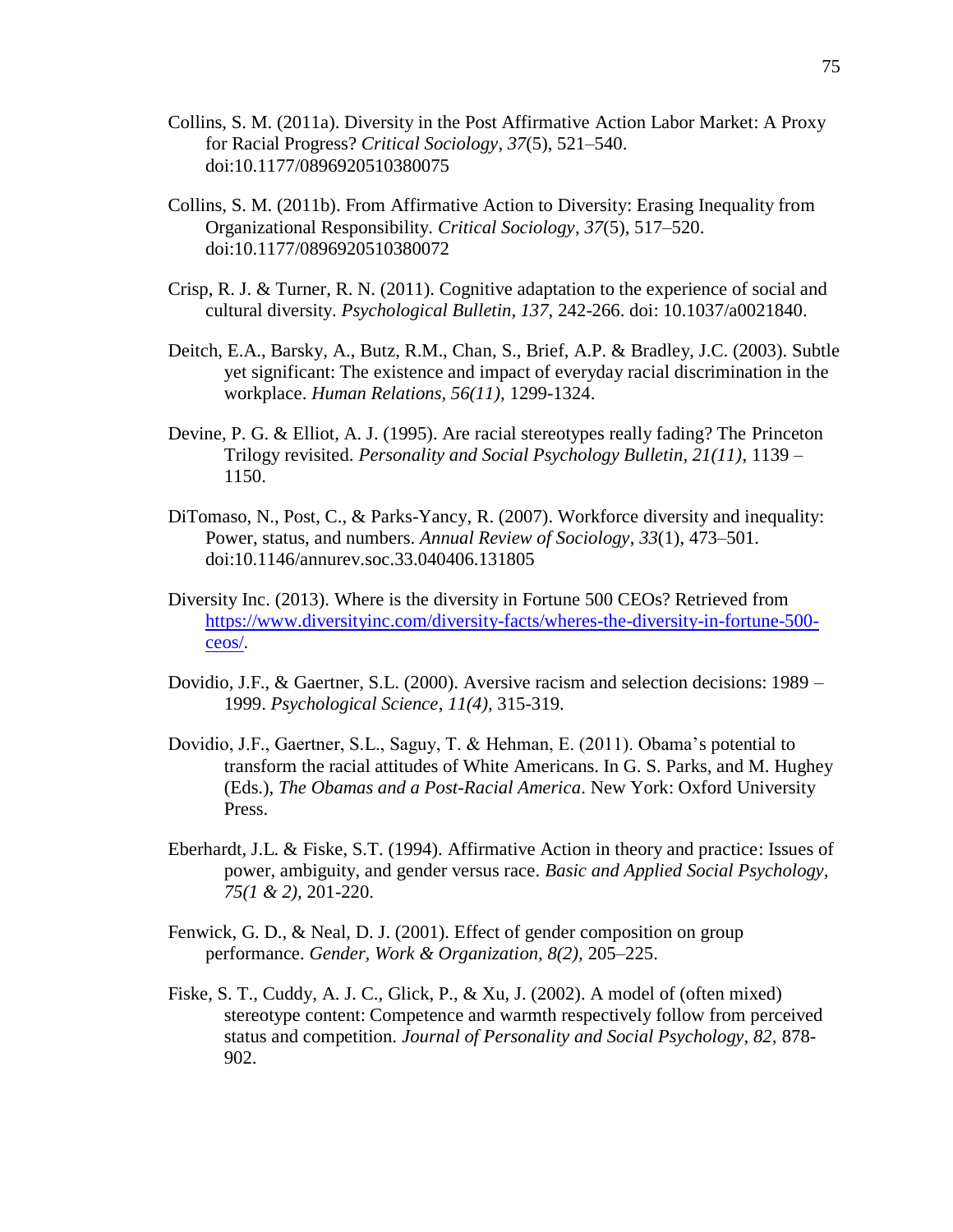Collins, S. M. (2011a). Diversity in the Post Affirmative Action Labor Market: A Proxy for Racial Progress? *Critical Sociology*, *37*(5), 521–540. doi:10.1177/0896920510380075

Collins, S. M. (2011b). From Affirmative Action to Diversity: Erasing Inequality from Organizational Responsibility. *Critical Sociology*, *37*(5), 517–520. doi:10.1177/0896920510380072

Crisp, R. J. & Turner, R. N. (2011). Cognitive adaptation to the experience of social and cultural diversity. *Psychological Bulletin, 137*, 242-266. doi: 10.1037/a0021840.

Deitch, E.A., Barsky, A., Butz, R.M., Chan, S., Brief, A.P. & Bradley, J.C. (2003). Subtle yet significant: The existence and impact of everyday racial discrimination in the workplace. *Human Relations, 56(11),* 1299-1324.

Devine, P. G. & Elliot, A. J. (1995). Are racial stereotypes really fading? The Princeton Trilogy revisited. *Personality and Social Psychology Bulletin, 21(11)*, 1139 – 1150.

DiTomaso, N., Post, C., & Parks-Yancy, R. (2007). Workforce diversity and inequality: Power, status, and numbers. *Annual Review of Sociology*, *33*(1), 473–501. doi:10.1146/annurev.soc.33.040406.131805

Diversity Inc. (2013). Where is the diversity in Fortune 500 CEOs? Retrieved from https://www.diversityinc.com/diversity-facts/wheres-the-diversity-in-fortune-500-ceos/.

Dovidio, J.F., & Gaertner, S.L. (2000). Aversive racism and selection decisions: 1989 – 1999. *Psychological Science*, *11(4),* 315-319.

Dovidio, J.F., Gaertner, S.L., Saguy, T. & Hehman, E. (2011). Obama's potential to transform the racial attitudes of White Americans. In G. S. Parks, and M. Hughey (Eds.), *The Obamas and a Post-Racial America*. New York: Oxford University Press.

Eberhardt, J.L. & Fiske, S.T. (1994). Affirmative Action in theory and practice: Issues of power, ambiguity, and gender versus race. *Basic and Applied Social Psychology, 75(1 & 2),* 201-220.

Fenwick, G. D., & Neal, D. J. (2001). Effect of gender composition on group performance. *Gender, Work & Organization, 8(2),* 205–225.

Fiske, S. T., Cuddy, A. J. C., Glick, P., & Xu, J. (2002). A model of (often mixed) stereotype content: Competence and warmth respectively follow from perceived status and competition. *Journal of Personality and Social Psychology, 82*, 878-902.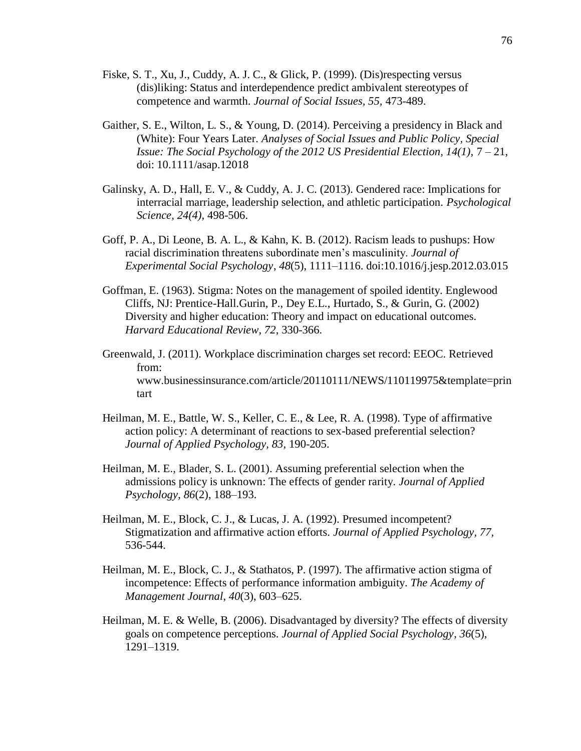Fiske, S. T., Xu, J., Cuddy, A. J. C., & Glick, P. (1999). (Dis)respecting versus (dis)liking: Status and interdependence predict ambivalent stereotypes of competence and warmth. *Journal of Social Issues, 55*, 473-489.

Gaither, S. E., Wilton, L. S., & Young, D. (2014). Perceiving a presidency in Black and (White): Four Years Later. *Analyses of Social Issues and Public Policy, Special Issue: The Social Psychology of the 2012 US Presidential Election, 14(1)*, 7 – 21, doi: 10.1111/asap.12018

Galinsky, A. D., Hall, E. V., & Cuddy, A. J. C. (2013). Gendered race: Implications for interracial marriage, leadership selection, and athletic participation. *Psychological Science, 24(4)*, 498-506.

Goff, P. A., Di Leone, B. A. L., & Kahn, K. B. (2012). Racism leads to pushups: How racial discrimination threatens subordinate men's masculinity. *Journal of Experimental Social Psychology*, *48*(5), 1111–1116. doi:10.1016/j.jesp.2012.03.015

Goffman, E. (1963). Stigma: Notes on the management of spoiled identity. Englewood Cliffs, NJ: Prentice-Hall.Gurin, P., Dey E.L., Hurtado, S., & Gurin, G. (2002) Diversity and higher education: Theory and impact on educational outcomes. *Harvard Educational Review, 72*, 330-366.

Greenwald, J. (2011). Workplace discrimination charges set record: EEOC. Retrieved from: www.businessinsurance.com/article/20110111/NEWS/110119975&template=printart

Heilman, M. E., Battle, W. S., Keller, C. E., & Lee, R. A. (1998). Type of affirmative action policy: A determinant of reactions to sex-based preferential selection? *Journal of Applied Psychology, 83*, 190-205.

Heilman, M. E., Blader, S. L. (2001). Assuming preferential selection when the admissions policy is unknown: The effects of gender rarity. *Journal of Applied Psychology*, *86*(2), 188–193.

Heilman, M. E., Block, C. J., & Lucas, J. A. (1992). Presumed incompetent? Stigmatization and affirmative action efforts. *Journal of Applied Psychology, 77*, 536-544.

Heilman, M. E., Block, C. J., & Stathatos, P. (1997). The affirmative action stigma of incompetence: Effects of performance information ambiguity. *The Academy of Management Journal*, *40*(3), 603–625.

Heilman, M. E. & Welle, B. (2006). Disadvantaged by diversity? The effects of diversity goals on competence perceptions. *Journal of Applied Social Psychology*, *36*(5), 1291–1319.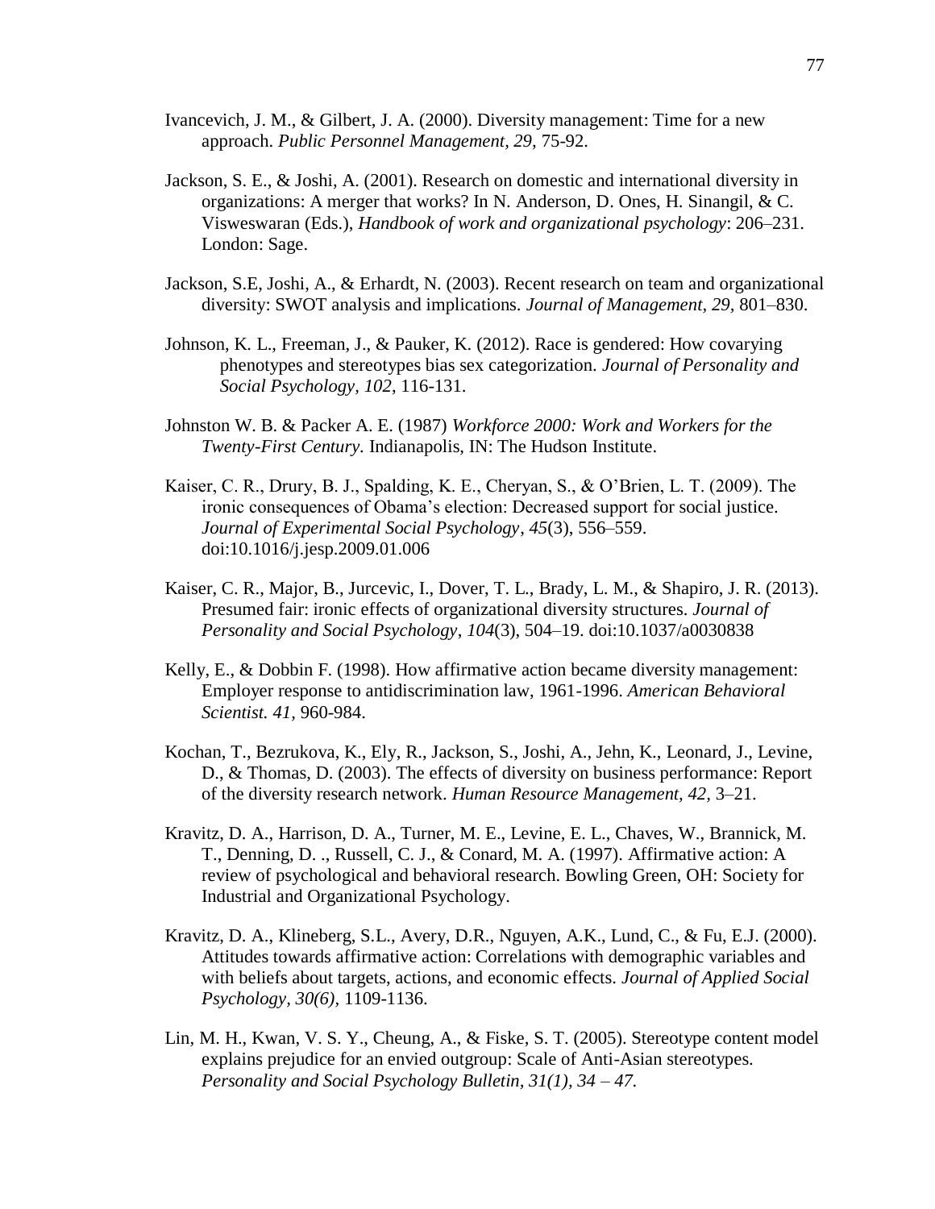Ivancevich, J. M., & Gilbert, J. A. (2000). Diversity management: Time for a new approach. *Public Personnel Management, 29,* 75-92.

Jackson, S. E., & Joshi, A. (2001). Research on domestic and international diversity in organizations: A merger that works? In N. Anderson, D. Ones, H. Sinangil, & C. Visweswaran (Eds.), *Handbook of work and organizational psychology*: 206–231. London: Sage.

Jackson, S.E, Joshi, A., & Erhardt, N. (2003). Recent research on team and organizational diversity: SWOT analysis and implications. *Journal of Management, 29,* 801–830.

Johnson, K. L., Freeman, J., & Pauker, K. (2012). Race is gendered: How covarying phenotypes and stereotypes bias sex categorization. *Journal of Personality and Social Psychology, 102*, 116-131.

Johnston W. B. & Packer A. E. (1987) *Workforce 2000: Work and Workers for the Twenty-First Century.* Indianapolis, IN: The Hudson Institute.

Kaiser, C. R., Drury, B. J., Spalding, K. E., Cheryan, S., & O'Brien, L. T. (2009). The ironic consequences of Obama's election: Decreased support for social justice. *Journal of Experimental Social Psychology*, *45*(3), 556–559. doi:10.1016/j.jesp.2009.01.006

Kaiser, C. R., Major, B., Jurcevic, I., Dover, T. L., Brady, L. M., & Shapiro, J. R. (2013). Presumed fair: ironic effects of organizational diversity structures. *Journal of Personality and Social Psychology*, *104*(3), 504–19. doi:10.1037/a0030838

Kelly, E., & Dobbin F. (1998). How affirmative action became diversity management: Employer response to antidiscrimination law, 1961-1996. *American Behavioral Scientist. 41,* 960-984.

Kochan, T., Bezrukova, K., Ely, R., Jackson, S., Joshi, A., Jehn, K., Leonard, J., Levine, D., & Thomas, D. (2003). The effects of diversity on business performance: Report of the diversity research network. *Human Resource Management, 42,* 3–21.

Kravitz, D. A., Harrison, D. A., Turner, M. E., Levine, E. L., Chaves, W., Brannick, M. T., Denning, D. ., Russell, C. J., & Conard, M. A. (1997). Affirmative action: A review of psychological and behavioral research. Bowling Green, OH: Society for Industrial and Organizational Psychology.

Kravitz, D. A., Klineberg, S.L., Avery, D.R., Nguyen, A.K., Lund, C., & Fu, E.J. (2000). Attitudes towards affirmative action: Correlations with demographic variables and with beliefs about targets, actions, and economic effects. *Journal of Applied Social Psychology, 30(6),* 1109-1136.

Lin, M. H., Kwan, V. S. Y., Cheung, A., & Fiske, S. T. (2005). Stereotype content model explains prejudice for an envied outgroup: Scale of Anti-Asian stereotypes. *Personality and Social Psychology Bulletin, 31(1), 34 – 47.*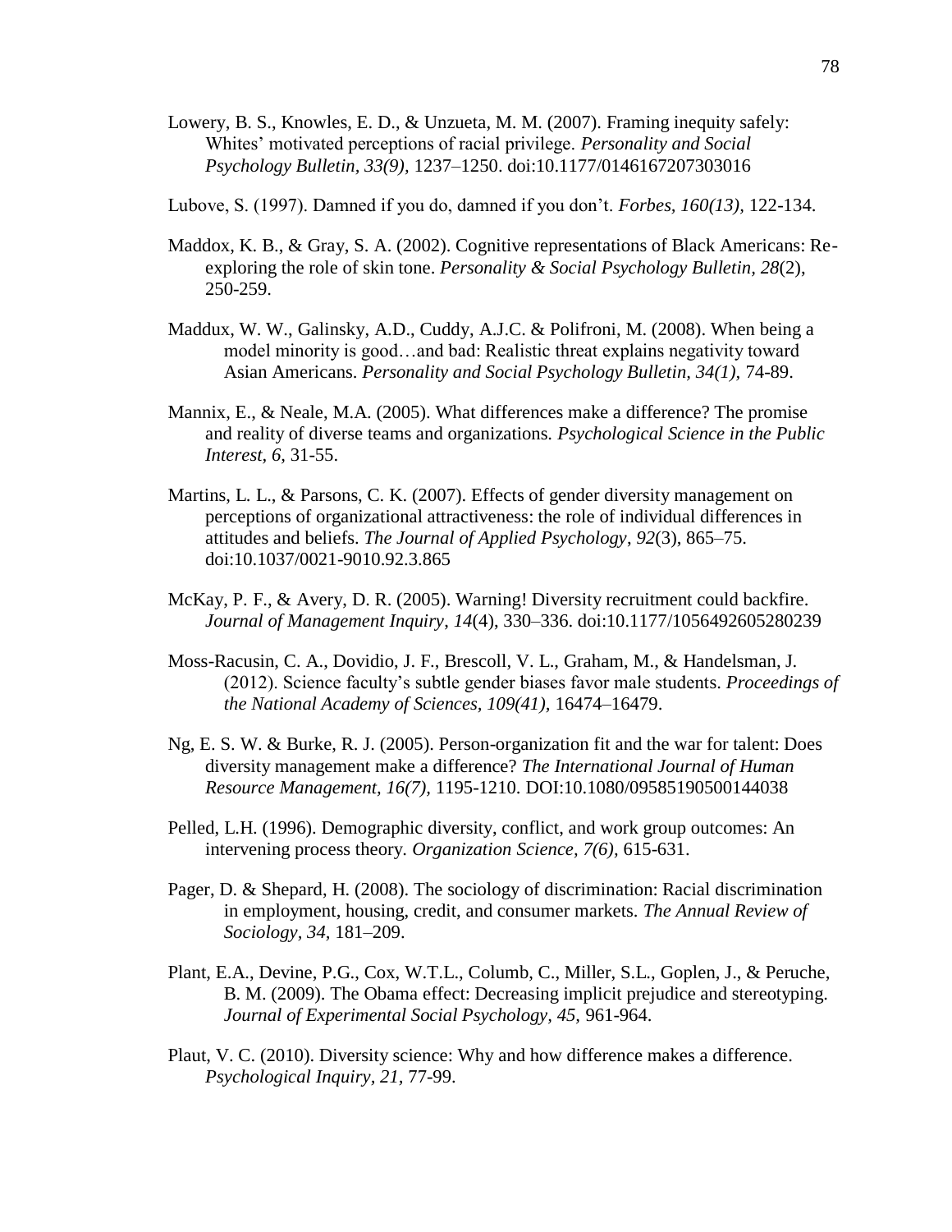Lowery, B. S., Knowles, E. D., & Unzueta, M. M. (2007). Framing inequity safely: Whites' motivated perceptions of racial privilege. *Personality and Social Psychology Bulletin, 33(9),* 1237–1250. doi:10.1177/0146167207303016

Lubove, S. (1997). Damned if you do, damned if you don't. *Forbes, 160(13),* 122-134.

Maddox, K. B., & Gray, S. A. (2002). Cognitive representations of Black Americans: Re-exploring the role of skin tone. *Personality & Social Psychology Bulletin, 28*(2), 250-259.

Maddux, W. W., Galinsky, A.D., Cuddy, A.J.C. & Polifroni, M. (2008). When being a model minority is good…and bad: Realistic threat explains negativity toward Asian Americans. *Personality and Social Psychology Bulletin, 34(1)*, 74-89.

Mannix, E., & Neale, M.A. (2005). What differences make a difference? The promise and reality of diverse teams and organizations. *Psychological Science in the Public Interest, 6*, 31-55.

Martins, L. L., & Parsons, C. K. (2007). Effects of gender diversity management on perceptions of organizational attractiveness: the role of individual differences in attitudes and beliefs. *The Journal of Applied Psychology*, *92*(3), 865–75. doi:10.1037/0021-9010.92.3.865

McKay, P. F., & Avery, D. R. (2005). Warning! Diversity recruitment could backfire. *Journal of Management Inquiry*, *14*(4), 330–336. doi:10.1177/1056492605280239

Moss-Racusin, C. A., Dovidio, J. F., Brescoll, V. L., Graham, M., & Handelsman, J. (2012). Science faculty's subtle gender biases favor male students. *Proceedings of the National Academy of Sciences, 109(41),* 16474–16479.

Ng, E. S. W. & Burke, R. J. (2005). Person-organization fit and the war for talent: Does diversity management make a difference? *The International Journal of Human Resource Management, 16(7),* 1195-1210. DOI:10.1080/09585190500144038

Pelled, L.H. (1996). Demographic diversity, conflict, and work group outcomes: An intervening process theory. *Organization Science, 7(6),* 615-631.

Pager, D. & Shepard, H. (2008). The sociology of discrimination: Racial discrimination in employment, housing, credit, and consumer markets. *The Annual Review of Sociology, 34*, 181–209.

Plant, E.A., Devine, P.G., Cox, W.T.L., Columb, C., Miller, S.L., Goplen, J., & Peruche, B. M. (2009). The Obama effect: Decreasing implicit prejudice and stereotyping. *Journal of Experimental Social Psychology, 45,* 961-964.

Plaut, V. C. (2010). Diversity science: Why and how difference makes a difference. *Psychological Inquiry, 21,* 77-99.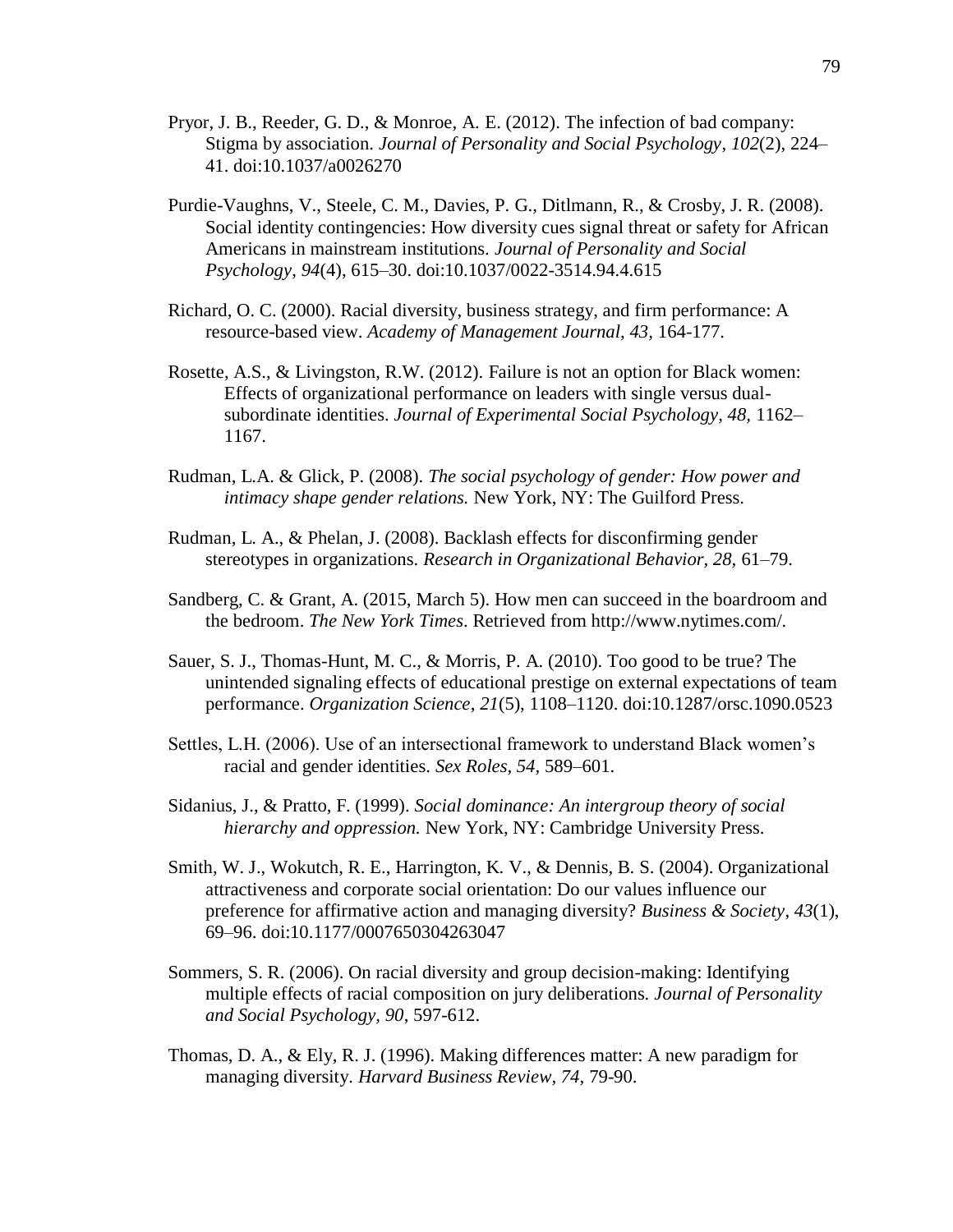Pryor, J. B., Reeder, G. D., & Monroe, A. E. (2012). The infection of bad company: Stigma by association. *Journal of Personality and Social Psychology*, *102*(2), 224–41. doi:10.1037/a0026270

Purdie-Vaughns, V., Steele, C. M., Davies, P. G., Ditlmann, R., & Crosby, J. R. (2008). Social identity contingencies: How diversity cues signal threat or safety for African Americans in mainstream institutions. *Journal of Personality and Social Psychology*, *94*(4), 615–30. doi:10.1037/0022-3514.94.4.615

Richard, O. C. (2000). Racial diversity, business strategy, and firm performance: A resource-based view. *Academy of Management Journal, 43,* 164-177.

Rosette, A.S., & Livingston, R.W. (2012). Failure is not an option for Black women: Effects of organizational performance on leaders with single versus dual-subordinate identities. *Journal of Experimental Social Psychology, 48,* 1162–1167.

Rudman, L.A. & Glick, P. (2008). *The social psychology of gender: How power and intimacy shape gender relations.* New York, NY: The Guilford Press.

Rudman, L. A., & Phelan, J. (2008). Backlash effects for disconfirming gender stereotypes in organizations. *Research in Organizational Behavior*, *28*, 61–79.

Sandberg, C. & Grant, A. (2015, March 5). How men can succeed in the boardroom and the bedroom. *The New York Times*. Retrieved from http://www.nytimes.com/.

Sauer, S. J., Thomas-Hunt, M. C., & Morris, P. A. (2010). Too good to be true? The unintended signaling effects of educational prestige on external expectations of team performance. *Organization Science*, *21*(5), 1108–1120. doi:10.1287/orsc.1090.0523

Settles, L.H. (2006). Use of an intersectional framework to understand Black women's racial and gender identities. *Sex Roles, 54,* 589–601.

Sidanius, J., & Pratto, F. (1999). *Social dominance: An intergroup theory of social hierarchy and oppression.* New York, NY: Cambridge University Press.

Smith, W. J., Wokutch, R. E., Harrington, K. V., & Dennis, B. S. (2004). Organizational attractiveness and corporate social orientation: Do our values influence our preference for affirmative action and managing diversity? *Business & Society*, *43*(1), 69–96. doi:10.1177/0007650304263047

Sommers, S. R. (2006). On racial diversity and group decision-making: Identifying multiple effects of racial composition on jury deliberations. *Journal of Personality and Social Psychology, 90*, 597-612.

Thomas, D. A., & Ely, R. J. (1996). Making differences matter: A new paradigm for managing diversity. *Harvard Business Review*, *74,* 79-90.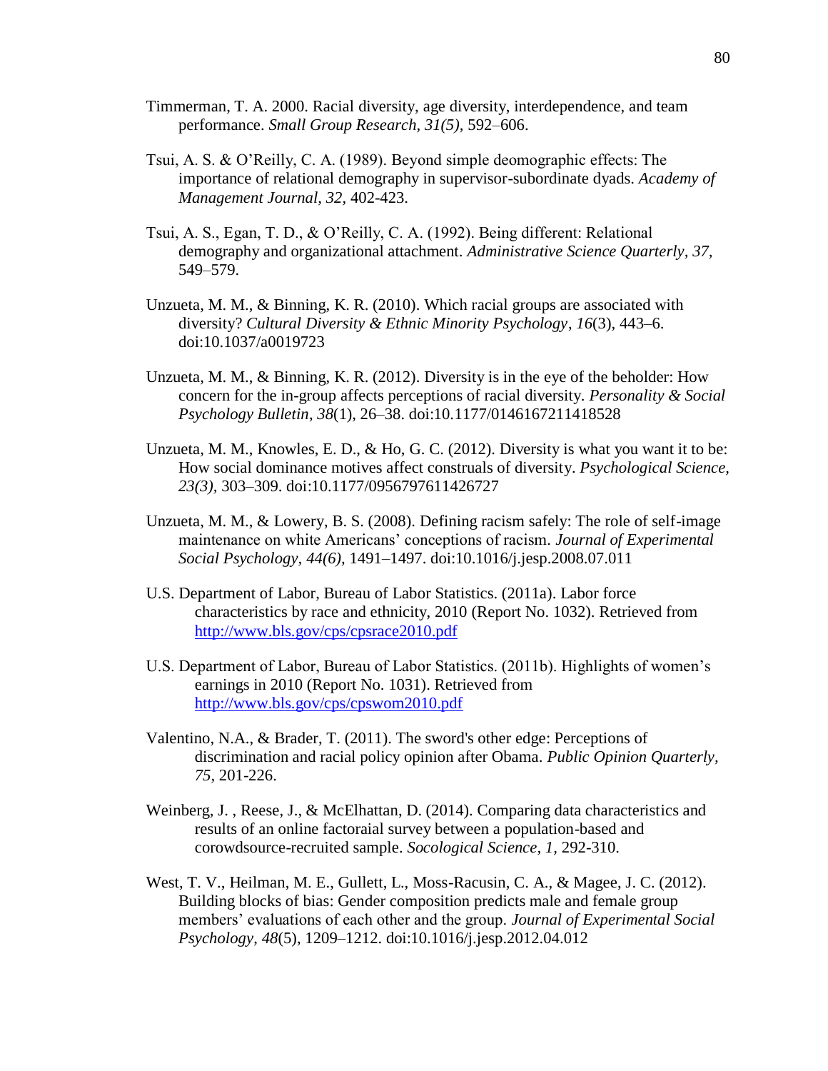Timmerman, T. A. 2000. Racial diversity, age diversity, interdependence, and team performance. *Small Group Research, 31(5),* 592–606.

Tsui, A. S. & O'Reilly, C. A. (1989). Beyond simple deomographic effects: The importance of relational demography in supervisor-subordinate dyads. *Academy of Management Journal, 32*, 402-423.

Tsui, A. S., Egan, T. D., & O'Reilly, C. A. (1992). Being different: Relational demography and organizational attachment. *Administrative Science Quarterly, 37,* 549–579.

Unzueta, M. M., & Binning, K. R. (2010). Which racial groups are associated with diversity? *Cultural Diversity & Ethnic Minority Psychology*, *16*(3), 443–6. doi:10.1037/a0019723

Unzueta, M. M., & Binning, K. R. (2012). Diversity is in the eye of the beholder: How concern for the in-group affects perceptions of racial diversity. *Personality & Social Psychology Bulletin*, *38*(1), 26–38. doi:10.1177/0146167211418528

Unzueta, M. M., Knowles, E. D., & Ho, G. C. (2012). Diversity is what you want it to be: How social dominance motives affect construals of diversity. *Psychological Science, 23(3),* 303–309. doi:10.1177/0956797611426727

Unzueta, M. M., & Lowery, B. S. (2008). Defining racism safely: The role of self-image maintenance on white Americans' conceptions of racism. *Journal of Experimental Social Psychology, 44(6),* 1491–1497. doi:10.1016/j.jesp.2008.07.011

U.S. Department of Labor, Bureau of Labor Statistics. (2011a). Labor force characteristics by race and ethnicity, 2010 (Report No. 1032). Retrieved from http://www.bls.gov/cps/cpsrace2010.pdf

U.S. Department of Labor, Bureau of Labor Statistics. (2011b). Highlights of women's earnings in 2010 (Report No. 1031). Retrieved from http://www.bls.gov/cps/cpswom2010.pdf

Valentino, N.A., & Brader, T. (2011). The sword's other edge: Perceptions of discrimination and racial policy opinion after Obama. *Public Opinion Quarterly, 75,* 201-226.

Weinberg, J. , Reese, J., & McElhattan, D. (2014). Comparing data characteristics and results of an online factoraial survey between a population-based and corowdsource-recruited sample. *Socological Science, 1,* 292-310.

West, T. V., Heilman, M. E., Gullett, L., Moss-Racusin, C. A., & Magee, J. C. (2012). Building blocks of bias: Gender composition predicts male and female group members' evaluations of each other and the group. *Journal of Experimental Social Psychology*, *48*(5), 1209–1212. doi:10.1016/j.jesp.2012.04.012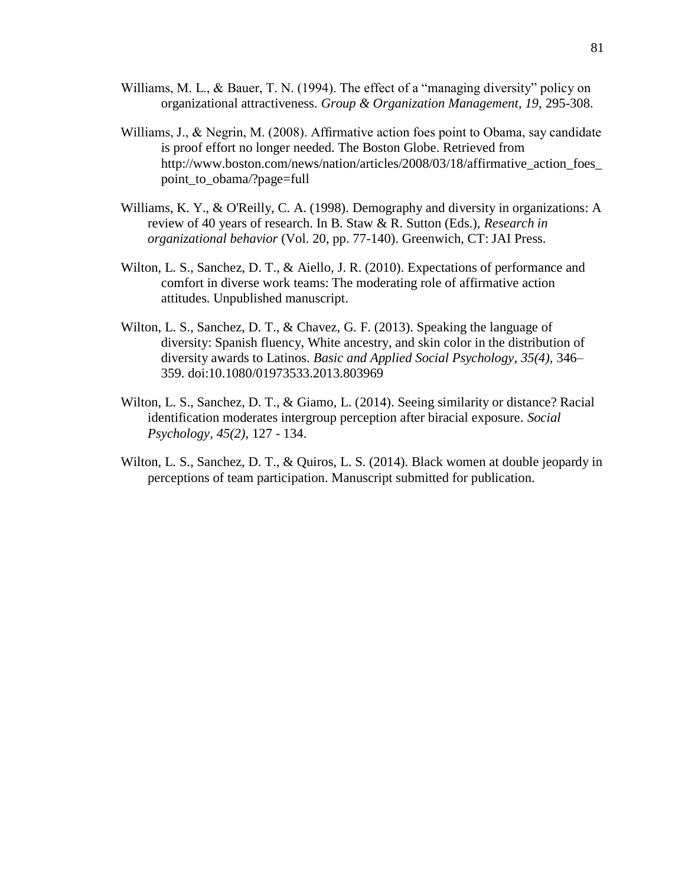Williams, M. L., & Bauer, T. N. (1994). The effect of a "managing diversity" policy on organizational attractiveness. *Group & Organization Management, 19,* 295-308.

Williams, J., & Negrin, M. (2008). Affirmative action foes point to Obama, say candidate is proof effort no longer needed. The Boston Globe. Retrieved from http://www.boston.com/news/nation/articles/2008/03/18/affirmative_action_foes_point_to_obama/?page=full

Williams, K. Y., & O'Reilly, C. A. (1998). Demography and diversity in organizations: A review of 40 years of research. In B. Staw & R. Sutton (Eds.), *Research in organizational behavior* (Vol. 20, pp. 77-140). Greenwich, CT: JAI Press.

Wilton, L. S., Sanchez, D. T., & Aiello, J. R. (2010). Expectations of performance and comfort in diverse work teams: The moderating role of affirmative action attitudes. Unpublished manuscript.

Wilton, L. S., Sanchez, D. T., & Chavez, G. F. (2013). Speaking the language of diversity: Spanish fluency, White ancestry, and skin color in the distribution of diversity awards to Latinos. *Basic and Applied Social Psychology, 35(4),* 346–359. doi:10.1080/01973533.2013.803969

Wilton, L. S., Sanchez, D. T., & Giamo, L. (2014). Seeing similarity or distance? Racial identification moderates intergroup perception after biracial exposure. *Social Psychology, 45(2),* 127 - 134.

Wilton, L. S., Sanchez, D. T., & Quiros, L. S. (2014). Black women at double jeopardy in perceptions of team participation. Manuscript submitted for publication.